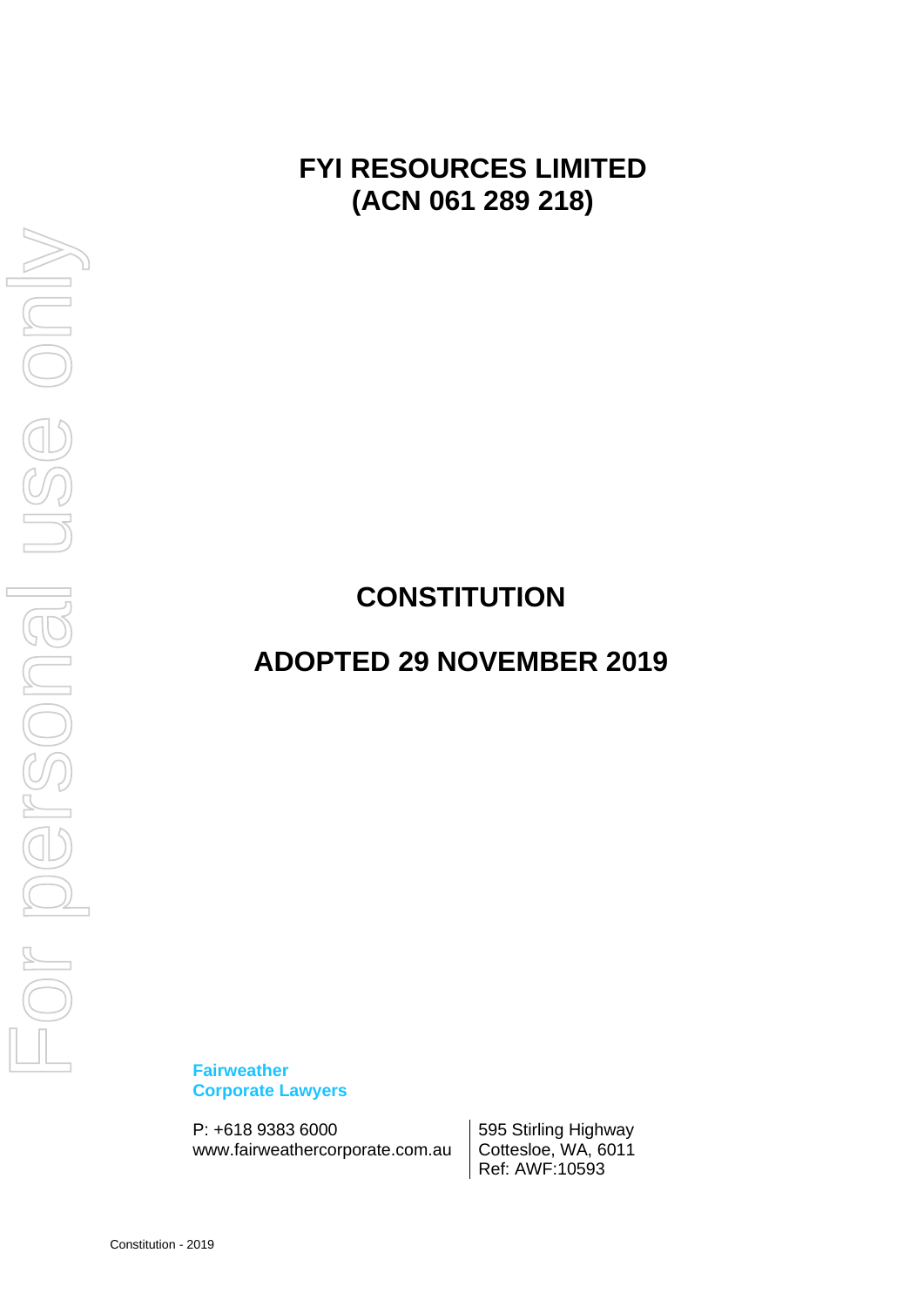# FYI RESOURCES LIMITED
# (ACN 061 289 218)

# CONSTITUTION

# ADOPTED 29 NOVEMBER 2019

**Fairweather**
**Corporate Lawyers**

P: +618 9383 6000
www.fairweathercorporate.com.au

595 Stirling Highway
Cottesloe, WA, 6011
Ref: AWF:10593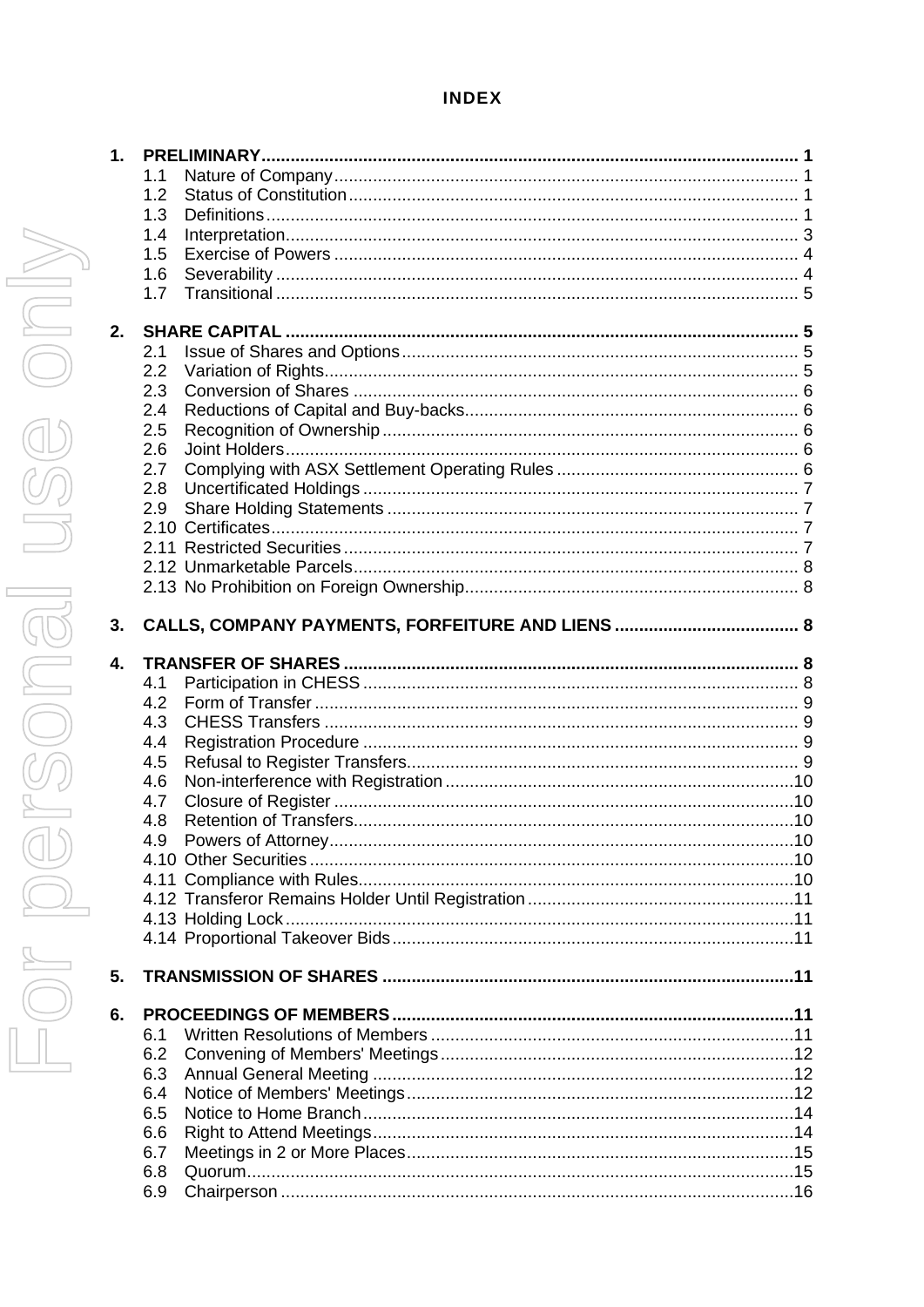# INDEX

| | | |
|---|---|---|
| **1.** | **PRELIMINARY** | **1** |
| | 1.1 Nature of Company | 1 |
| | 1.2 Status of Constitution | 1 |
| | 1.3 Definitions | 1 |
| | 1.4 Interpretation | 3 |
| | 1.5 Exercise of Powers | 4 |
| | 1.6 Severability | 4 |
| | 1.7 Transitional | 5 |
| **2.** | **SHARE CAPITAL** | **5** |
| | 2.1 Issue of Shares and Options | 5 |
| | 2.2 Variation of Rights | 5 |
| | 2.3 Conversion of Shares | 6 |
| | 2.4 Reductions of Capital and Buy-backs | 6 |
| | 2.5 Recognition of Ownership | 6 |
| | 2.6 Joint Holders | 6 |
| | 2.7 Complying with ASX Settlement Operating Rules | 6 |
| | 2.8 Uncertificated Holdings | 7 |
| | 2.9 Share Holding Statements | 7 |
| | 2.10 Certificates | 7 |
| | 2.11 Restricted Securities | 7 |
| | 2.12 Unmarketable Parcels | 8 |
| | 2.13 No Prohibition on Foreign Ownership | 8 |
| **3.** | **CALLS, COMPANY PAYMENTS, FORFEITURE AND LIENS** | **8** |
| **4.** | **TRANSFER OF SHARES** | **8** |
| | 4.1 Participation in CHESS | 8 |
| | 4.2 Form of Transfer | 9 |
| | 4.3 CHESS Transfers | 9 |
| | 4.4 Registration Procedure | 9 |
| | 4.5 Refusal to Register Transfers | 9 |
| | 4.6 Non-interference with Registration | 10 |
| | 4.7 Closure of Register | 10 |
| | 4.8 Retention of Transfers | 10 |
| | 4.9 Powers of Attorney | 10 |
| | 4.10 Other Securities | 10 |
| | 4.11 Compliance with Rules | 10 |
| | 4.12 Transferor Remains Holder Until Registration | 11 |
| | 4.13 Holding Lock | 11 |
| | 4.14 Proportional Takeover Bids | 11 |
| **5.** | **TRANSMISSION OF SHARES** | **11** |
| **6.** | **PROCEEDINGS OF MEMBERS** | **11** |
| | 6.1 Written Resolutions of Members | 11 |
| | 6.2 Convening of Members' Meetings | 12 |
| | 6.3 Annual General Meeting | 12 |
| | 6.4 Notice of Members' Meetings | 12 |
| | 6.5 Notice to Home Branch | 14 |
| | 6.6 Right to Attend Meetings | 14 |
| | 6.7 Meetings in 2 or More Places | 15 |
| | 6.8 Quorum | 15 |
| | 6.9 Chairperson | 16 |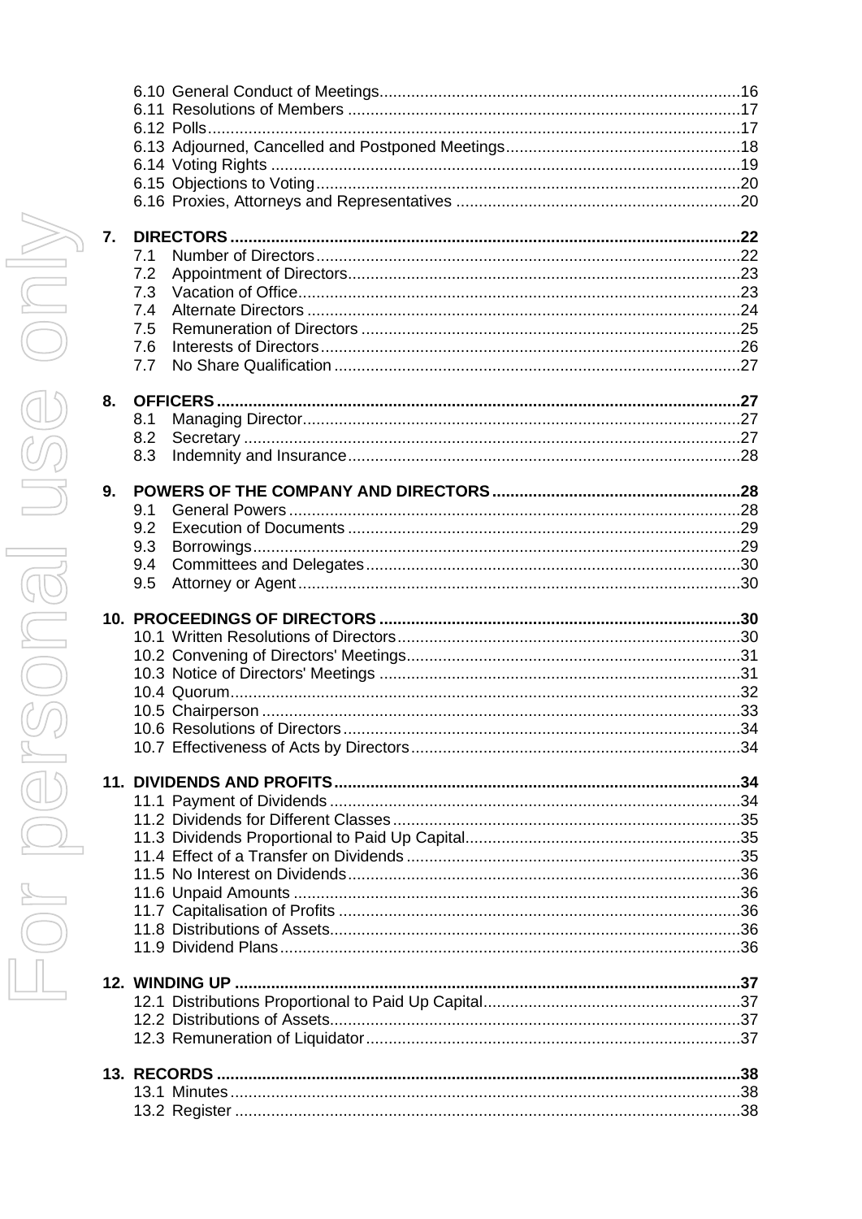6.10 General Conduct of Meetings ..... 16
6.11 Resolutions of Members ..... 17
6.12 Polls ..... 17
6.13 Adjourned, Cancelled and Postponed Meetings ..... 18
6.14 Voting Rights ..... 19
6.15 Objections to Voting ..... 20
6.16 Proxies, Attorneys and Representatives ..... 20

**7. DIRECTORS ..... 22**

7.1 Number of Directors ..... 22
7.2 Appointment of Directors ..... 23
7.3 Vacation of Office ..... 23
7.4 Alternate Directors ..... 24
7.5 Remuneration of Directors ..... 25
7.6 Interests of Directors ..... 26
7.7 No Share Qualification ..... 27

**8. OFFICERS ..... 27**

8.1 Managing Director ..... 27
8.2 Secretary ..... 27
8.3 Indemnity and Insurance ..... 28

**9. POWERS OF THE COMPANY AND DIRECTORS ..... 28**

9.1 General Powers ..... 28
9.2 Execution of Documents ..... 29
9.3 Borrowings ..... 29
9.4 Committees and Delegates ..... 30
9.5 Attorney or Agent ..... 30

**10. PROCEEDINGS OF DIRECTORS ..... 30**

10.1 Written Resolutions of Directors ..... 30
10.2 Convening of Directors' Meetings ..... 31
10.3 Notice of Directors' Meetings ..... 31
10.4 Quorum ..... 32
10.5 Chairperson ..... 33
10.6 Resolutions of Directors ..... 34
10.7 Effectiveness of Acts by Directors ..... 34

**11. DIVIDENDS AND PROFITS ..... 34**

11.1 Payment of Dividends ..... 34
11.2 Dividends for Different Classes ..... 35
11.3 Dividends Proportional to Paid Up Capital ..... 35
11.4 Effect of a Transfer on Dividends ..... 35
11.5 No Interest on Dividends ..... 36
11.6 Unpaid Amounts ..... 36
11.7 Capitalisation of Profits ..... 36
11.8 Distributions of Assets ..... 36
11.9 Dividend Plans ..... 36

**12. WINDING UP ..... 37**

12.1 Distributions Proportional to Paid Up Capital ..... 37
12.2 Distributions of Assets ..... 37
12.3 Remuneration of Liquidator ..... 37

**13. RECORDS ..... 38**

13.1 Minutes ..... 38
13.2 Register ..... 38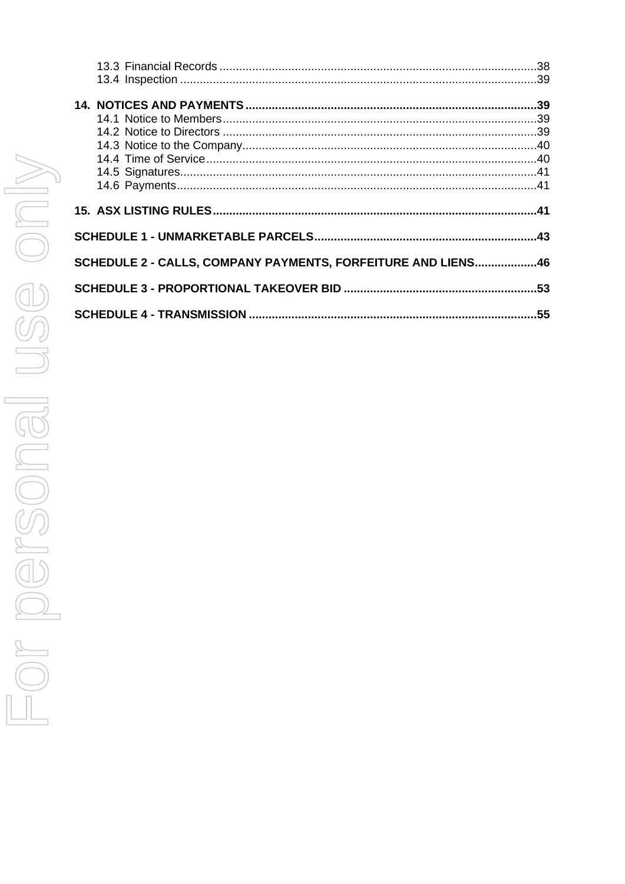13.3 Financial Records ....................................................................................................38
13.4 Inspection ...................................................................................................................39

**14. NOTICES AND PAYMENTS .........................................................................................39**

14.1 Notice to Members.....................................................................................................39
14.2 Notice to Directors ......................................................................................................39
14.3 Notice to the Company...............................................................................................40
14.4 Time of Service...........................................................................................................40
14.5 Signatures...................................................................................................................41
14.6 Payments....................................................................................................................41

**15. ASX LISTING RULES....................................................................................................41**

**SCHEDULE 1 - UNMARKETABLE PARCELS.....................................................................43**

**SCHEDULE 2 - CALLS, COMPANY PAYMENTS, FORFEITURE AND LIENS...................46**

**SCHEDULE 3 - PROPORTIONAL TAKEOVER BID ............................................................53**

**SCHEDULE 4 - TRANSMISSION ........................................................................................55**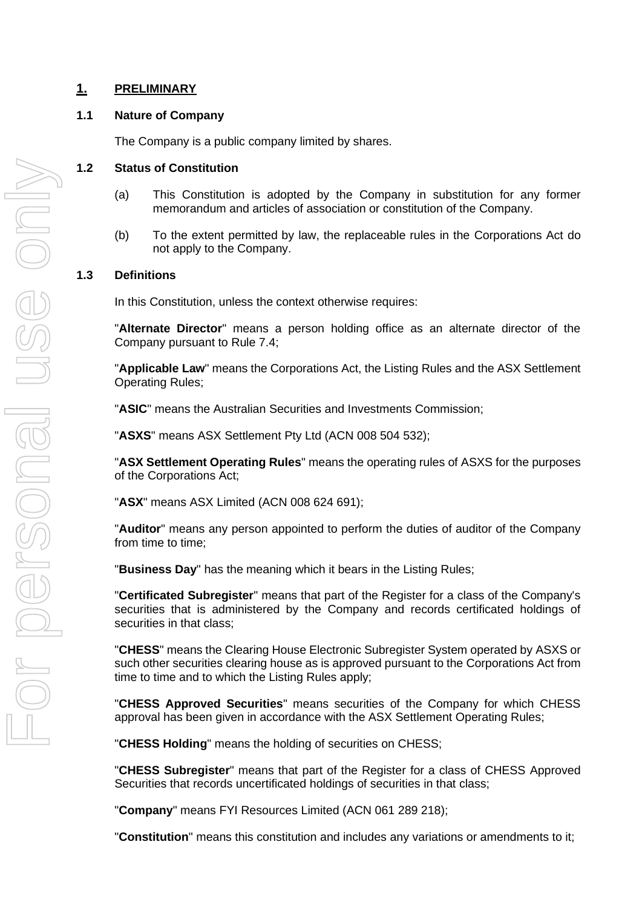# 1. PRELIMINARY

## 1.1 Nature of Company

The Company is a public company limited by shares.

## 1.2 Status of Constitution

(a) This Constitution is adopted by the Company in substitution for any former memorandum and articles of association or constitution of the Company.

(b) To the extent permitted by law, the replaceable rules in the Corporations Act do not apply to the Company.

## 1.3 Definitions

In this Constitution, unless the context otherwise requires:

"**Alternate Director**" means a person holding office as an alternate director of the Company pursuant to Rule 7.4;

"**Applicable Law**" means the Corporations Act, the Listing Rules and the ASX Settlement Operating Rules;

"**ASIC**" means the Australian Securities and Investments Commission;

"**ASXS**" means ASX Settlement Pty Ltd (ACN 008 504 532);

"**ASX Settlement Operating Rules**" means the operating rules of ASXS for the purposes of the Corporations Act;

"**ASX**" means ASX Limited (ACN 008 624 691);

"**Auditor**" means any person appointed to perform the duties of auditor of the Company from time to time;

"**Business Day**" has the meaning which it bears in the Listing Rules;

"**Certificated Subregister**" means that part of the Register for a class of the Company's securities that is administered by the Company and records certificated holdings of securities in that class;

"**CHESS**" means the Clearing House Electronic Subregister System operated by ASXS or such other securities clearing house as is approved pursuant to the Corporations Act from time to time and to which the Listing Rules apply;

"**CHESS Approved Securities**" means securities of the Company for which CHESS approval has been given in accordance with the ASX Settlement Operating Rules;

"**CHESS Holding**" means the holding of securities on CHESS;

"**CHESS Subregister**" means that part of the Register for a class of CHESS Approved Securities that records uncertificated holdings of securities in that class;

"**Company**" means FYI Resources Limited (ACN 061 289 218);

"**Constitution**" means this constitution and includes any variations or amendments to it;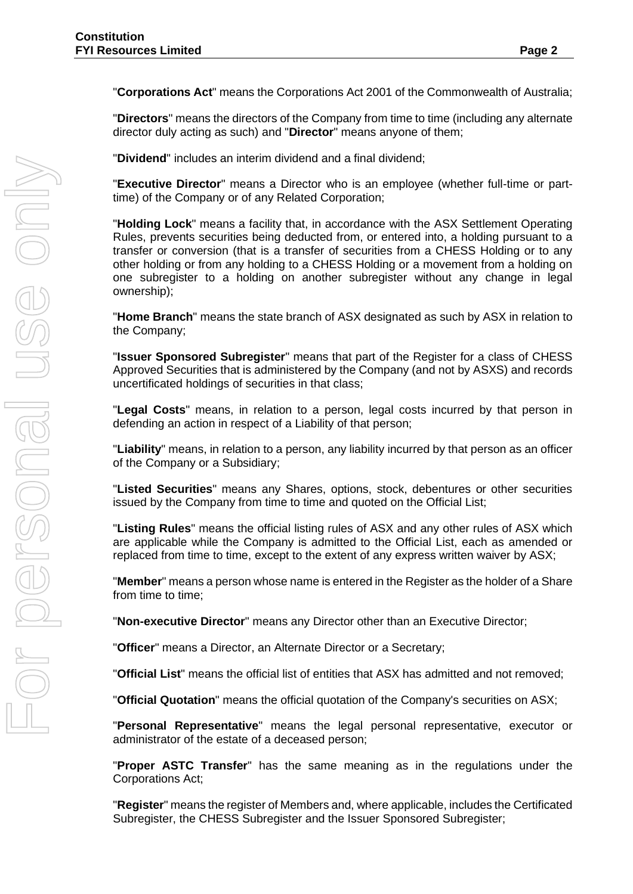"**Corporations Act**" means the Corporations Act 2001 of the Commonwealth of Australia;

"**Directors**" means the directors of the Company from time to time (including any alternate director duly acting as such) and "**Director**" means anyone of them;

"**Dividend**" includes an interim dividend and a final dividend;

"**Executive Director**" means a Director who is an employee (whether full-time or part-time) of the Company or of any Related Corporation;

"**Holding Lock**" means a facility that, in accordance with the ASX Settlement Operating Rules, prevents securities being deducted from, or entered into, a holding pursuant to a transfer or conversion (that is a transfer of securities from a CHESS Holding or to any other holding or from any holding to a CHESS Holding or a movement from a holding on one subregister to a holding on another subregister without any change in legal ownership);

"**Home Branch**" means the state branch of ASX designated as such by ASX in relation to the Company;

"**Issuer Sponsored Subregister**" means that part of the Register for a class of CHESS Approved Securities that is administered by the Company (and not by ASXS) and records uncertificated holdings of securities in that class;

"**Legal Costs**" means, in relation to a person, legal costs incurred by that person in defending an action in respect of a Liability of that person;

"**Liability**" means, in relation to a person, any liability incurred by that person as an officer of the Company or a Subsidiary;

"**Listed Securities**" means any Shares, options, stock, debentures or other securities issued by the Company from time to time and quoted on the Official List;

"**Listing Rules**" means the official listing rules of ASX and any other rules of ASX which are applicable while the Company is admitted to the Official List, each as amended or replaced from time to time, except to the extent of any express written waiver by ASX;

"**Member**" means a person whose name is entered in the Register as the holder of a Share from time to time;

"**Non-executive Director**" means any Director other than an Executive Director;

"**Officer**" means a Director, an Alternate Director or a Secretary;

"**Official List**" means the official list of entities that ASX has admitted and not removed;

"**Official Quotation**" means the official quotation of the Company's securities on ASX;

"**Personal Representative**" means the legal personal representative, executor or administrator of the estate of a deceased person;

"**Proper ASTC Transfer**" has the same meaning as in the regulations under the Corporations Act;

"**Register**" means the register of Members and, where applicable, includes the Certificated Subregister, the CHESS Subregister and the Issuer Sponsored Subregister;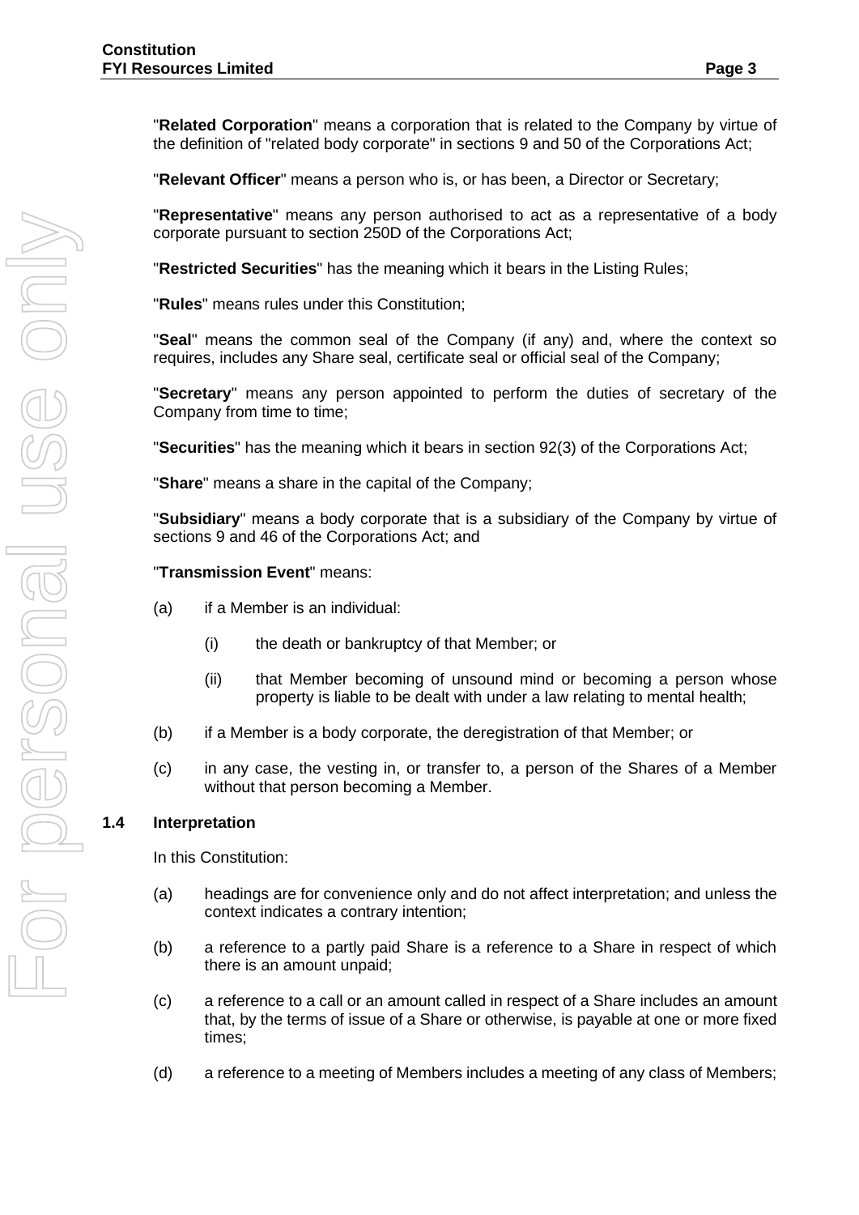"**Related Corporation**" means a corporation that is related to the Company by virtue of the definition of "related body corporate" in sections 9 and 50 of the Corporations Act;

"**Relevant Officer**" means a person who is, or has been, a Director or Secretary;

"**Representative**" means any person authorised to act as a representative of a body corporate pursuant to section 250D of the Corporations Act;

"**Restricted Securities**" has the meaning which it bears in the Listing Rules;

"**Rules**" means rules under this Constitution;

"**Seal**" means the common seal of the Company (if any) and, where the context so requires, includes any Share seal, certificate seal or official seal of the Company;

"**Secretary**" means any person appointed to perform the duties of secretary of the Company from time to time;

"**Securities**" has the meaning which it bears in section 92(3) of the Corporations Act;

"**Share**" means a share in the capital of the Company;

"**Subsidiary**" means a body corporate that is a subsidiary of the Company by virtue of sections 9 and 46 of the Corporations Act; and

"**Transmission Event**" means:

(a) if a Member is an individual:

  (i) the death or bankruptcy of that Member; or

  (ii) that Member becoming of unsound mind or becoming a person whose property is liable to be dealt with under a law relating to mental health;

(b) if a Member is a body corporate, the deregistration of that Member; or

(c) in any case, the vesting in, or transfer to, a person of the Shares of a Member without that person becoming a Member.

### 1.4 Interpretation

In this Constitution:

(a) headings are for convenience only and do not affect interpretation; and unless the context indicates a contrary intention;

(b) a reference to a partly paid Share is a reference to a Share in respect of which there is an amount unpaid;

(c) a reference to a call or an amount called in respect of a Share includes an amount that, by the terms of issue of a Share or otherwise, is payable at one or more fixed times;

(d) a reference to a meeting of Members includes a meeting of any class of Members;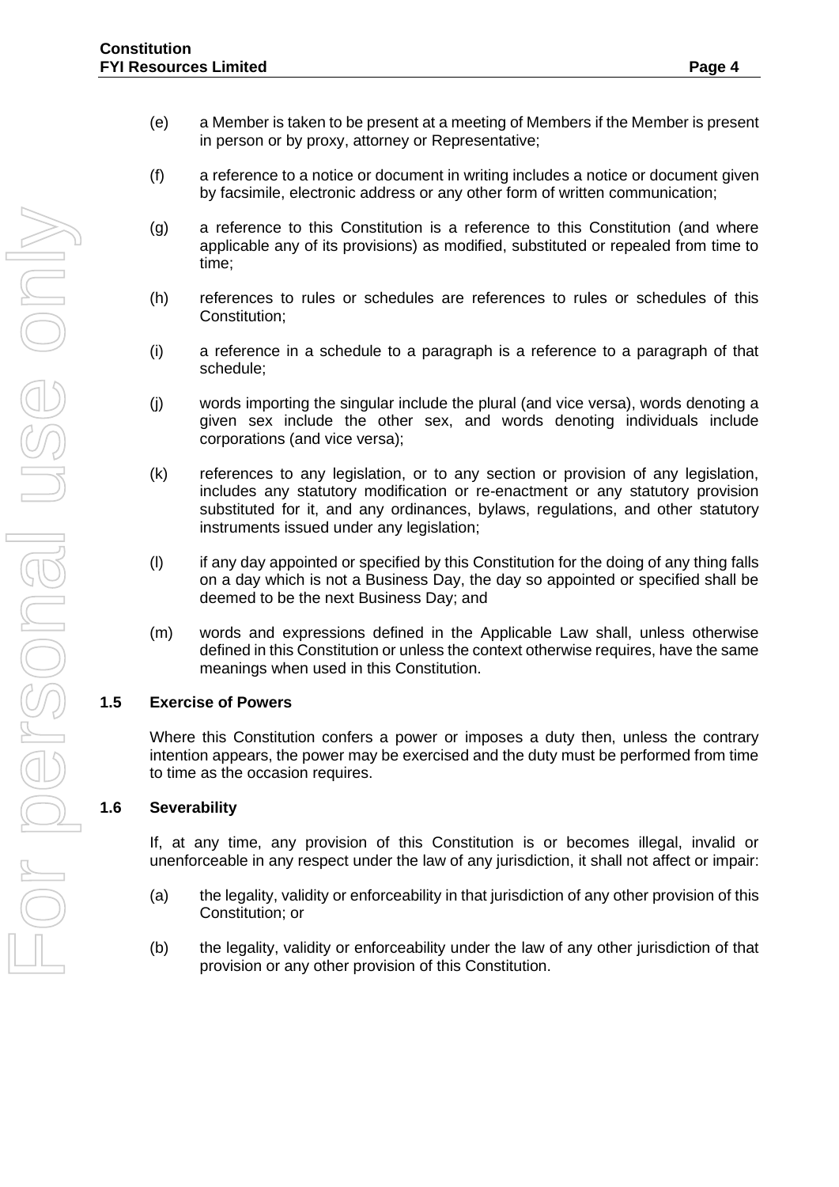(e) a Member is taken to be present at a meeting of Members if the Member is present in person or by proxy, attorney or Representative;

(f) a reference to a notice or document in writing includes a notice or document given by facsimile, electronic address or any other form of written communication;

(g) a reference to this Constitution is a reference to this Constitution (and where applicable any of its provisions) as modified, substituted or repealed from time to time;

(h) references to rules or schedules are references to rules or schedules of this Constitution;

(i) a reference in a schedule to a paragraph is a reference to a paragraph of that schedule;

(j) words importing the singular include the plural (and vice versa), words denoting a given sex include the other sex, and words denoting individuals include corporations (and vice versa);

(k) references to any legislation, or to any section or provision of any legislation, includes any statutory modification or re-enactment or any statutory provision substituted for it, and any ordinances, bylaws, regulations, and other statutory instruments issued under any legislation;

(l) if any day appointed or specified by this Constitution for the doing of any thing falls on a day which is not a Business Day, the day so appointed or specified shall be deemed to be the next Business Day; and

(m) words and expressions defined in the Applicable Law shall, unless otherwise defined in this Constitution or unless the context otherwise requires, have the same meanings when used in this Constitution.

### 1.5 Exercise of Powers

Where this Constitution confers a power or imposes a duty then, unless the contrary intention appears, the power may be exercised and the duty must be performed from time to time as the occasion requires.

### 1.6 Severability

If, at any time, any provision of this Constitution is or becomes illegal, invalid or unenforceable in any respect under the law of any jurisdiction, it shall not affect or impair:

(a) the legality, validity or enforceability in that jurisdiction of any other provision of this Constitution; or

(b) the legality, validity or enforceability under the law of any other jurisdiction of that provision or any other provision of this Constitution.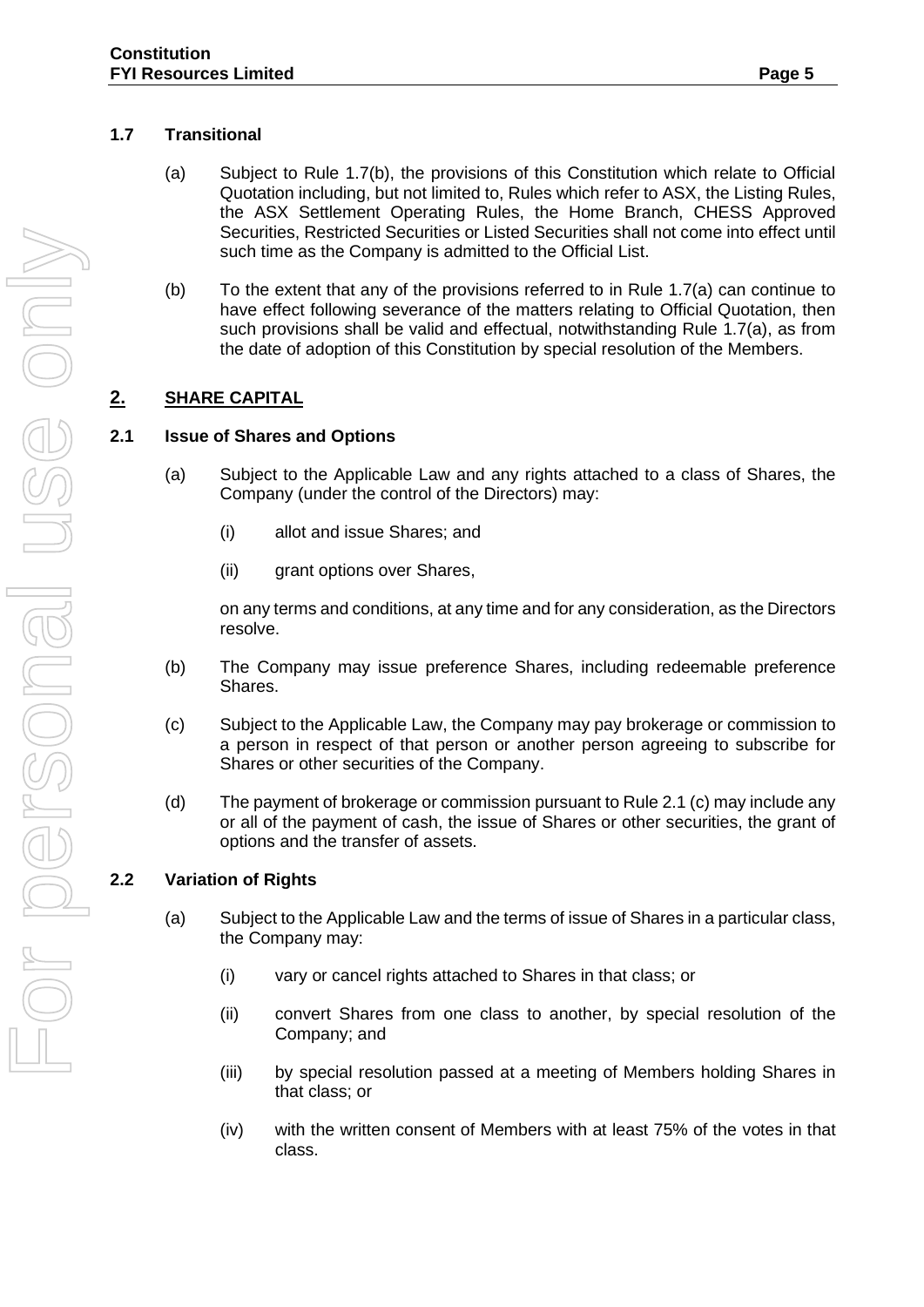### 1.7 Transitional

(a) Subject to Rule 1.7(b), the provisions of this Constitution which relate to Official Quotation including, but not limited to, Rules which refer to ASX, the Listing Rules, the ASX Settlement Operating Rules, the Home Branch, CHESS Approved Securities, Restricted Securities or Listed Securities shall not come into effect until such time as the Company is admitted to the Official List.

(b) To the extent that any of the provisions referred to in Rule 1.7(a) can continue to have effect following severance of the matters relating to Official Quotation, then such provisions shall be valid and effectual, notwithstanding Rule 1.7(a), as from the date of adoption of this Constitution by special resolution of the Members.

## 2. SHARE CAPITAL

### 2.1 Issue of Shares and Options

(a) Subject to the Applicable Law and any rights attached to a class of Shares, the Company (under the control of the Directors) may:

(i) allot and issue Shares; and

(ii) grant options over Shares,

on any terms and conditions, at any time and for any consideration, as the Directors resolve.

(b) The Company may issue preference Shares, including redeemable preference Shares.

(c) Subject to the Applicable Law, the Company may pay brokerage or commission to a person in respect of that person or another person agreeing to subscribe for Shares or other securities of the Company.

(d) The payment of brokerage or commission pursuant to Rule 2.1 (c) may include any or all of the payment of cash, the issue of Shares or other securities, the grant of options and the transfer of assets.

### 2.2 Variation of Rights

(a) Subject to the Applicable Law and the terms of issue of Shares in a particular class, the Company may:

(i) vary or cancel rights attached to Shares in that class; or

(ii) convert Shares from one class to another, by special resolution of the Company; and

(iii) by special resolution passed at a meeting of Members holding Shares in that class; or

(iv) with the written consent of Members with at least 75% of the votes in that class.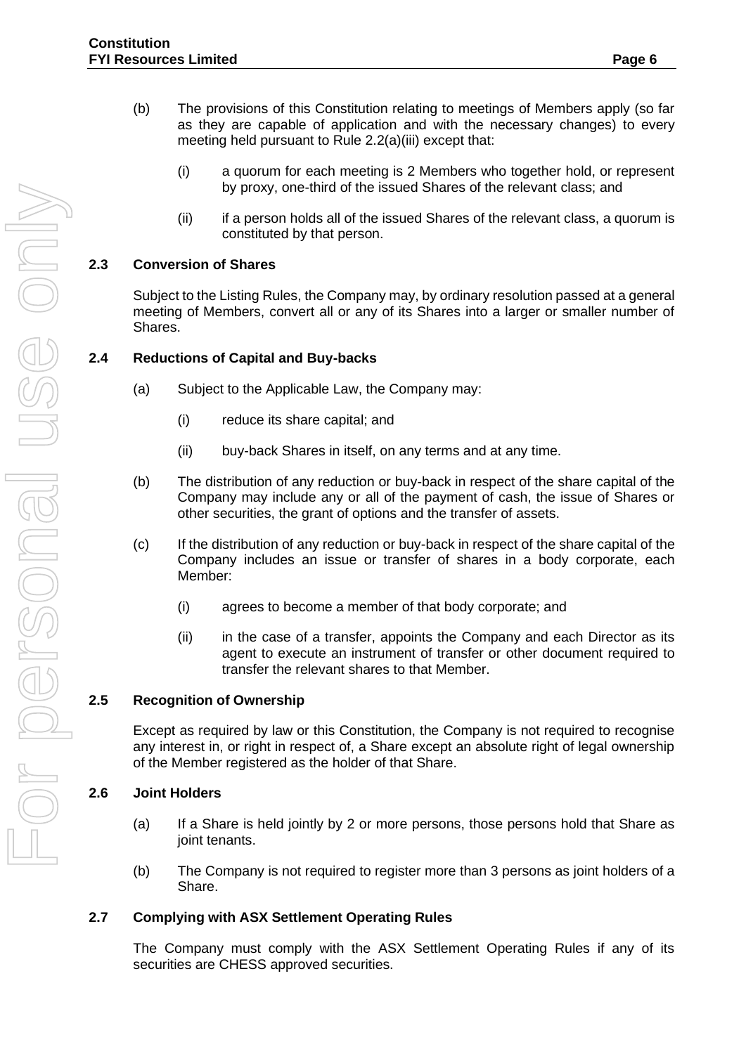(b) The provisions of this Constitution relating to meetings of Members apply (so far as they are capable of application and with the necessary changes) to every meeting held pursuant to Rule 2.2(a)(iii) except that:

  (i) a quorum for each meeting is 2 Members who together hold, or represent by proxy, one-third of the issued Shares of the relevant class; and

  (ii) if a person holds all of the issued Shares of the relevant class, a quorum is constituted by that person.

## 2.3 Conversion of Shares

Subject to the Listing Rules, the Company may, by ordinary resolution passed at a general meeting of Members, convert all or any of its Shares into a larger or smaller number of Shares.

## 2.4 Reductions of Capital and Buy-backs

(a) Subject to the Applicable Law, the Company may:

  (i) reduce its share capital; and

  (ii) buy-back Shares in itself, on any terms and at any time.

(b) The distribution of any reduction or buy-back in respect of the share capital of the Company may include any or all of the payment of cash, the issue of Shares or other securities, the grant of options and the transfer of assets.

(c) If the distribution of any reduction or buy-back in respect of the share capital of the Company includes an issue or transfer of shares in a body corporate, each Member:

  (i) agrees to become a member of that body corporate; and

  (ii) in the case of a transfer, appoints the Company and each Director as its agent to execute an instrument of transfer or other document required to transfer the relevant shares to that Member.

## 2.5 Recognition of Ownership

Except as required by law or this Constitution, the Company is not required to recognise any interest in, or right in respect of, a Share except an absolute right of legal ownership of the Member registered as the holder of that Share.

## 2.6 Joint Holders

(a) If a Share is held jointly by 2 or more persons, those persons hold that Share as joint tenants.

(b) The Company is not required to register more than 3 persons as joint holders of a Share.

## 2.7 Complying with ASX Settlement Operating Rules

The Company must comply with the ASX Settlement Operating Rules if any of its securities are CHESS approved securities.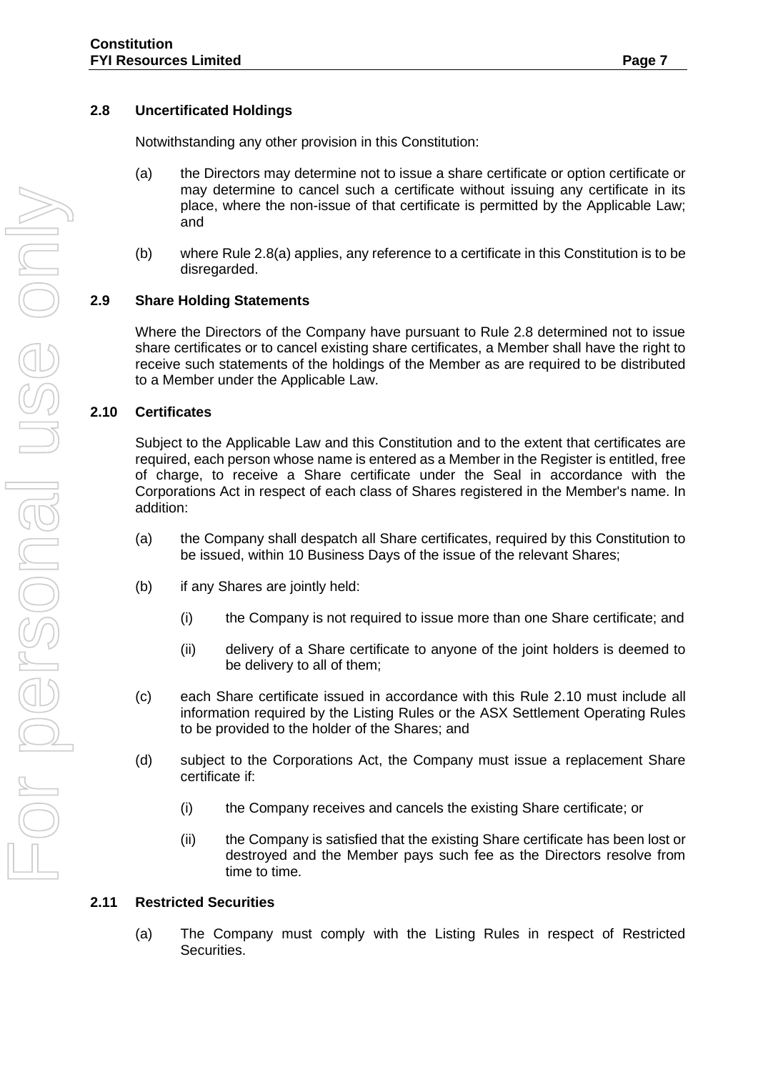### 2.8 Uncertificated Holdings

Notwithstanding any other provision in this Constitution:

(a) the Directors may determine not to issue a share certificate or option certificate or may determine to cancel such a certificate without issuing any certificate in its place, where the non-issue of that certificate is permitted by the Applicable Law; and

(b) where Rule 2.8(a) applies, any reference to a certificate in this Constitution is to be disregarded.

### 2.9 Share Holding Statements

Where the Directors of the Company have pursuant to Rule 2.8 determined not to issue share certificates or to cancel existing share certificates, a Member shall have the right to receive such statements of the holdings of the Member as are required to be distributed to a Member under the Applicable Law.

### 2.10 Certificates

Subject to the Applicable Law and this Constitution and to the extent that certificates are required, each person whose name is entered as a Member in the Register is entitled, free of charge, to receive a Share certificate under the Seal in accordance with the Corporations Act in respect of each class of Shares registered in the Member's name. In addition:

(a) the Company shall despatch all Share certificates, required by this Constitution to be issued, within 10 Business Days of the issue of the relevant Shares;

(b) if any Shares are jointly held:

   (i) the Company is not required to issue more than one Share certificate; and

   (ii) delivery of a Share certificate to anyone of the joint holders is deemed to be delivery to all of them;

(c) each Share certificate issued in accordance with this Rule 2.10 must include all information required by the Listing Rules or the ASX Settlement Operating Rules to be provided to the holder of the Shares; and

(d) subject to the Corporations Act, the Company must issue a replacement Share certificate if:

   (i) the Company receives and cancels the existing Share certificate; or

   (ii) the Company is satisfied that the existing Share certificate has been lost or destroyed and the Member pays such fee as the Directors resolve from time to time.

### 2.11 Restricted Securities

(a) The Company must comply with the Listing Rules in respect of Restricted Securities.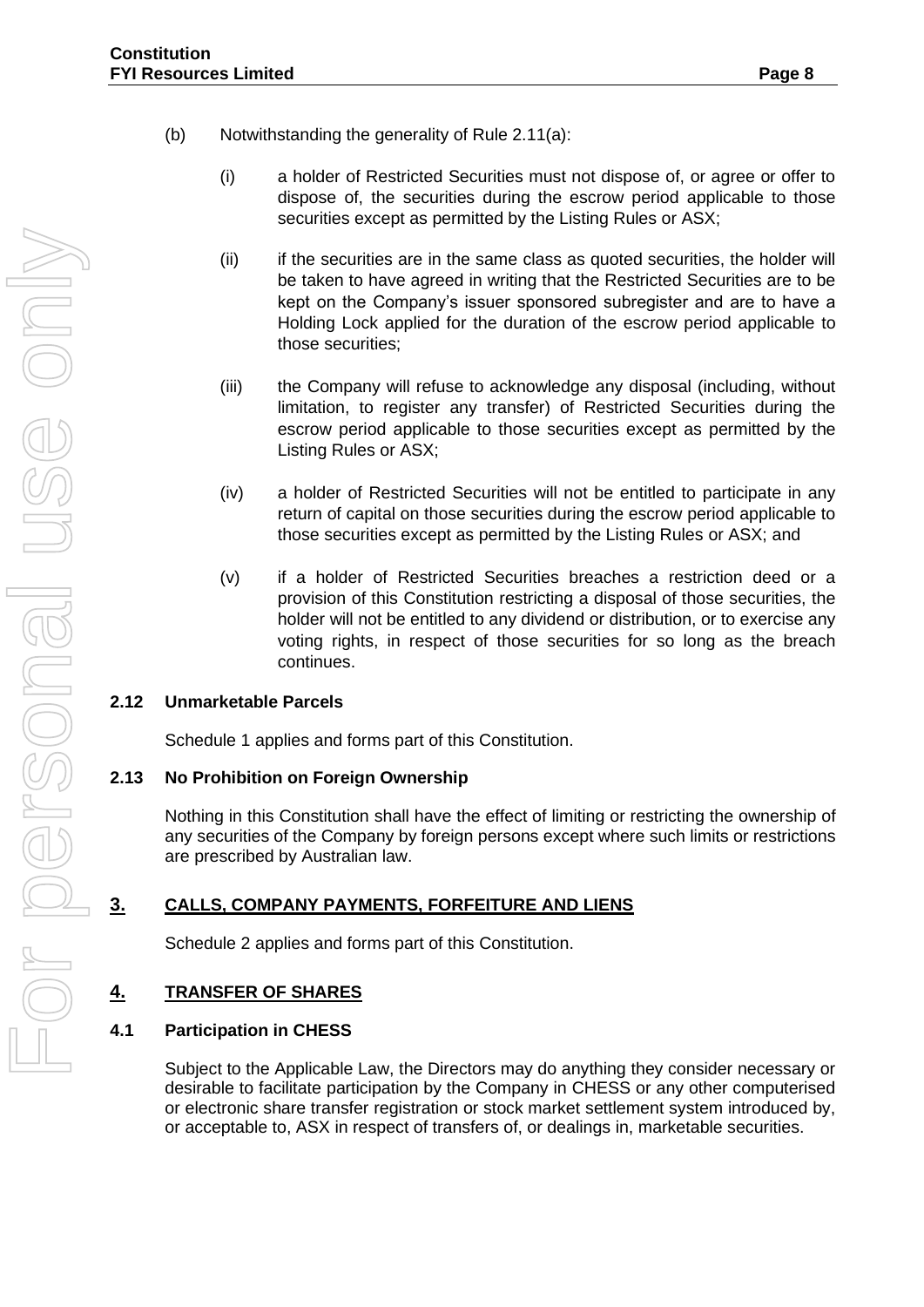(b) Notwithstanding the generality of Rule 2.11(a):

(i) a holder of Restricted Securities must not dispose of, or agree or offer to dispose of, the securities during the escrow period applicable to those securities except as permitted by the Listing Rules or ASX;

(ii) if the securities are in the same class as quoted securities, the holder will be taken to have agreed in writing that the Restricted Securities are to be kept on the Company's issuer sponsored subregister and are to have a Holding Lock applied for the duration of the escrow period applicable to those securities;

(iii) the Company will refuse to acknowledge any disposal (including, without limitation, to register any transfer) of Restricted Securities during the escrow period applicable to those securities except as permitted by the Listing Rules or ASX;

(iv) a holder of Restricted Securities will not be entitled to participate in any return of capital on those securities during the escrow period applicable to those securities except as permitted by the Listing Rules or ASX; and

(v) if a holder of Restricted Securities breaches a restriction deed or a provision of this Constitution restricting a disposal of those securities, the holder will not be entitled to any dividend or distribution, or to exercise any voting rights, in respect of those securities for so long as the breach continues.

### 2.12 Unmarketable Parcels

Schedule 1 applies and forms part of this Constitution.

### 2.13 No Prohibition on Foreign Ownership

Nothing in this Constitution shall have the effect of limiting or restricting the ownership of any securities of the Company by foreign persons except where such limits or restrictions are prescribed by Australian law.

## 3. CALLS, COMPANY PAYMENTS, FORFEITURE AND LIENS

Schedule 2 applies and forms part of this Constitution.

## 4. TRANSFER OF SHARES

### 4.1 Participation in CHESS

Subject to the Applicable Law, the Directors may do anything they consider necessary or desirable to facilitate participation by the Company in CHESS or any other computerised or electronic share transfer registration or stock market settlement system introduced by, or acceptable to, ASX in respect of transfers of, or dealings in, marketable securities.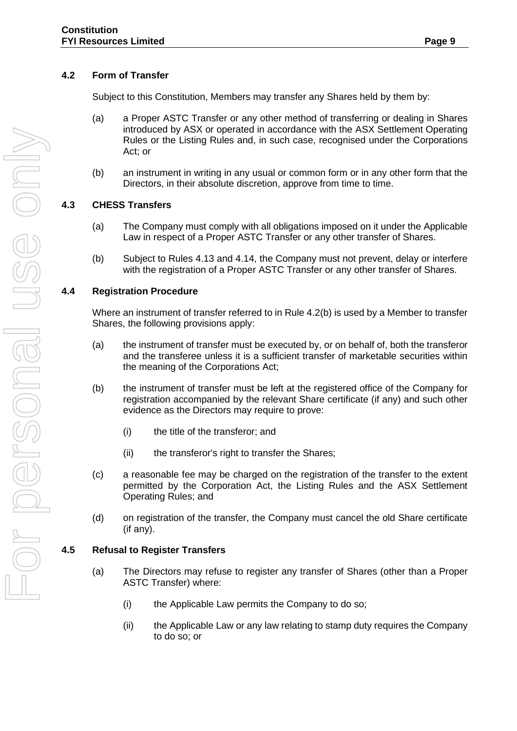### 4.2 Form of Transfer

Subject to this Constitution, Members may transfer any Shares held by them by:

(a) a Proper ASTC Transfer or any other method of transferring or dealing in Shares introduced by ASX or operated in accordance with the ASX Settlement Operating Rules or the Listing Rules and, in such case, recognised under the Corporations Act; or

(b) an instrument in writing in any usual or common form or in any other form that the Directors, in their absolute discretion, approve from time to time.

### 4.3 CHESS Transfers

(a) The Company must comply with all obligations imposed on it under the Applicable Law in respect of a Proper ASTC Transfer or any other transfer of Shares.

(b) Subject to Rules 4.13 and 4.14, the Company must not prevent, delay or interfere with the registration of a Proper ASTC Transfer or any other transfer of Shares.

### 4.4 Registration Procedure

Where an instrument of transfer referred to in Rule 4.2(b) is used by a Member to transfer Shares, the following provisions apply:

(a) the instrument of transfer must be executed by, or on behalf of, both the transferor and the transferee unless it is a sufficient transfer of marketable securities within the meaning of the Corporations Act;

(b) the instrument of transfer must be left at the registered office of the Company for registration accompanied by the relevant Share certificate (if any) and such other evidence as the Directors may require to prove:

  (i) the title of the transferor; and

  (ii) the transferor's right to transfer the Shares;

(c) a reasonable fee may be charged on the registration of the transfer to the extent permitted by the Corporation Act, the Listing Rules and the ASX Settlement Operating Rules; and

(d) on registration of the transfer, the Company must cancel the old Share certificate (if any).

### 4.5 Refusal to Register Transfers

(a) The Directors may refuse to register any transfer of Shares (other than a Proper ASTC Transfer) where:

  (i) the Applicable Law permits the Company to do so;

  (ii) the Applicable Law or any law relating to stamp duty requires the Company to do so; or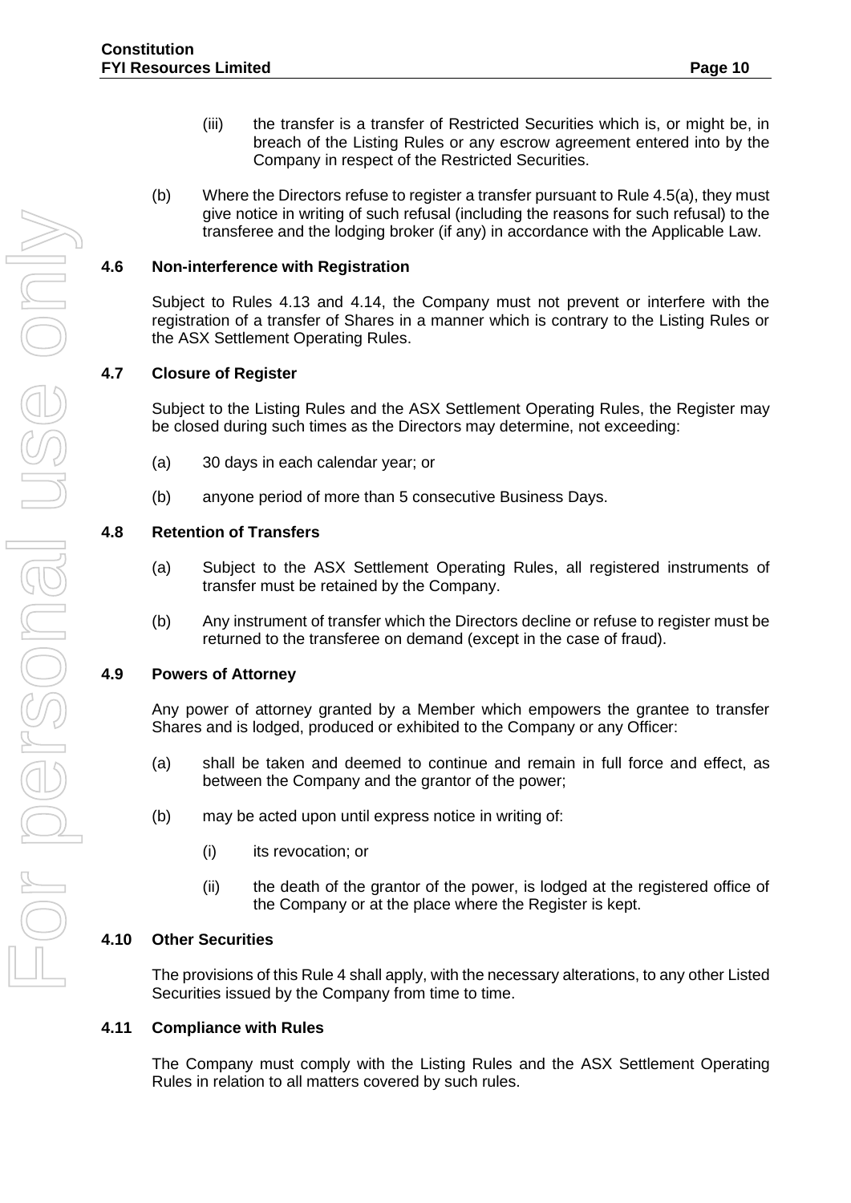(iii) the transfer is a transfer of Restricted Securities which is, or might be, in breach of the Listing Rules or any escrow agreement entered into by the Company in respect of the Restricted Securities.

(b) Where the Directors refuse to register a transfer pursuant to Rule 4.5(a), they must give notice in writing of such refusal (including the reasons for such refusal) to the transferee and the lodging broker (if any) in accordance with the Applicable Law.

### 4.6 Non-interference with Registration

Subject to Rules 4.13 and 4.14, the Company must not prevent or interfere with the registration of a transfer of Shares in a manner which is contrary to the Listing Rules or the ASX Settlement Operating Rules.

### 4.7 Closure of Register

Subject to the Listing Rules and the ASX Settlement Operating Rules, the Register may be closed during such times as the Directors may determine, not exceeding:

(a) 30 days in each calendar year; or

(b) anyone period of more than 5 consecutive Business Days.

### 4.8 Retention of Transfers

(a) Subject to the ASX Settlement Operating Rules, all registered instruments of transfer must be retained by the Company.

(b) Any instrument of transfer which the Directors decline or refuse to register must be returned to the transferee on demand (except in the case of fraud).

### 4.9 Powers of Attorney

Any power of attorney granted by a Member which empowers the grantee to transfer Shares and is lodged, produced or exhibited to the Company or any Officer:

(a) shall be taken and deemed to continue and remain in full force and effect, as between the Company and the grantor of the power;

(b) may be acted upon until express notice in writing of:

(i) its revocation; or

(ii) the death of the grantor of the power, is lodged at the registered office of the Company or at the place where the Register is kept.

### 4.10 Other Securities

The provisions of this Rule 4 shall apply, with the necessary alterations, to any other Listed Securities issued by the Company from time to time.

### 4.11 Compliance with Rules

The Company must comply with the Listing Rules and the ASX Settlement Operating Rules in relation to all matters covered by such rules.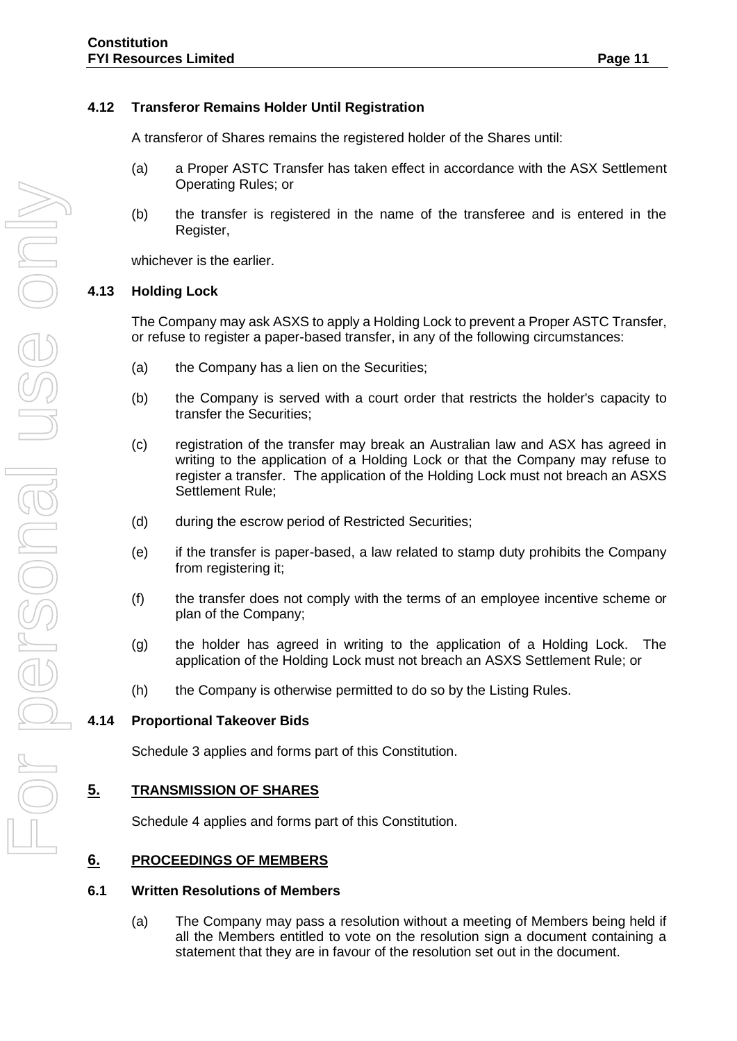### 4.12 Transferor Remains Holder Until Registration

A transferor of Shares remains the registered holder of the Shares until:

(a) a Proper ASTC Transfer has taken effect in accordance with the ASX Settlement Operating Rules; or

(b) the transfer is registered in the name of the transferee and is entered in the Register,

whichever is the earlier.

### 4.13 Holding Lock

The Company may ask ASXS to apply a Holding Lock to prevent a Proper ASTC Transfer, or refuse to register a paper-based transfer, in any of the following circumstances:

(a) the Company has a lien on the Securities;

(b) the Company is served with a court order that restricts the holder's capacity to transfer the Securities;

(c) registration of the transfer may break an Australian law and ASX has agreed in writing to the application of a Holding Lock or that the Company may refuse to register a transfer. The application of the Holding Lock must not breach an ASXS Settlement Rule;

(d) during the escrow period of Restricted Securities;

(e) if the transfer is paper-based, a law related to stamp duty prohibits the Company from registering it;

(f) the transfer does not comply with the terms of an employee incentive scheme or plan of the Company;

(g) the holder has agreed in writing to the application of a Holding Lock. The application of the Holding Lock must not breach an ASXS Settlement Rule; or

(h) the Company is otherwise permitted to do so by the Listing Rules.

### 4.14 Proportional Takeover Bids

Schedule 3 applies and forms part of this Constitution.

## 5. TRANSMISSION OF SHARES

Schedule 4 applies and forms part of this Constitution.

## 6. PROCEEDINGS OF MEMBERS

### 6.1 Written Resolutions of Members

(a) The Company may pass a resolution without a meeting of Members being held if all the Members entitled to vote on the resolution sign a document containing a statement that they are in favour of the resolution set out in the document.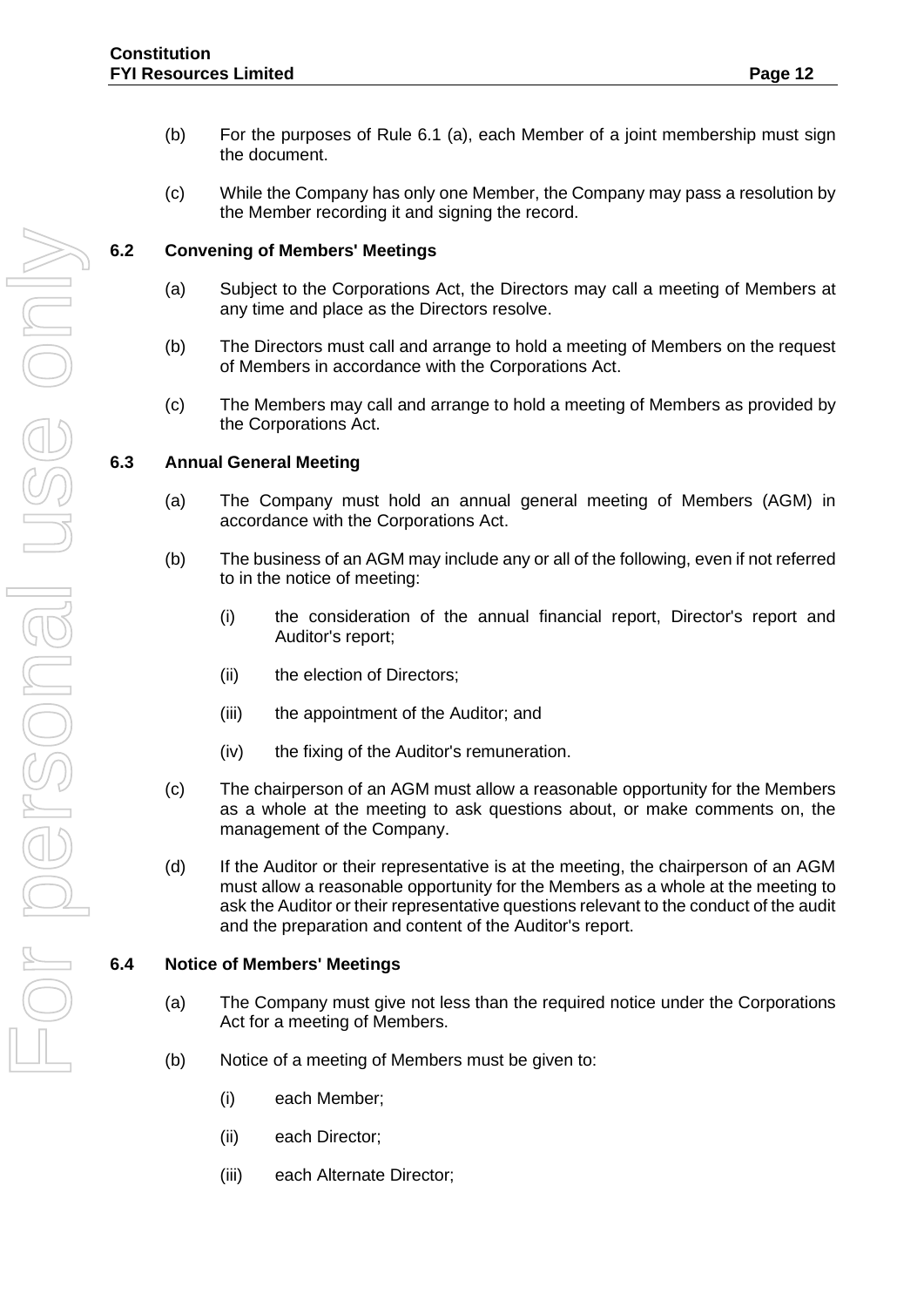(b) For the purposes of Rule 6.1 (a), each Member of a joint membership must sign the document.

(c) While the Company has only one Member, the Company may pass a resolution by the Member recording it and signing the record.

### 6.2 Convening of Members' Meetings

(a) Subject to the Corporations Act, the Directors may call a meeting of Members at any time and place as the Directors resolve.

(b) The Directors must call and arrange to hold a meeting of Members on the request of Members in accordance with the Corporations Act.

(c) The Members may call and arrange to hold a meeting of Members as provided by the Corporations Act.

### 6.3 Annual General Meeting

(a) The Company must hold an annual general meeting of Members (AGM) in accordance with the Corporations Act.

(b) The business of an AGM may include any or all of the following, even if not referred to in the notice of meeting:

(i) the consideration of the annual financial report, Director's report and Auditor's report;

(ii) the election of Directors;

(iii) the appointment of the Auditor; and

(iv) the fixing of the Auditor's remuneration.

(c) The chairperson of an AGM must allow a reasonable opportunity for the Members as a whole at the meeting to ask questions about, or make comments on, the management of the Company.

(d) If the Auditor or their representative is at the meeting, the chairperson of an AGM must allow a reasonable opportunity for the Members as a whole at the meeting to ask the Auditor or their representative questions relevant to the conduct of the audit and the preparation and content of the Auditor's report.

### 6.4 Notice of Members' Meetings

(a) The Company must give not less than the required notice under the Corporations Act for a meeting of Members.

(b) Notice of a meeting of Members must be given to:

(i) each Member;

(ii) each Director;

(iii) each Alternate Director;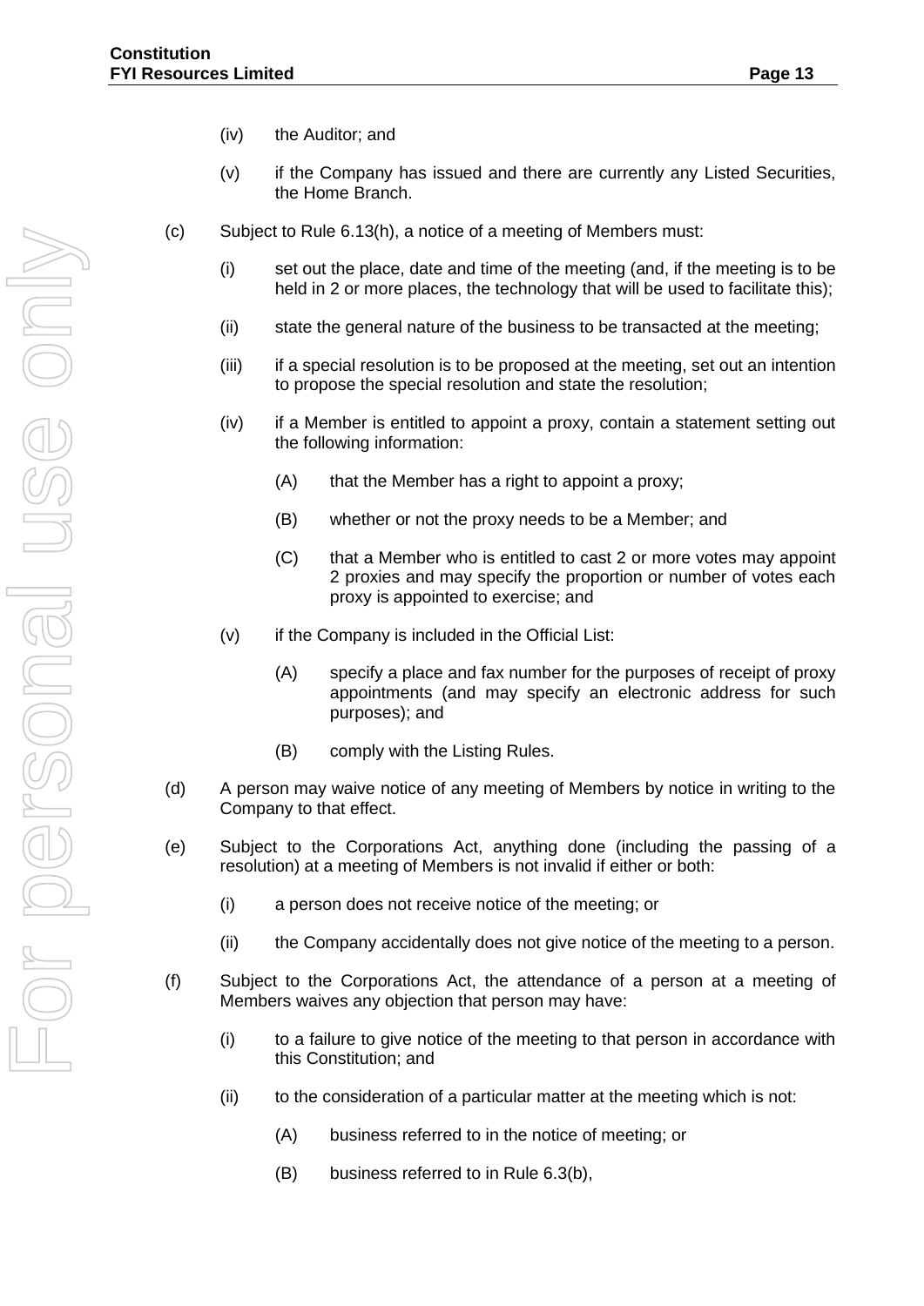- (iv) the Auditor; and
- (v) if the Company has issued and there are currently any Listed Securities, the Home Branch.

(c) Subject to Rule 6.13(h), a notice of a meeting of Members must:

- (i) set out the place, date and time of the meeting (and, if the meeting is to be held in 2 or more places, the technology that will be used to facilitate this);
- (ii) state the general nature of the business to be transacted at the meeting;
- (iii) if a special resolution is to be proposed at the meeting, set out an intention to propose the special resolution and state the resolution;
- (iv) if a Member is entitled to appoint a proxy, contain a statement setting out the following information:
  - (A) that the Member has a right to appoint a proxy;
  - (B) whether or not the proxy needs to be a Member; and
  - (C) that a Member who is entitled to cast 2 or more votes may appoint 2 proxies and may specify the proportion or number of votes each proxy is appointed to exercise; and
- (v) if the Company is included in the Official List:
  - (A) specify a place and fax number for the purposes of receipt of proxy appointments (and may specify an electronic address for such purposes); and
  - (B) comply with the Listing Rules.

(d) A person may waive notice of any meeting of Members by notice in writing to the Company to that effect.

(e) Subject to the Corporations Act, anything done (including the passing of a resolution) at a meeting of Members is not invalid if either or both:

- (i) a person does not receive notice of the meeting; or
- (ii) the Company accidentally does not give notice of the meeting to a person.

(f) Subject to the Corporations Act, the attendance of a person at a meeting of Members waives any objection that person may have:

- (i) to a failure to give notice of the meeting to that person in accordance with this Constitution; and
- (ii) to the consideration of a particular matter at the meeting which is not:
  - (A) business referred to in the notice of meeting; or
  - (B) business referred to in Rule 6.3(b),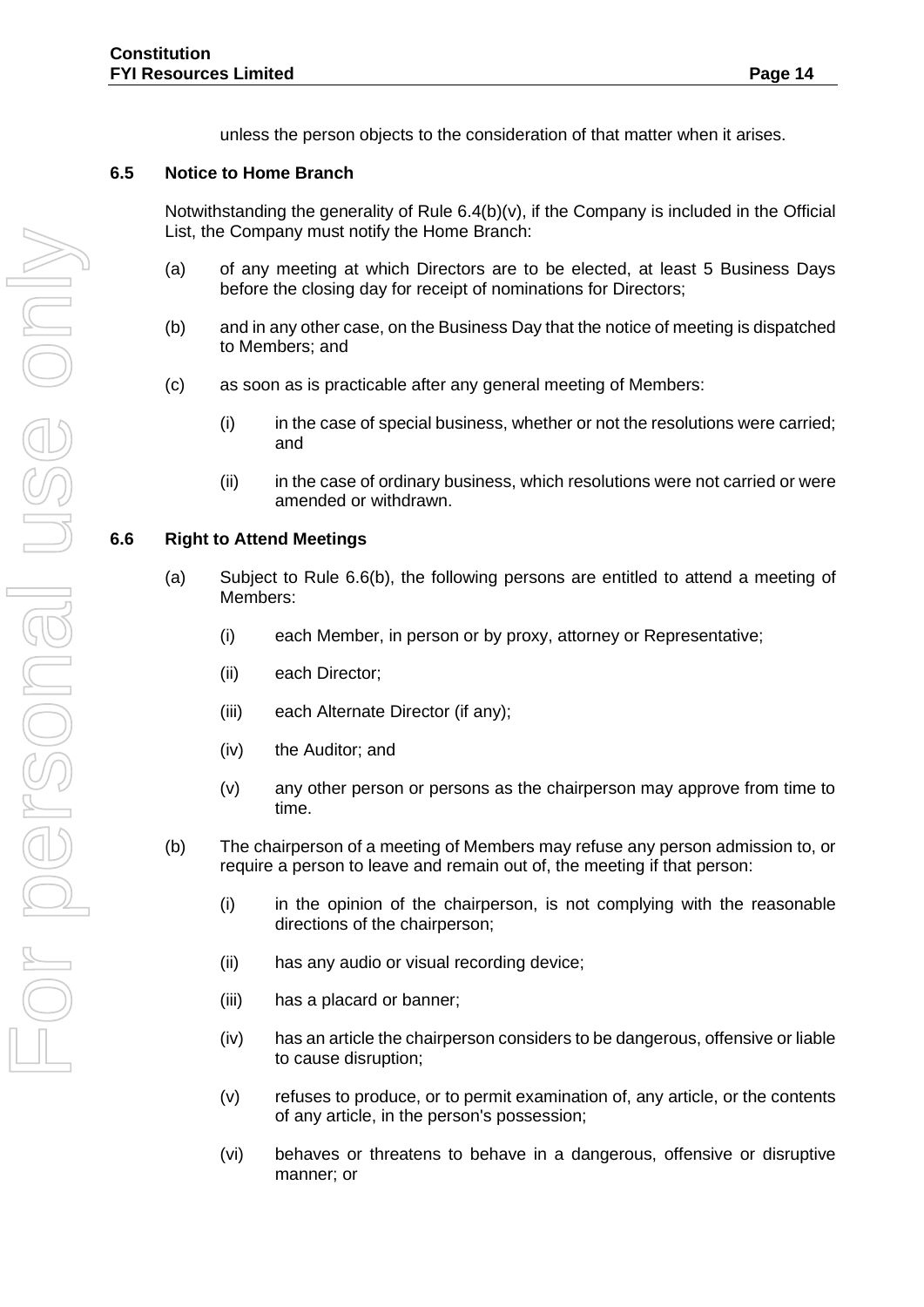unless the person objects to the consideration of that matter when it arises.

### 6.5 Notice to Home Branch

Notwithstanding the generality of Rule 6.4(b)(v), if the Company is included in the Official List, the Company must notify the Home Branch:

(a) of any meeting at which Directors are to be elected, at least 5 Business Days before the closing day for receipt of nominations for Directors;

(b) and in any other case, on the Business Day that the notice of meeting is dispatched to Members; and

(c) as soon as is practicable after any general meeting of Members:

  (i) in the case of special business, whether or not the resolutions were carried; and

  (ii) in the case of ordinary business, which resolutions were not carried or were amended or withdrawn.

### 6.6 Right to Attend Meetings

(a) Subject to Rule 6.6(b), the following persons are entitled to attend a meeting of Members:

  (i) each Member, in person or by proxy, attorney or Representative;

  (ii) each Director;

  (iii) each Alternate Director (if any);

  (iv) the Auditor; and

  (v) any other person or persons as the chairperson may approve from time to time.

(b) The chairperson of a meeting of Members may refuse any person admission to, or require a person to leave and remain out of, the meeting if that person:

  (i) in the opinion of the chairperson, is not complying with the reasonable directions of the chairperson;

  (ii) has any audio or visual recording device;

  (iii) has a placard or banner;

  (iv) has an article the chairperson considers to be dangerous, offensive or liable to cause disruption;

  (v) refuses to produce, or to permit examination of, any article, or the contents of any article, in the person's possession;

  (vi) behaves or threatens to behave in a dangerous, offensive or disruptive manner; or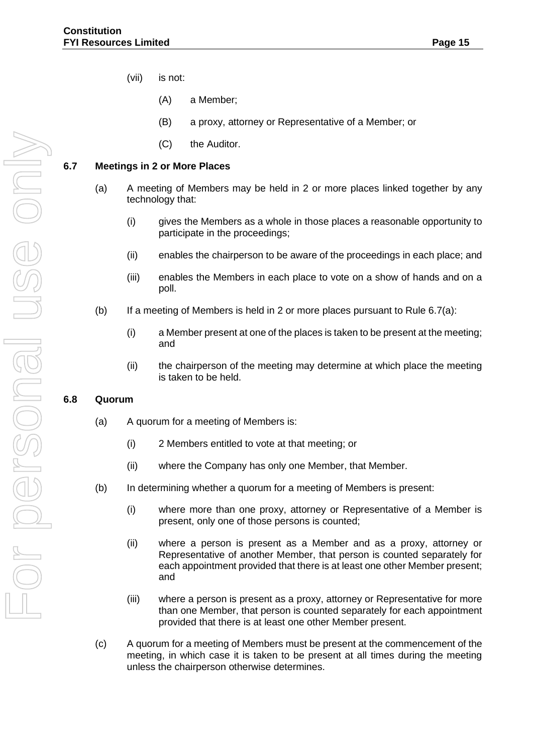(vii) is not:

(A) a Member;

(B) a proxy, attorney or Representative of a Member; or

(C) the Auditor.

### 6.7 Meetings in 2 or More Places

(a) A meeting of Members may be held in 2 or more places linked together by any technology that:

(i) gives the Members as a whole in those places a reasonable opportunity to participate in the proceedings;

(ii) enables the chairperson to be aware of the proceedings in each place; and

(iii) enables the Members in each place to vote on a show of hands and on a poll.

(b) If a meeting of Members is held in 2 or more places pursuant to Rule 6.7(a):

(i) a Member present at one of the places is taken to be present at the meeting; and

(ii) the chairperson of the meeting may determine at which place the meeting is taken to be held.

### 6.8 Quorum

(a) A quorum for a meeting of Members is:

(i) 2 Members entitled to vote at that meeting; or

(ii) where the Company has only one Member, that Member.

(b) In determining whether a quorum for a meeting of Members is present:

(i) where more than one proxy, attorney or Representative of a Member is present, only one of those persons is counted;

(ii) where a person is present as a Member and as a proxy, attorney or Representative of another Member, that person is counted separately for each appointment provided that there is at least one other Member present; and

(iii) where a person is present as a proxy, attorney or Representative for more than one Member, that person is counted separately for each appointment provided that there is at least one other Member present.

(c) A quorum for a meeting of Members must be present at the commencement of the meeting, in which case it is taken to be present at all times during the meeting unless the chairperson otherwise determines.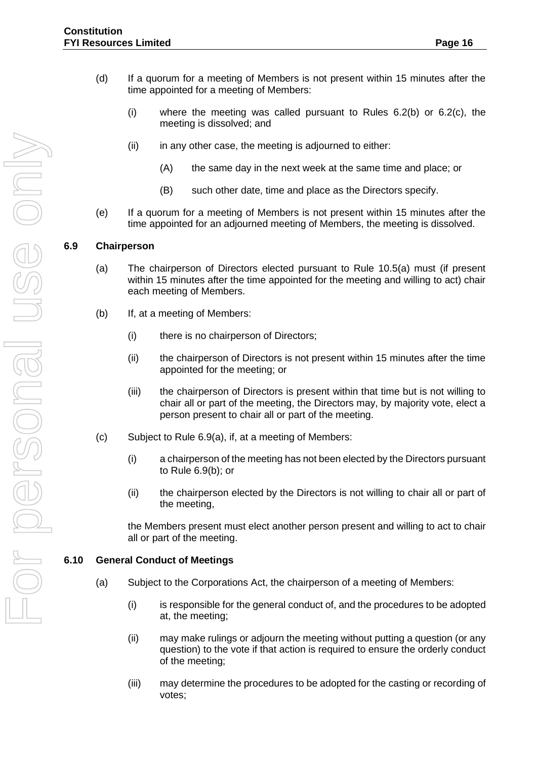(d) If a quorum for a meeting of Members is not present within 15 minutes after the time appointed for a meeting of Members:

  (i) where the meeting was called pursuant to Rules 6.2(b) or 6.2(c), the meeting is dissolved; and

  (ii) in any other case, the meeting is adjourned to either:

    (A) the same day in the next week at the same time and place; or

    (B) such other date, time and place as the Directors specify.

(e) If a quorum for a meeting of Members is not present within 15 minutes after the time appointed for an adjourned meeting of Members, the meeting is dissolved.

### 6.9 Chairperson

(a) The chairperson of Directors elected pursuant to Rule 10.5(a) must (if present within 15 minutes after the time appointed for the meeting and willing to act) chair each meeting of Members.

(b) If, at a meeting of Members:

  (i) there is no chairperson of Directors;

  (ii) the chairperson of Directors is not present within 15 minutes after the time appointed for the meeting; or

  (iii) the chairperson of Directors is present within that time but is not willing to chair all or part of the meeting, the Directors may, by majority vote, elect a person present to chair all or part of the meeting.

(c) Subject to Rule 6.9(a), if, at a meeting of Members:

  (i) a chairperson of the meeting has not been elected by the Directors pursuant to Rule 6.9(b); or

  (ii) the chairperson elected by the Directors is not willing to chair all or part of the meeting,

  the Members present must elect another person present and willing to act to chair all or part of the meeting.

### 6.10 General Conduct of Meetings

(a) Subject to the Corporations Act, the chairperson of a meeting of Members:

  (i) is responsible for the general conduct of, and the procedures to be adopted at, the meeting;

  (ii) may make rulings or adjourn the meeting without putting a question (or any question) to the vote if that action is required to ensure the orderly conduct of the meeting;

  (iii) may determine the procedures to be adopted for the casting or recording of votes;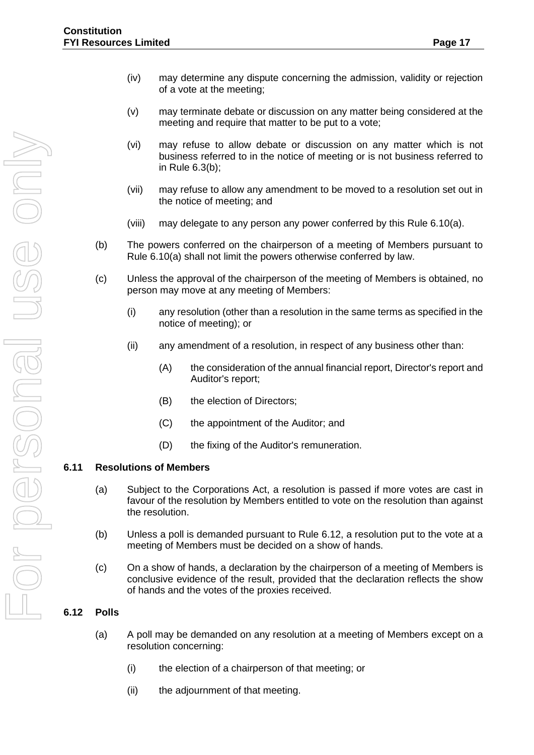(iv) may determine any dispute concerning the admission, validity or rejection of a vote at the meeting;

(v) may terminate debate or discussion on any matter being considered at the meeting and require that matter to be put to a vote;

(vi) may refuse to allow debate or discussion on any matter which is not business referred to in the notice of meeting or is not business referred to in Rule 6.3(b);

(vii) may refuse to allow any amendment to be moved to a resolution set out in the notice of meeting; and

(viii) may delegate to any person any power conferred by this Rule 6.10(a).

(b) The powers conferred on the chairperson of a meeting of Members pursuant to Rule 6.10(a) shall not limit the powers otherwise conferred by law.

(c) Unless the approval of the chairperson of the meeting of Members is obtained, no person may move at any meeting of Members:

(i) any resolution (other than a resolution in the same terms as specified in the notice of meeting); or

(ii) any amendment of a resolution, in respect of any business other than:

(A) the consideration of the annual financial report, Director's report and Auditor's report;

(B) the election of Directors;

(C) the appointment of the Auditor; and

(D) the fixing of the Auditor's remuneration.

### 6.11 Resolutions of Members

(a) Subject to the Corporations Act, a resolution is passed if more votes are cast in favour of the resolution by Members entitled to vote on the resolution than against the resolution.

(b) Unless a poll is demanded pursuant to Rule 6.12, a resolution put to the vote at a meeting of Members must be decided on a show of hands.

(c) On a show of hands, a declaration by the chairperson of a meeting of Members is conclusive evidence of the result, provided that the declaration reflects the show of hands and the votes of the proxies received.

### 6.12 Polls

(a) A poll may be demanded on any resolution at a meeting of Members except on a resolution concerning:

(i) the election of a chairperson of that meeting; or

(ii) the adjournment of that meeting.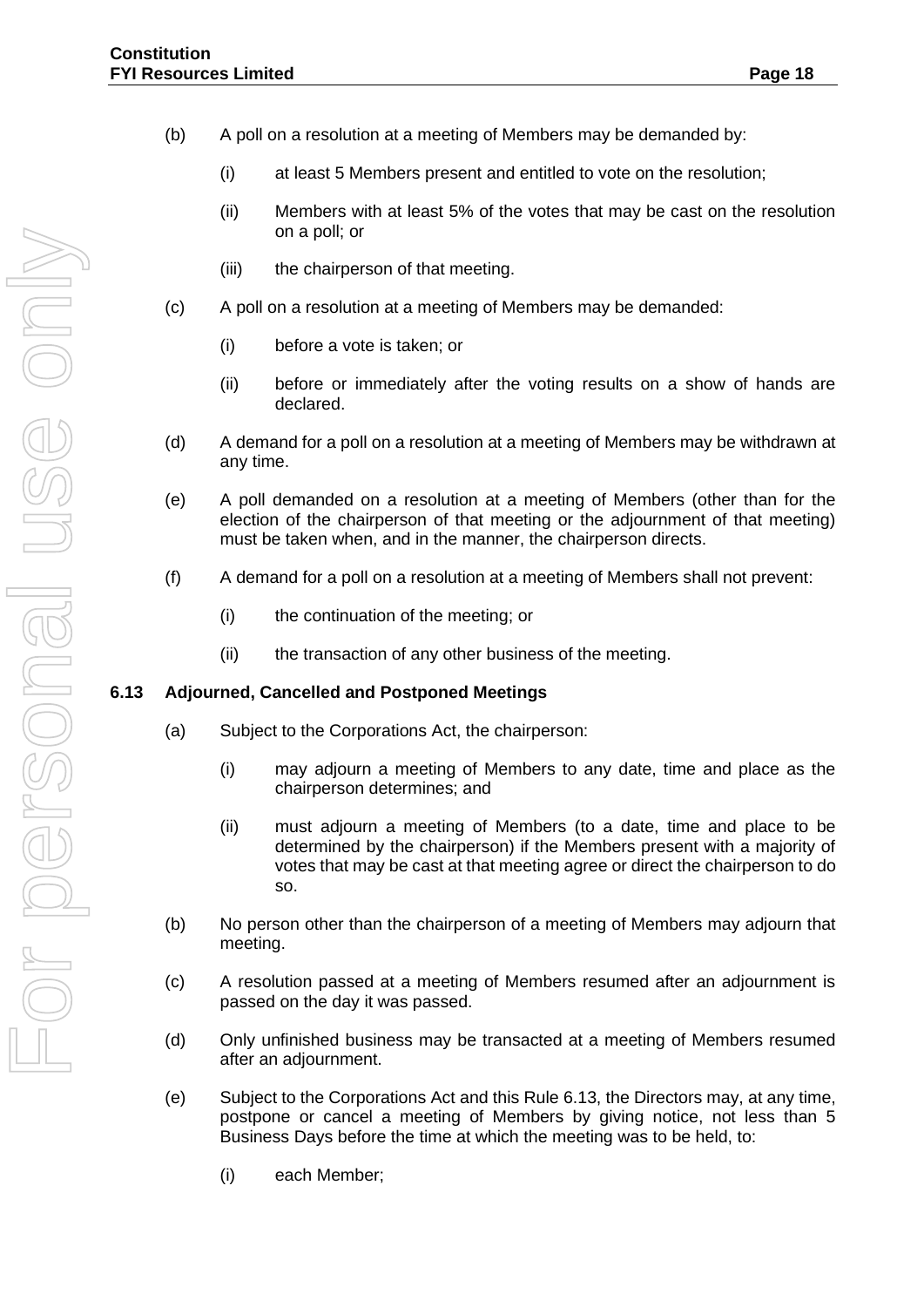(b) A poll on a resolution at a meeting of Members may be demanded by:

   (i) at least 5 Members present and entitled to vote on the resolution;

   (ii) Members with at least 5% of the votes that may be cast on the resolution on a poll; or

   (iii) the chairperson of that meeting.

(c) A poll on a resolution at a meeting of Members may be demanded:

   (i) before a vote is taken; or

   (ii) before or immediately after the voting results on a show of hands are declared.

(d) A demand for a poll on a resolution at a meeting of Members may be withdrawn at any time.

(e) A poll demanded on a resolution at a meeting of Members (other than for the election of the chairperson of that meeting or the adjournment of that meeting) must be taken when, and in the manner, the chairperson directs.

(f) A demand for a poll on a resolution at a meeting of Members shall not prevent:

   (i) the continuation of the meeting; or

   (ii) the transaction of any other business of the meeting.

### 6.13 Adjourned, Cancelled and Postponed Meetings

(a) Subject to the Corporations Act, the chairperson:

   (i) may adjourn a meeting of Members to any date, time and place as the chairperson determines; and

   (ii) must adjourn a meeting of Members (to a date, time and place to be determined by the chairperson) if the Members present with a majority of votes that may be cast at that meeting agree or direct the chairperson to do so.

(b) No person other than the chairperson of a meeting of Members may adjourn that meeting.

(c) A resolution passed at a meeting of Members resumed after an adjournment is passed on the day it was passed.

(d) Only unfinished business may be transacted at a meeting of Members resumed after an adjournment.

(e) Subject to the Corporations Act and this Rule 6.13, the Directors may, at any time, postpone or cancel a meeting of Members by giving notice, not less than 5 Business Days before the time at which the meeting was to be held, to:

   (i) each Member;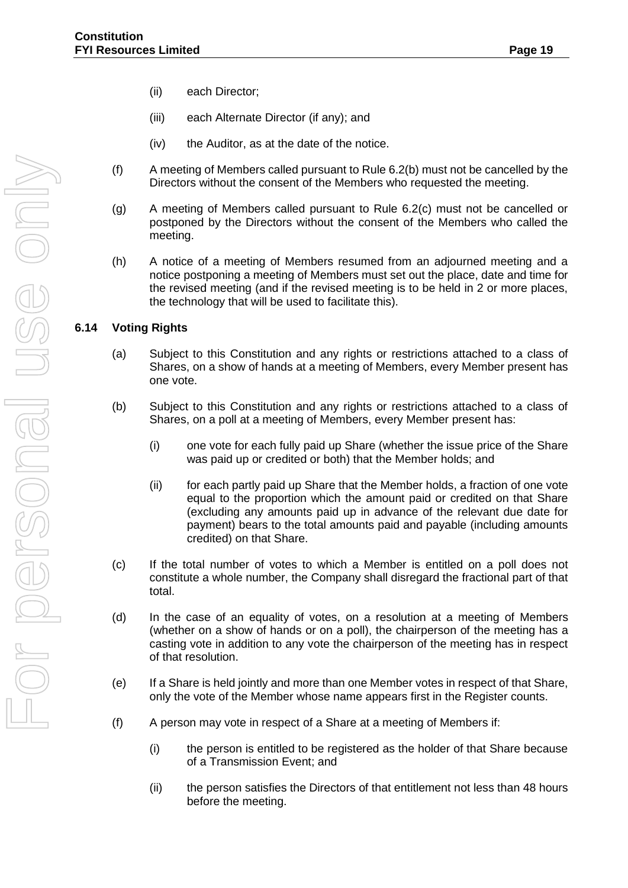(ii) each Director;

(iii) each Alternate Director (if any); and

(iv) the Auditor, as at the date of the notice.

(f) A meeting of Members called pursuant to Rule 6.2(b) must not be cancelled by the Directors without the consent of the Members who requested the meeting.

(g) A meeting of Members called pursuant to Rule 6.2(c) must not be cancelled or postponed by the Directors without the consent of the Members who called the meeting.

(h) A notice of a meeting of Members resumed from an adjourned meeting and a notice postponing a meeting of Members must set out the place, date and time for the revised meeting (and if the revised meeting is to be held in 2 or more places, the technology that will be used to facilitate this).

## 6.14 Voting Rights

(a) Subject to this Constitution and any rights or restrictions attached to a class of Shares, on a show of hands at a meeting of Members, every Member present has one vote.

(b) Subject to this Constitution and any rights or restrictions attached to a class of Shares, on a poll at a meeting of Members, every Member present has:

(i) one vote for each fully paid up Share (whether the issue price of the Share was paid up or credited or both) that the Member holds; and

(ii) for each partly paid up Share that the Member holds, a fraction of one vote equal to the proportion which the amount paid or credited on that Share (excluding any amounts paid up in advance of the relevant due date for payment) bears to the total amounts paid and payable (including amounts credited) on that Share.

(c) If the total number of votes to which a Member is entitled on a poll does not constitute a whole number, the Company shall disregard the fractional part of that total.

(d) In the case of an equality of votes, on a resolution at a meeting of Members (whether on a show of hands or on a poll), the chairperson of the meeting has a casting vote in addition to any vote the chairperson of the meeting has in respect of that resolution.

(e) If a Share is held jointly and more than one Member votes in respect of that Share, only the vote of the Member whose name appears first in the Register counts.

(f) A person may vote in respect of a Share at a meeting of Members if:

(i) the person is entitled to be registered as the holder of that Share because of a Transmission Event; and

(ii) the person satisfies the Directors of that entitlement not less than 48 hours before the meeting.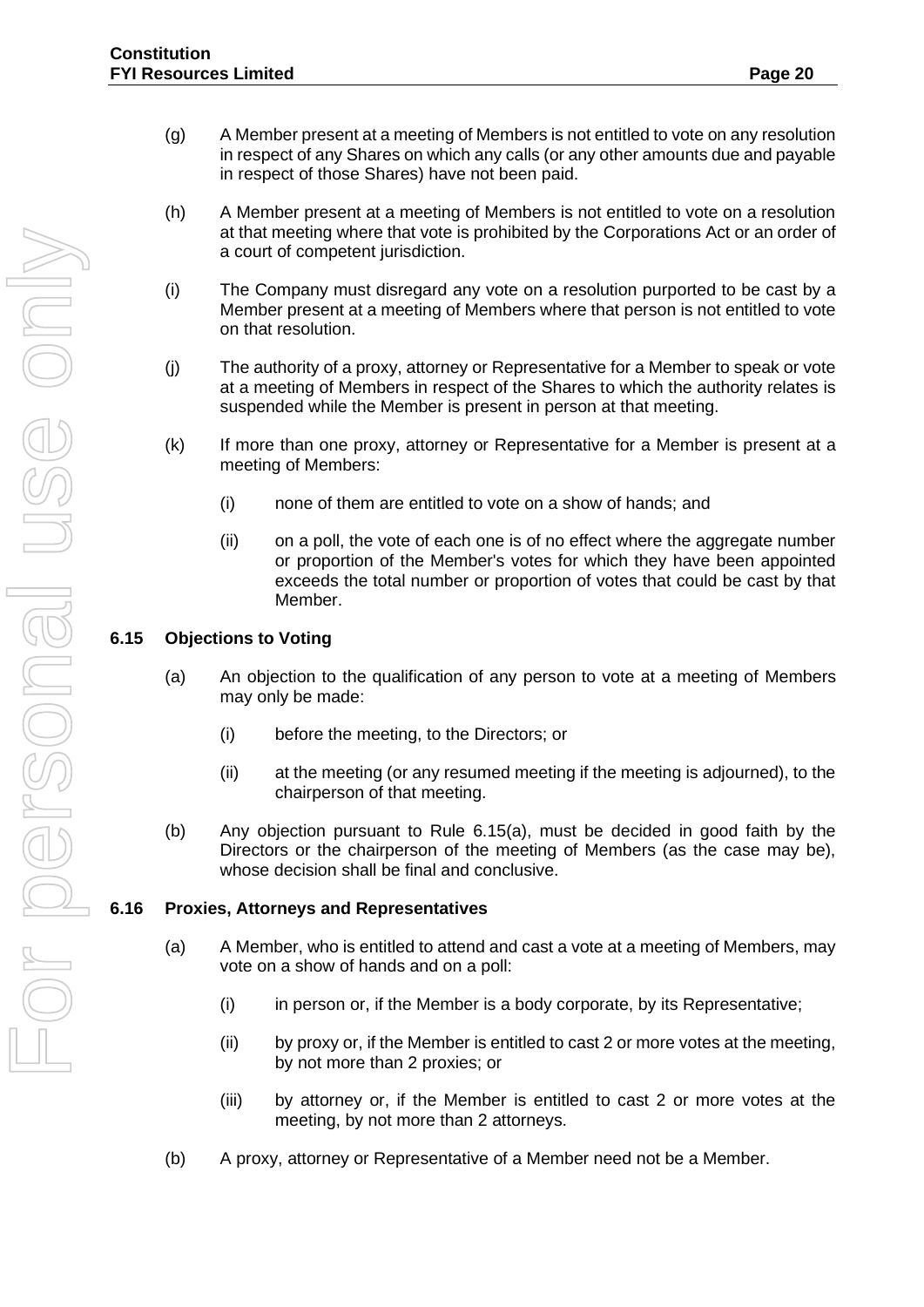(g) A Member present at a meeting of Members is not entitled to vote on any resolution in respect of any Shares on which any calls (or any other amounts due and payable in respect of those Shares) have not been paid.

(h) A Member present at a meeting of Members is not entitled to vote on a resolution at that meeting where that vote is prohibited by the Corporations Act or an order of a court of competent jurisdiction.

(i) The Company must disregard any vote on a resolution purported to be cast by a Member present at a meeting of Members where that person is not entitled to vote on that resolution.

(j) The authority of a proxy, attorney or Representative for a Member to speak or vote at a meeting of Members in respect of the Shares to which the authority relates is suspended while the Member is present in person at that meeting.

(k) If more than one proxy, attorney or Representative for a Member is present at a meeting of Members:

(i) none of them are entitled to vote on a show of hands; and

(ii) on a poll, the vote of each one is of no effect where the aggregate number or proportion of the Member's votes for which they have been appointed exceeds the total number or proportion of votes that could be cast by that Member.

### 6.15 Objections to Voting

(a) An objection to the qualification of any person to vote at a meeting of Members may only be made:

(i) before the meeting, to the Directors; or

(ii) at the meeting (or any resumed meeting if the meeting is adjourned), to the chairperson of that meeting.

(b) Any objection pursuant to Rule 6.15(a), must be decided in good faith by the Directors or the chairperson of the meeting of Members (as the case may be), whose decision shall be final and conclusive.

### 6.16 Proxies, Attorneys and Representatives

(a) A Member, who is entitled to attend and cast a vote at a meeting of Members, may vote on a show of hands and on a poll:

(i) in person or, if the Member is a body corporate, by its Representative;

(ii) by proxy or, if the Member is entitled to cast 2 or more votes at the meeting, by not more than 2 proxies; or

(iii) by attorney or, if the Member is entitled to cast 2 or more votes at the meeting, by not more than 2 attorneys.

(b) A proxy, attorney or Representative of a Member need not be a Member.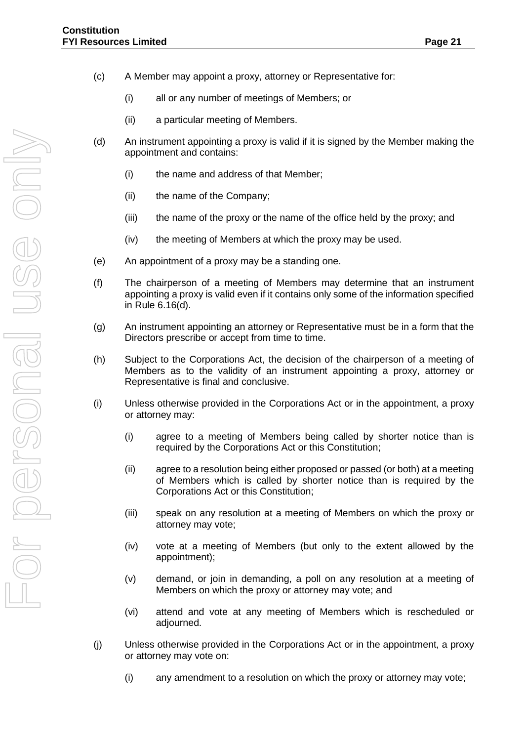(c) A Member may appoint a proxy, attorney or Representative for:

  (i) all or any number of meetings of Members; or

  (ii) a particular meeting of Members.

(d) An instrument appointing a proxy is valid if it is signed by the Member making the appointment and contains:

  (i) the name and address of that Member;

  (ii) the name of the Company;

  (iii) the name of the proxy or the name of the office held by the proxy; and

  (iv) the meeting of Members at which the proxy may be used.

(e) An appointment of a proxy may be a standing one.

(f) The chairperson of a meeting of Members may determine that an instrument appointing a proxy is valid even if it contains only some of the information specified in Rule 6.16(d).

(g) An instrument appointing an attorney or Representative must be in a form that the Directors prescribe or accept from time to time.

(h) Subject to the Corporations Act, the decision of the chairperson of a meeting of Members as to the validity of an instrument appointing a proxy, attorney or Representative is final and conclusive.

(i) Unless otherwise provided in the Corporations Act or in the appointment, a proxy or attorney may:

  (i) agree to a meeting of Members being called by shorter notice than is required by the Corporations Act or this Constitution;

  (ii) agree to a resolution being either proposed or passed (or both) at a meeting of Members which is called by shorter notice than is required by the Corporations Act or this Constitution;

  (iii) speak on any resolution at a meeting of Members on which the proxy or attorney may vote;

  (iv) vote at a meeting of Members (but only to the extent allowed by the appointment);

  (v) demand, or join in demanding, a poll on any resolution at a meeting of Members on which the proxy or attorney may vote; and

  (vi) attend and vote at any meeting of Members which is rescheduled or adjourned.

(j) Unless otherwise provided in the Corporations Act or in the appointment, a proxy or attorney may vote on:

  (i) any amendment to a resolution on which the proxy or attorney may vote;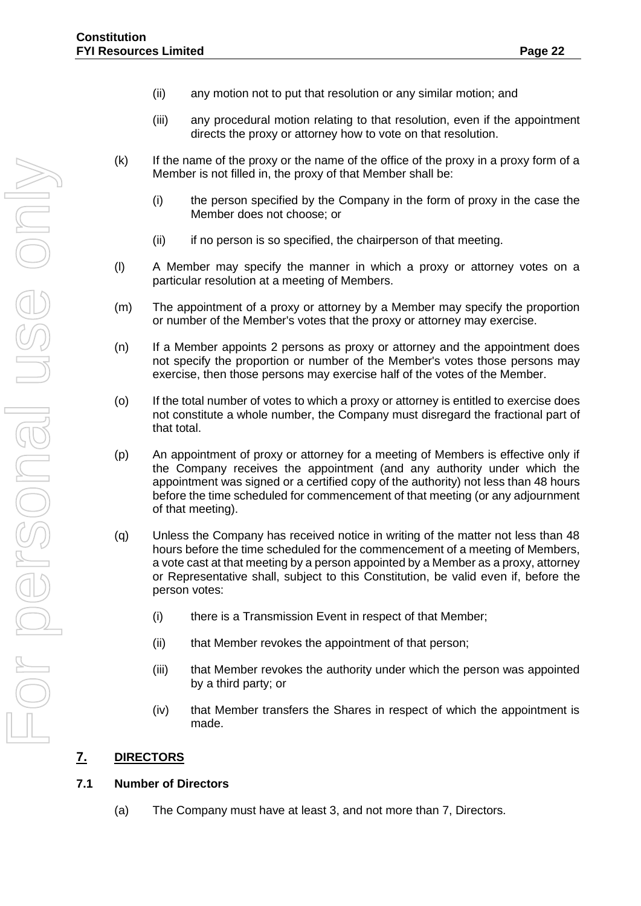(ii) any motion not to put that resolution or any similar motion; and

(iii) any procedural motion relating to that resolution, even if the appointment directs the proxy or attorney how to vote on that resolution.

(k) If the name of the proxy or the name of the office of the proxy in a proxy form of a Member is not filled in, the proxy of that Member shall be:

(i) the person specified by the Company in the form of proxy in the case the Member does not choose; or

(ii) if no person is so specified, the chairperson of that meeting.

(l) A Member may specify the manner in which a proxy or attorney votes on a particular resolution at a meeting of Members.

(m) The appointment of a proxy or attorney by a Member may specify the proportion or number of the Member's votes that the proxy or attorney may exercise.

(n) If a Member appoints 2 persons as proxy or attorney and the appointment does not specify the proportion or number of the Member's votes those persons may exercise, then those persons may exercise half of the votes of the Member.

(o) If the total number of votes to which a proxy or attorney is entitled to exercise does not constitute a whole number, the Company must disregard the fractional part of that total.

(p) An appointment of proxy or attorney for a meeting of Members is effective only if the Company receives the appointment (and any authority under which the appointment was signed or a certified copy of the authority) not less than 48 hours before the time scheduled for commencement of that meeting (or any adjournment of that meeting).

(q) Unless the Company has received notice in writing of the matter not less than 48 hours before the time scheduled for the commencement of a meeting of Members, a vote cast at that meeting by a person appointed by a Member as a proxy, attorney or Representative shall, subject to this Constitution, be valid even if, before the person votes:

(i) there is a Transmission Event in respect of that Member;

(ii) that Member revokes the appointment of that person;

(iii) that Member revokes the authority under which the person was appointed by a third party; or

(iv) that Member transfers the Shares in respect of which the appointment is made.

## 7. DIRECTORS

### 7.1 Number of Directors

(a) The Company must have at least 3, and not more than 7, Directors.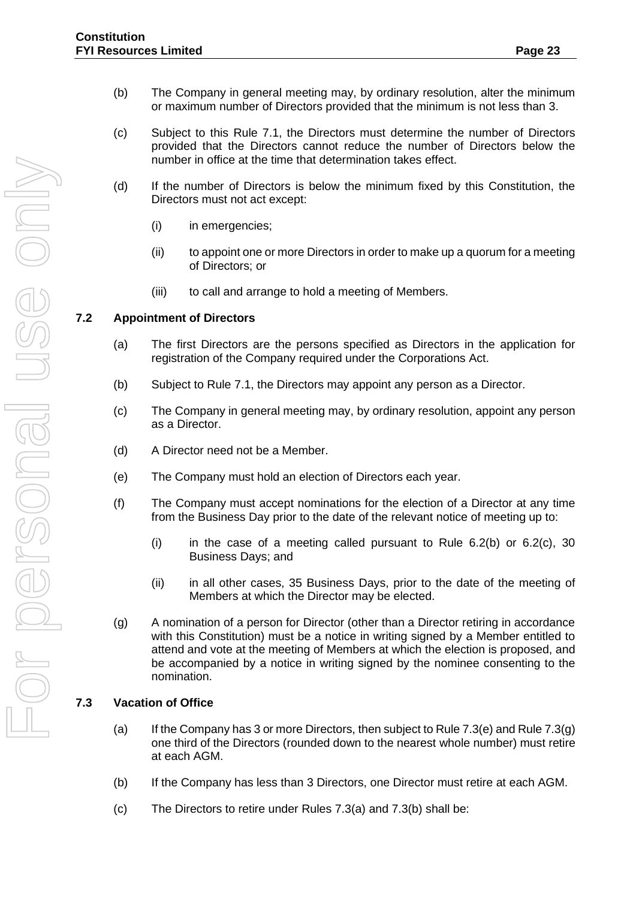(b) The Company in general meeting may, by ordinary resolution, alter the minimum or maximum number of Directors provided that the minimum is not less than 3.

(c) Subject to this Rule 7.1, the Directors must determine the number of Directors provided that the Directors cannot reduce the number of Directors below the number in office at the time that determination takes effect.

(d) If the number of Directors is below the minimum fixed by this Constitution, the Directors must not act except:

(i) in emergencies;

(ii) to appoint one or more Directors in order to make up a quorum for a meeting of Directors; or

(iii) to call and arrange to hold a meeting of Members.

## 7.2 Appointment of Directors

(a) The first Directors are the persons specified as Directors in the application for registration of the Company required under the Corporations Act.

(b) Subject to Rule 7.1, the Directors may appoint any person as a Director.

(c) The Company in general meeting may, by ordinary resolution, appoint any person as a Director.

(d) A Director need not be a Member.

(e) The Company must hold an election of Directors each year.

(f) The Company must accept nominations for the election of a Director at any time from the Business Day prior to the date of the relevant notice of meeting up to:

(i) in the case of a meeting called pursuant to Rule 6.2(b) or 6.2(c), 30 Business Days; and

(ii) in all other cases, 35 Business Days, prior to the date of the meeting of Members at which the Director may be elected.

(g) A nomination of a person for Director (other than a Director retiring in accordance with this Constitution) must be a notice in writing signed by a Member entitled to attend and vote at the meeting of Members at which the election is proposed, and be accompanied by a notice in writing signed by the nominee consenting to the nomination.

## 7.3 Vacation of Office

(a) If the Company has 3 or more Directors, then subject to Rule 7.3(e) and Rule 7.3(g) one third of the Directors (rounded down to the nearest whole number) must retire at each AGM.

(b) If the Company has less than 3 Directors, one Director must retire at each AGM.

(c) The Directors to retire under Rules 7.3(a) and 7.3(b) shall be: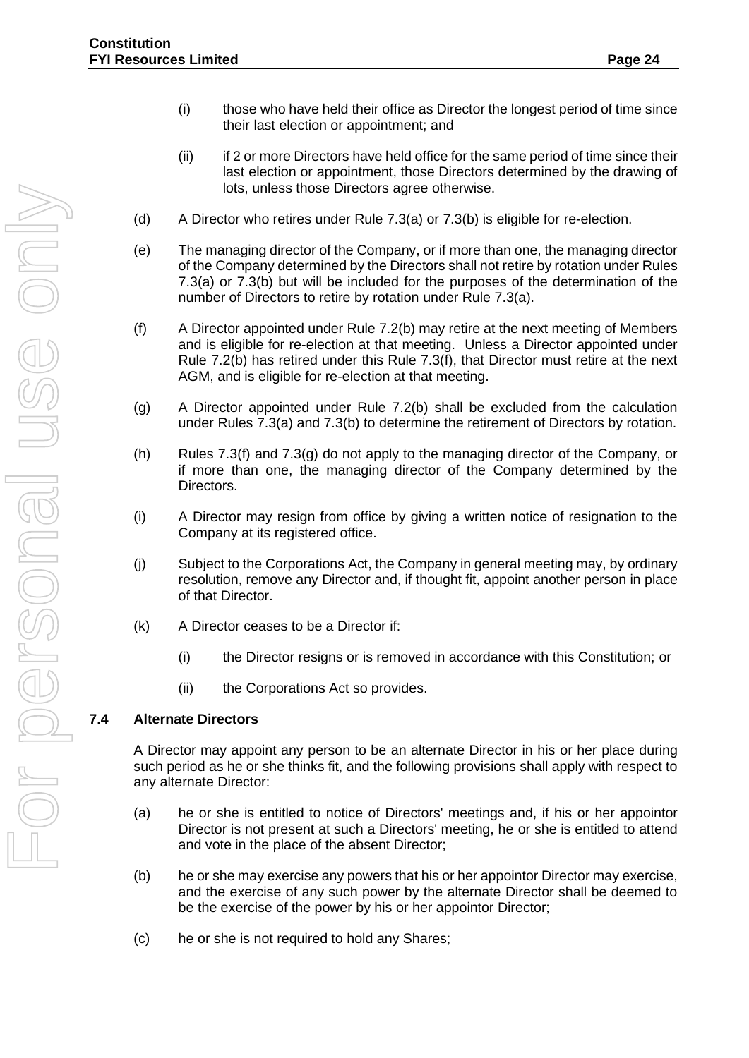(i) those who have held their office as Director the longest period of time since their last election or appointment; and

(ii) if 2 or more Directors have held office for the same period of time since their last election or appointment, those Directors determined by the drawing of lots, unless those Directors agree otherwise.

(d) A Director who retires under Rule 7.3(a) or 7.3(b) is eligible for re-election.

(e) The managing director of the Company, or if more than one, the managing director of the Company determined by the Directors shall not retire by rotation under Rules 7.3(a) or 7.3(b) but will be included for the purposes of the determination of the number of Directors to retire by rotation under Rule 7.3(a).

(f) A Director appointed under Rule 7.2(b) may retire at the next meeting of Members and is eligible for re-election at that meeting. Unless a Director appointed under Rule 7.2(b) has retired under this Rule 7.3(f), that Director must retire at the next AGM, and is eligible for re-election at that meeting.

(g) A Director appointed under Rule 7.2(b) shall be excluded from the calculation under Rules 7.3(a) and 7.3(b) to determine the retirement of Directors by rotation.

(h) Rules 7.3(f) and 7.3(g) do not apply to the managing director of the Company, or if more than one, the managing director of the Company determined by the Directors.

(i) A Director may resign from office by giving a written notice of resignation to the Company at its registered office.

(j) Subject to the Corporations Act, the Company in general meeting may, by ordinary resolution, remove any Director and, if thought fit, appoint another person in place of that Director.

(k) A Director ceases to be a Director if:

(i) the Director resigns or is removed in accordance with this Constitution; or

(ii) the Corporations Act so provides.

### 7.4 Alternate Directors

A Director may appoint any person to be an alternate Director in his or her place during such period as he or she thinks fit, and the following provisions shall apply with respect to any alternate Director:

(a) he or she is entitled to notice of Directors' meetings and, if his or her appointor Director is not present at such a Directors' meeting, he or she is entitled to attend and vote in the place of the absent Director;

(b) he or she may exercise any powers that his or her appointor Director may exercise, and the exercise of any such power by the alternate Director shall be deemed to be the exercise of the power by his or her appointor Director;

(c) he or she is not required to hold any Shares;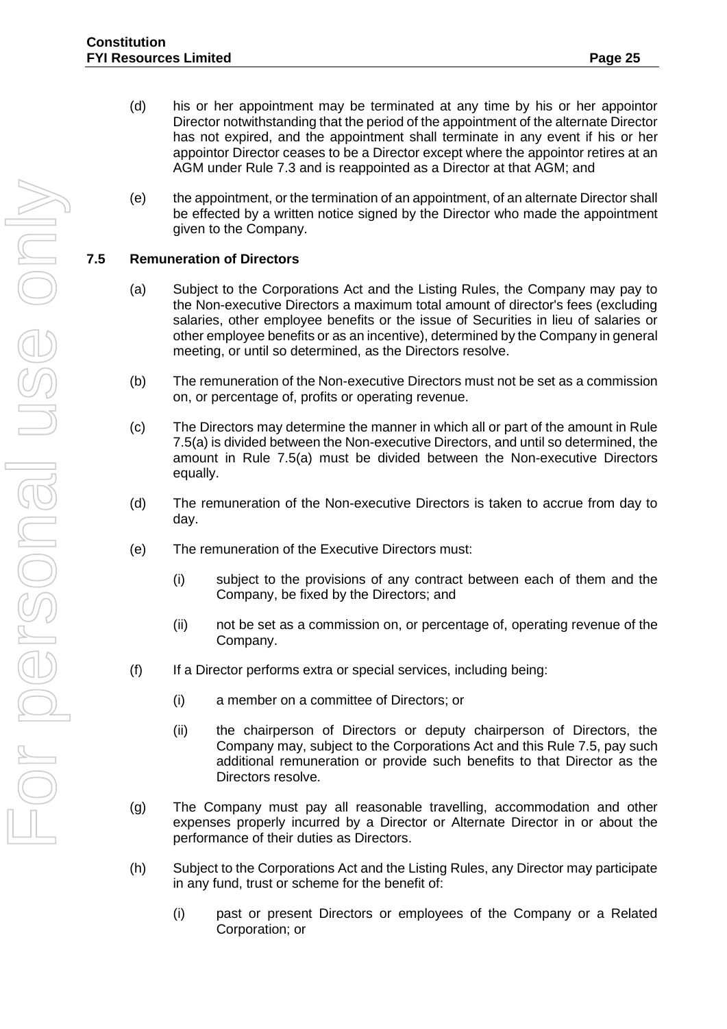(d) his or her appointment may be terminated at any time by his or her appointor Director notwithstanding that the period of the appointment of the alternate Director has not expired, and the appointment shall terminate in any event if his or her appointor Director ceases to be a Director except where the appointor retires at an AGM under Rule 7.3 and is reappointed as a Director at that AGM; and

(e) the appointment, or the termination of an appointment, of an alternate Director shall be effected by a written notice signed by the Director who made the appointment given to the Company.

### 7.5 Remuneration of Directors

(a) Subject to the Corporations Act and the Listing Rules, the Company may pay to the Non-executive Directors a maximum total amount of director's fees (excluding salaries, other employee benefits or the issue of Securities in lieu of salaries or other employee benefits or as an incentive), determined by the Company in general meeting, or until so determined, as the Directors resolve.

(b) The remuneration of the Non-executive Directors must not be set as a commission on, or percentage of, profits or operating revenue.

(c) The Directors may determine the manner in which all or part of the amount in Rule 7.5(a) is divided between the Non-executive Directors, and until so determined, the amount in Rule 7.5(a) must be divided between the Non-executive Directors equally.

(d) The remuneration of the Non-executive Directors is taken to accrue from day to day.

(e) The remuneration of the Executive Directors must:

  (i) subject to the provisions of any contract between each of them and the Company, be fixed by the Directors; and

  (ii) not be set as a commission on, or percentage of, operating revenue of the Company.

(f) If a Director performs extra or special services, including being:

  (i) a member on a committee of Directors; or

  (ii) the chairperson of Directors or deputy chairperson of Directors, the Company may, subject to the Corporations Act and this Rule 7.5, pay such additional remuneration or provide such benefits to that Director as the Directors resolve.

(g) The Company must pay all reasonable travelling, accommodation and other expenses properly incurred by a Director or Alternate Director in or about the performance of their duties as Directors.

(h) Subject to the Corporations Act and the Listing Rules, any Director may participate in any fund, trust or scheme for the benefit of:

  (i) past or present Directors or employees of the Company or a Related Corporation; or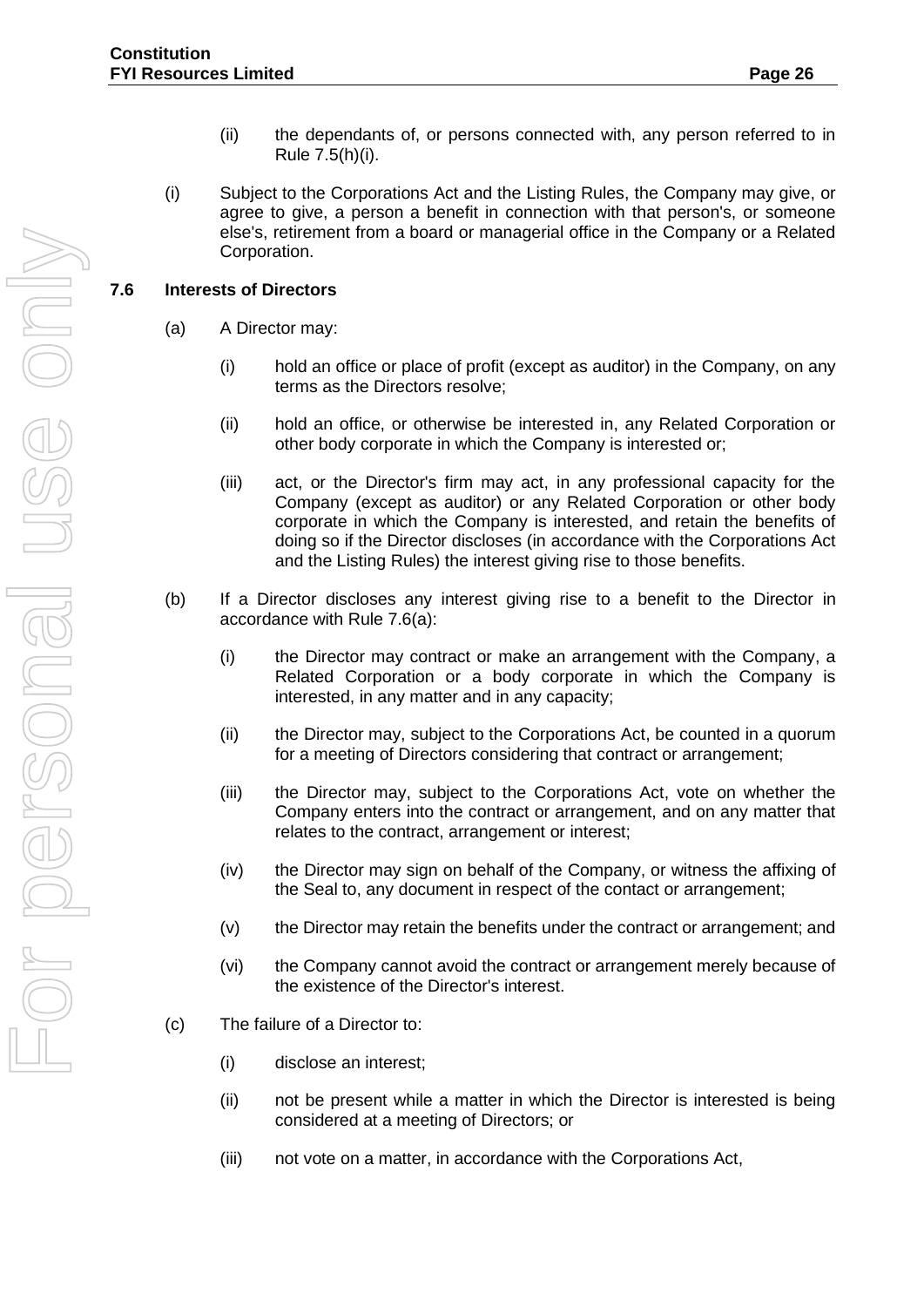(ii) the dependants of, or persons connected with, any person referred to in Rule 7.5(h)(i).

(i) Subject to the Corporations Act and the Listing Rules, the Company may give, or agree to give, a person a benefit in connection with that person's, or someone else's, retirement from a board or managerial office in the Company or a Related Corporation.

## 7.6 Interests of Directors

(a) A Director may:

(i) hold an office or place of profit (except as auditor) in the Company, on any terms as the Directors resolve;

(ii) hold an office, or otherwise be interested in, any Related Corporation or other body corporate in which the Company is interested or;

(iii) act, or the Director's firm may act, in any professional capacity for the Company (except as auditor) or any Related Corporation or other body corporate in which the Company is interested, and retain the benefits of doing so if the Director discloses (in accordance with the Corporations Act and the Listing Rules) the interest giving rise to those benefits.

(b) If a Director discloses any interest giving rise to a benefit to the Director in accordance with Rule 7.6(a):

(i) the Director may contract or make an arrangement with the Company, a Related Corporation or a body corporate in which the Company is interested, in any matter and in any capacity;

(ii) the Director may, subject to the Corporations Act, be counted in a quorum for a meeting of Directors considering that contract or arrangement;

(iii) the Director may, subject to the Corporations Act, vote on whether the Company enters into the contract or arrangement, and on any matter that relates to the contract, arrangement or interest;

(iv) the Director may sign on behalf of the Company, or witness the affixing of the Seal to, any document in respect of the contact or arrangement;

(v) the Director may retain the benefits under the contract or arrangement; and

(vi) the Company cannot avoid the contract or arrangement merely because of the existence of the Director's interest.

(c) The failure of a Director to:

(i) disclose an interest;

(ii) not be present while a matter in which the Director is interested is being considered at a meeting of Directors; or

(iii) not vote on a matter, in accordance with the Corporations Act,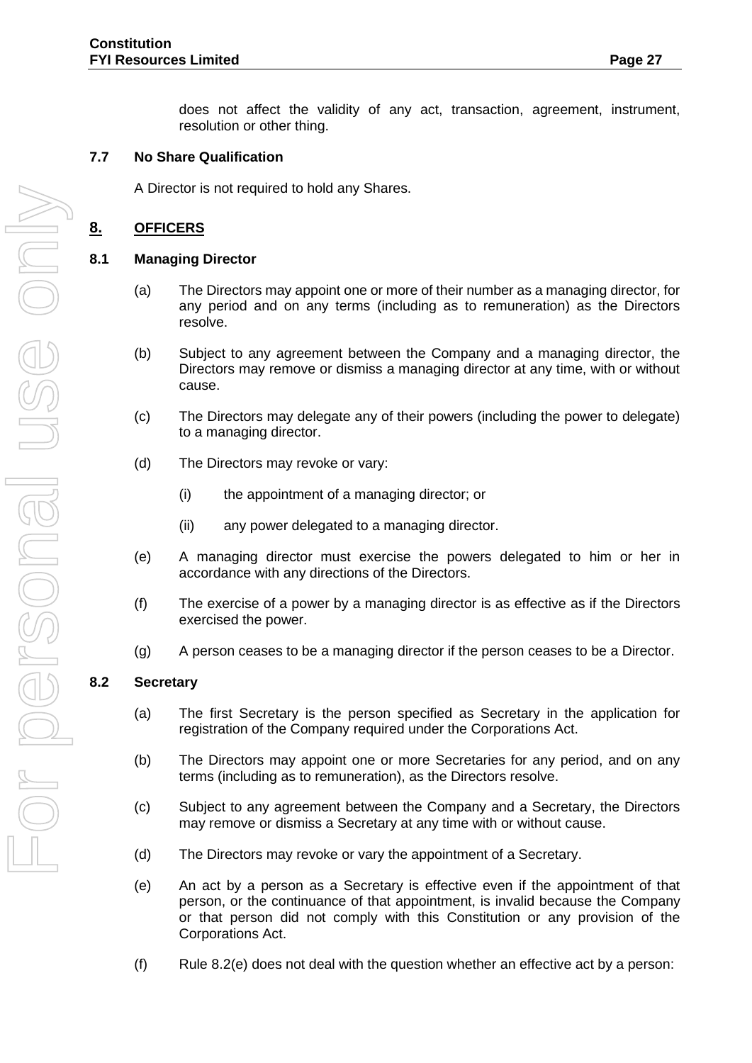does not affect the validity of any act, transaction, agreement, instrument, resolution or other thing.

### 7.7 No Share Qualification

A Director is not required to hold any Shares.

## 8. OFFICERS

### 8.1 Managing Director

(a) The Directors may appoint one or more of their number as a managing director, for any period and on any terms (including as to remuneration) as the Directors resolve.

(b) Subject to any agreement between the Company and a managing director, the Directors may remove or dismiss a managing director at any time, with or without cause.

(c) The Directors may delegate any of their powers (including the power to delegate) to a managing director.

(d) The Directors may revoke or vary:

(i) the appointment of a managing director; or

(ii) any power delegated to a managing director.

(e) A managing director must exercise the powers delegated to him or her in accordance with any directions of the Directors.

(f) The exercise of a power by a managing director is as effective as if the Directors exercised the power.

(g) A person ceases to be a managing director if the person ceases to be a Director.

### 8.2 Secretary

(a) The first Secretary is the person specified as Secretary in the application for registration of the Company required under the Corporations Act.

(b) The Directors may appoint one or more Secretaries for any period, and on any terms (including as to remuneration), as the Directors resolve.

(c) Subject to any agreement between the Company and a Secretary, the Directors may remove or dismiss a Secretary at any time with or without cause.

(d) The Directors may revoke or vary the appointment of a Secretary.

(e) An act by a person as a Secretary is effective even if the appointment of that person, or the continuance of that appointment, is invalid because the Company or that person did not comply with this Constitution or any provision of the Corporations Act.

(f) Rule 8.2(e) does not deal with the question whether an effective act by a person: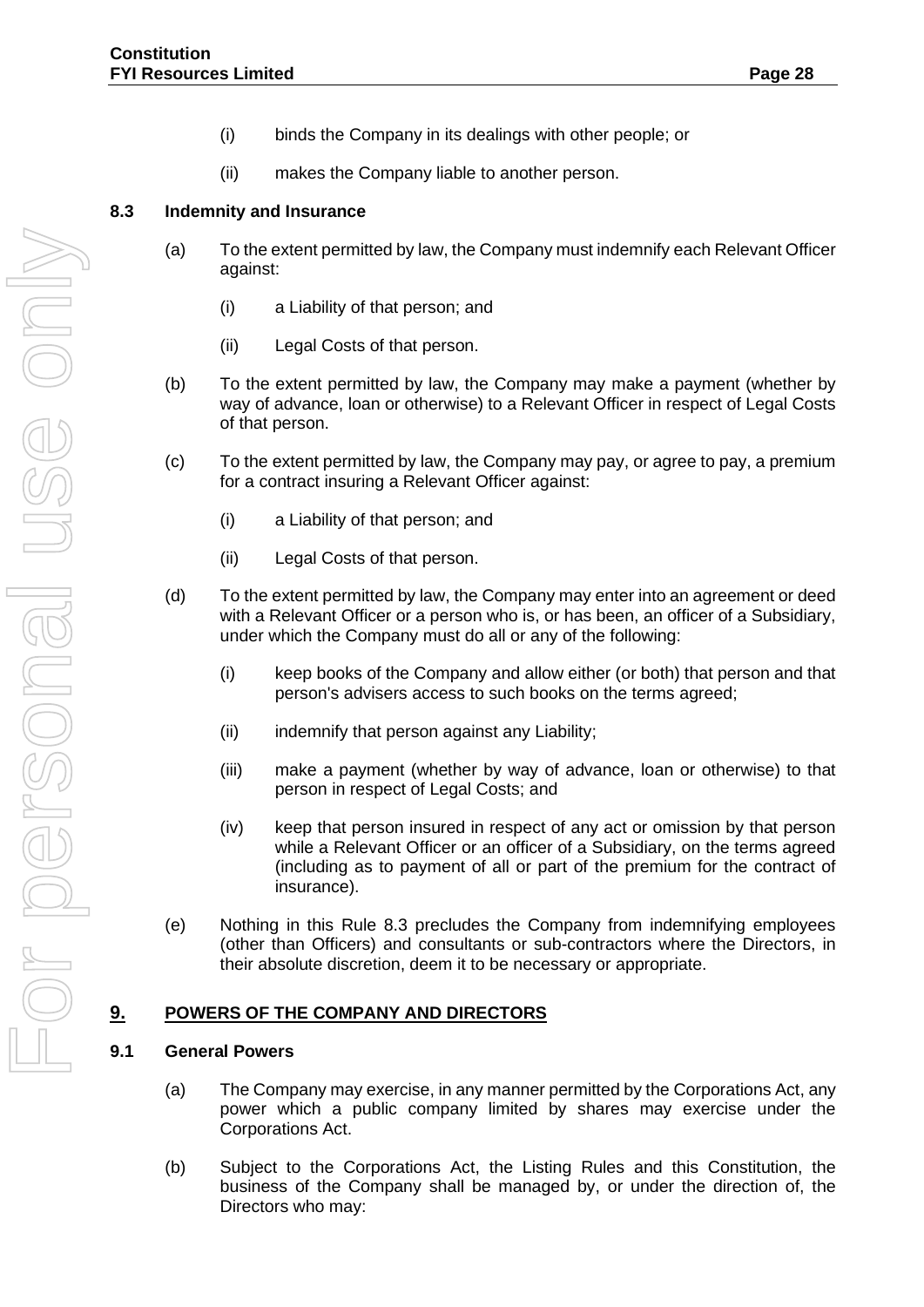(i) binds the Company in its dealings with other people; or

(ii) makes the Company liable to another person.

### 8.3 Indemnity and Insurance

(a) To the extent permitted by law, the Company must indemnify each Relevant Officer against:

(i) a Liability of that person; and

(ii) Legal Costs of that person.

(b) To the extent permitted by law, the Company may make a payment (whether by way of advance, loan or otherwise) to a Relevant Officer in respect of Legal Costs of that person.

(c) To the extent permitted by law, the Company may pay, or agree to pay, a premium for a contract insuring a Relevant Officer against:

(i) a Liability of that person; and

(ii) Legal Costs of that person.

(d) To the extent permitted by law, the Company may enter into an agreement or deed with a Relevant Officer or a person who is, or has been, an officer of a Subsidiary, under which the Company must do all or any of the following:

(i) keep books of the Company and allow either (or both) that person and that person's advisers access to such books on the terms agreed;

(ii) indemnify that person against any Liability;

(iii) make a payment (whether by way of advance, loan or otherwise) to that person in respect of Legal Costs; and

(iv) keep that person insured in respect of any act or omission by that person while a Relevant Officer or an officer of a Subsidiary, on the terms agreed (including as to payment of all or part of the premium for the contract of insurance).

(e) Nothing in this Rule 8.3 precludes the Company from indemnifying employees (other than Officers) and consultants or sub-contractors where the Directors, in their absolute discretion, deem it to be necessary or appropriate.

## 9. POWERS OF THE COMPANY AND DIRECTORS

### 9.1 General Powers

(a) The Company may exercise, in any manner permitted by the Corporations Act, any power which a public company limited by shares may exercise under the Corporations Act.

(b) Subject to the Corporations Act, the Listing Rules and this Constitution, the business of the Company shall be managed by, or under the direction of, the Directors who may: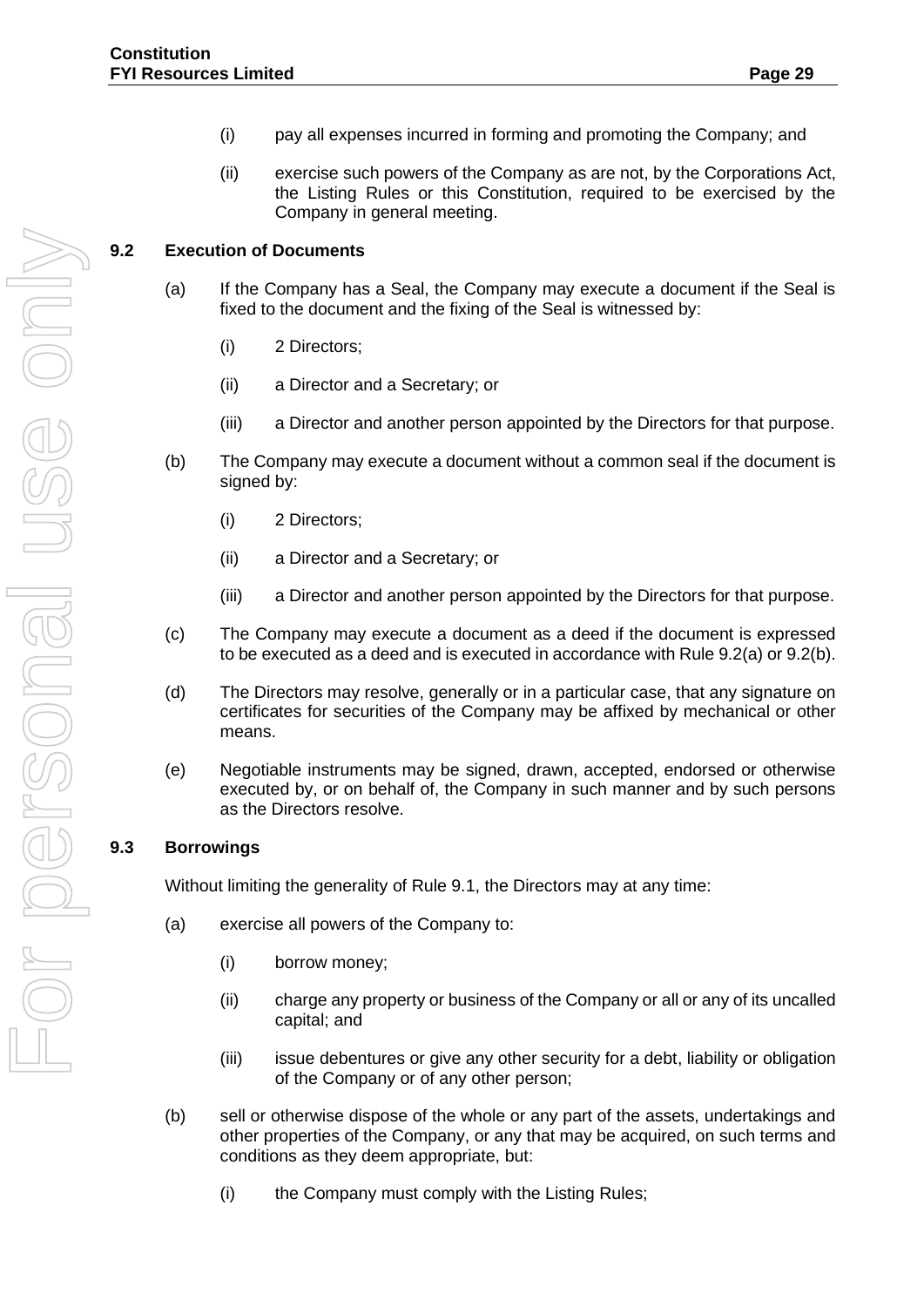(i) pay all expenses incurred in forming and promoting the Company; and

(ii) exercise such powers of the Company as are not, by the Corporations Act, the Listing Rules or this Constitution, required to be exercised by the Company in general meeting.

## 9.2 Execution of Documents

(a) If the Company has a Seal, the Company may execute a document if the Seal is fixed to the document and the fixing of the Seal is witnessed by:

(i) 2 Directors;

(ii) a Director and a Secretary; or

(iii) a Director and another person appointed by the Directors for that purpose.

(b) The Company may execute a document without a common seal if the document is signed by:

(i) 2 Directors;

(ii) a Director and a Secretary; or

(iii) a Director and another person appointed by the Directors for that purpose.

(c) The Company may execute a document as a deed if the document is expressed to be executed as a deed and is executed in accordance with Rule 9.2(a) or 9.2(b).

(d) The Directors may resolve, generally or in a particular case, that any signature on certificates for securities of the Company may be affixed by mechanical or other means.

(e) Negotiable instruments may be signed, drawn, accepted, endorsed or otherwise executed by, or on behalf of, the Company in such manner and by such persons as the Directors resolve.

## 9.3 Borrowings

Without limiting the generality of Rule 9.1, the Directors may at any time:

(a) exercise all powers of the Company to:

(i) borrow money;

(ii) charge any property or business of the Company or all or any of its uncalled capital; and

(iii) issue debentures or give any other security for a debt, liability or obligation of the Company or of any other person;

(b) sell or otherwise dispose of the whole or any part of the assets, undertakings and other properties of the Company, or any that may be acquired, on such terms and conditions as they deem appropriate, but:

(i) the Company must comply with the Listing Rules;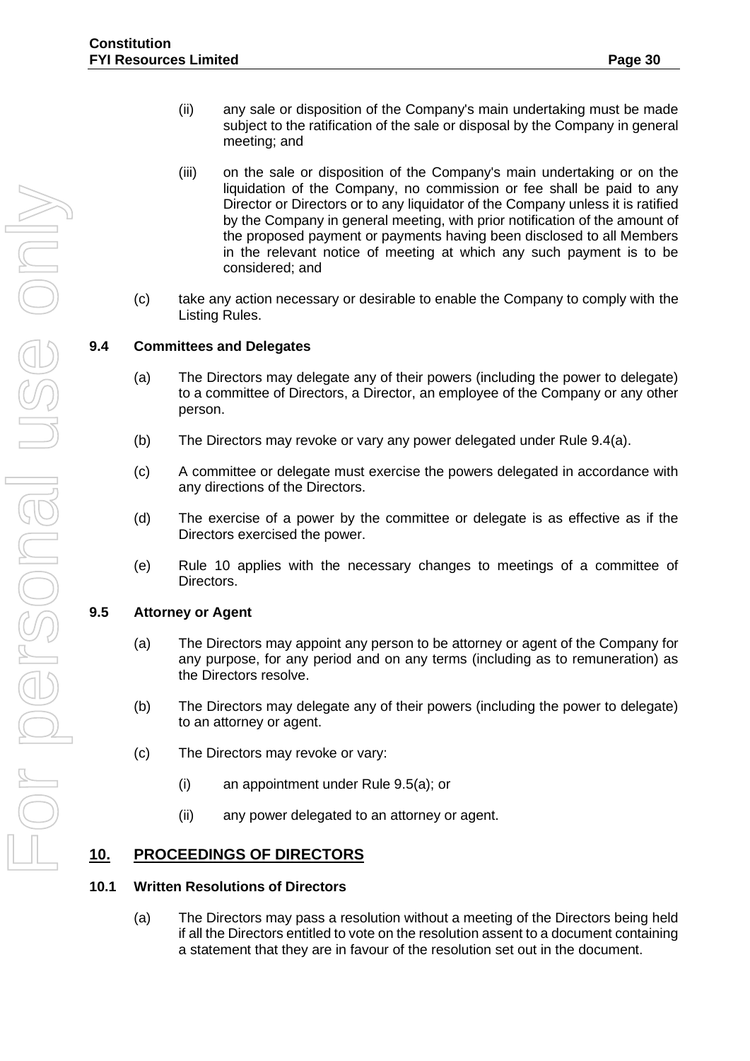(ii) any sale or disposition of the Company's main undertaking must be made subject to the ratification of the sale or disposal by the Company in general meeting; and

(iii) on the sale or disposition of the Company's main undertaking or on the liquidation of the Company, no commission or fee shall be paid to any Director or Directors or to any liquidator of the Company unless it is ratified by the Company in general meeting, with prior notification of the amount of the proposed payment or payments having been disclosed to all Members in the relevant notice of meeting at which any such payment is to be considered; and

(c) take any action necessary or desirable to enable the Company to comply with the Listing Rules.

### 9.4 Committees and Delegates

(a) The Directors may delegate any of their powers (including the power to delegate) to a committee of Directors, a Director, an employee of the Company or any other person.

(b) The Directors may revoke or vary any power delegated under Rule 9.4(a).

(c) A committee or delegate must exercise the powers delegated in accordance with any directions of the Directors.

(d) The exercise of a power by the committee or delegate is as effective as if the Directors exercised the power.

(e) Rule 10 applies with the necessary changes to meetings of a committee of Directors.

### 9.5 Attorney or Agent

(a) The Directors may appoint any person to be attorney or agent of the Company for any purpose, for any period and on any terms (including as to remuneration) as the Directors resolve.

(b) The Directors may delegate any of their powers (including the power to delegate) to an attorney or agent.

(c) The Directors may revoke or vary:

(i) an appointment under Rule 9.5(a); or

(ii) any power delegated to an attorney or agent.

## 10. PROCEEDINGS OF DIRECTORS

### 10.1 Written Resolutions of Directors

(a) The Directors may pass a resolution without a meeting of the Directors being held if all the Directors entitled to vote on the resolution assent to a document containing a statement that they are in favour of the resolution set out in the document.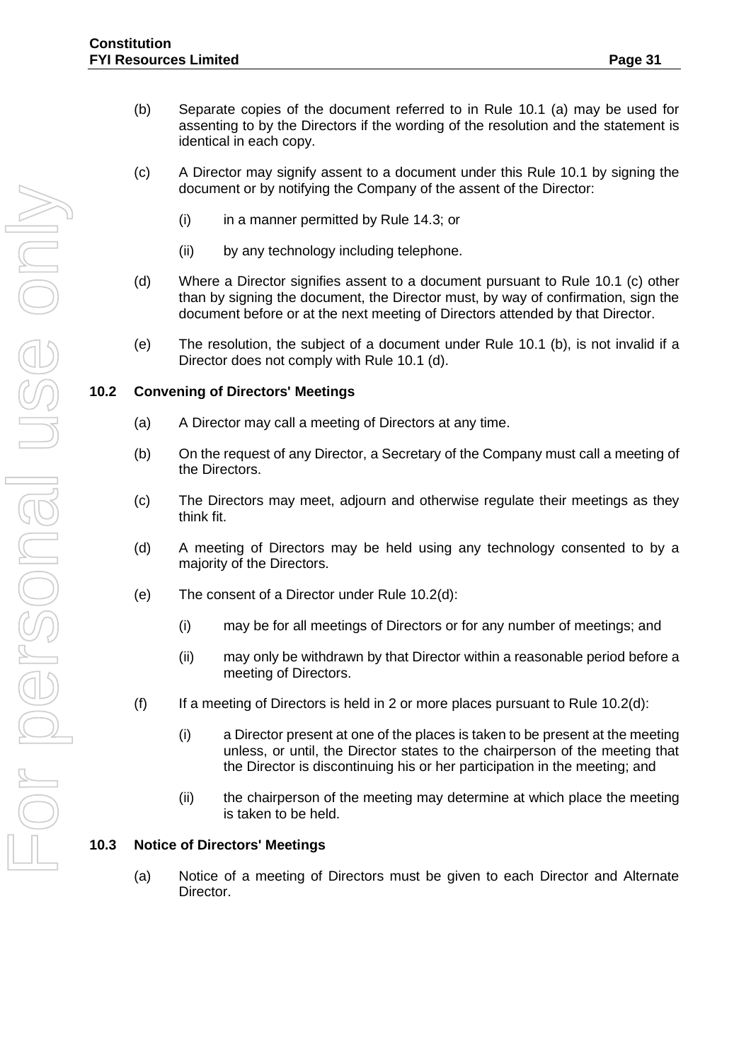(b) Separate copies of the document referred to in Rule 10.1 (a) may be used for assenting to by the Directors if the wording of the resolution and the statement is identical in each copy.

(c) A Director may signify assent to a document under this Rule 10.1 by signing the document or by notifying the Company of the assent of the Director:

  (i) in a manner permitted by Rule 14.3; or

  (ii) by any technology including telephone.

(d) Where a Director signifies assent to a document pursuant to Rule 10.1 (c) other than by signing the document, the Director must, by way of confirmation, sign the document before or at the next meeting of Directors attended by that Director.

(e) The resolution, the subject of a document under Rule 10.1 (b), is not invalid if a Director does not comply with Rule 10.1 (d).

### 10.2 Convening of Directors' Meetings

(a) A Director may call a meeting of Directors at any time.

(b) On the request of any Director, a Secretary of the Company must call a meeting of the Directors.

(c) The Directors may meet, adjourn and otherwise regulate their meetings as they think fit.

(d) A meeting of Directors may be held using any technology consented to by a majority of the Directors.

(e) The consent of a Director under Rule 10.2(d):

  (i) may be for all meetings of Directors or for any number of meetings; and

  (ii) may only be withdrawn by that Director within a reasonable period before a meeting of Directors.

(f) If a meeting of Directors is held in 2 or more places pursuant to Rule 10.2(d):

  (i) a Director present at one of the places is taken to be present at the meeting unless, or until, the Director states to the chairperson of the meeting that the Director is discontinuing his or her participation in the meeting; and

  (ii) the chairperson of the meeting may determine at which place the meeting is taken to be held.

### 10.3 Notice of Directors' Meetings

(a) Notice of a meeting of Directors must be given to each Director and Alternate Director.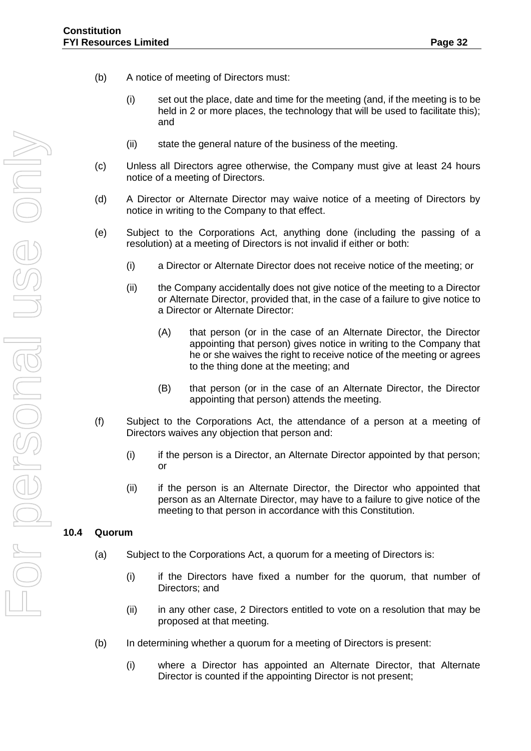(b) A notice of meeting of Directors must:

(i) set out the place, date and time for the meeting (and, if the meeting is to be held in 2 or more places, the technology that will be used to facilitate this); and

(ii) state the general nature of the business of the meeting.

(c) Unless all Directors agree otherwise, the Company must give at least 24 hours notice of a meeting of Directors.

(d) A Director or Alternate Director may waive notice of a meeting of Directors by notice in writing to the Company to that effect.

(e) Subject to the Corporations Act, anything done (including the passing of a resolution) at a meeting of Directors is not invalid if either or both:

(i) a Director or Alternate Director does not receive notice of the meeting; or

(ii) the Company accidentally does not give notice of the meeting to a Director or Alternate Director, provided that, in the case of a failure to give notice to a Director or Alternate Director:

(A) that person (or in the case of an Alternate Director, the Director appointing that person) gives notice in writing to the Company that he or she waives the right to receive notice of the meeting or agrees to the thing done at the meeting; and

(B) that person (or in the case of an Alternate Director, the Director appointing that person) attends the meeting.

(f) Subject to the Corporations Act, the attendance of a person at a meeting of Directors waives any objection that person and:

(i) if the person is a Director, an Alternate Director appointed by that person; or

(ii) if the person is an Alternate Director, the Director who appointed that person as an Alternate Director, may have to a failure to give notice of the meeting to that person in accordance with this Constitution.

### 10.4 Quorum

(a) Subject to the Corporations Act, a quorum for a meeting of Directors is:

(i) if the Directors have fixed a number for the quorum, that number of Directors; and

(ii) in any other case, 2 Directors entitled to vote on a resolution that may be proposed at that meeting.

(b) In determining whether a quorum for a meeting of Directors is present:

(i) where a Director has appointed an Alternate Director, that Alternate Director is counted if the appointing Director is not present;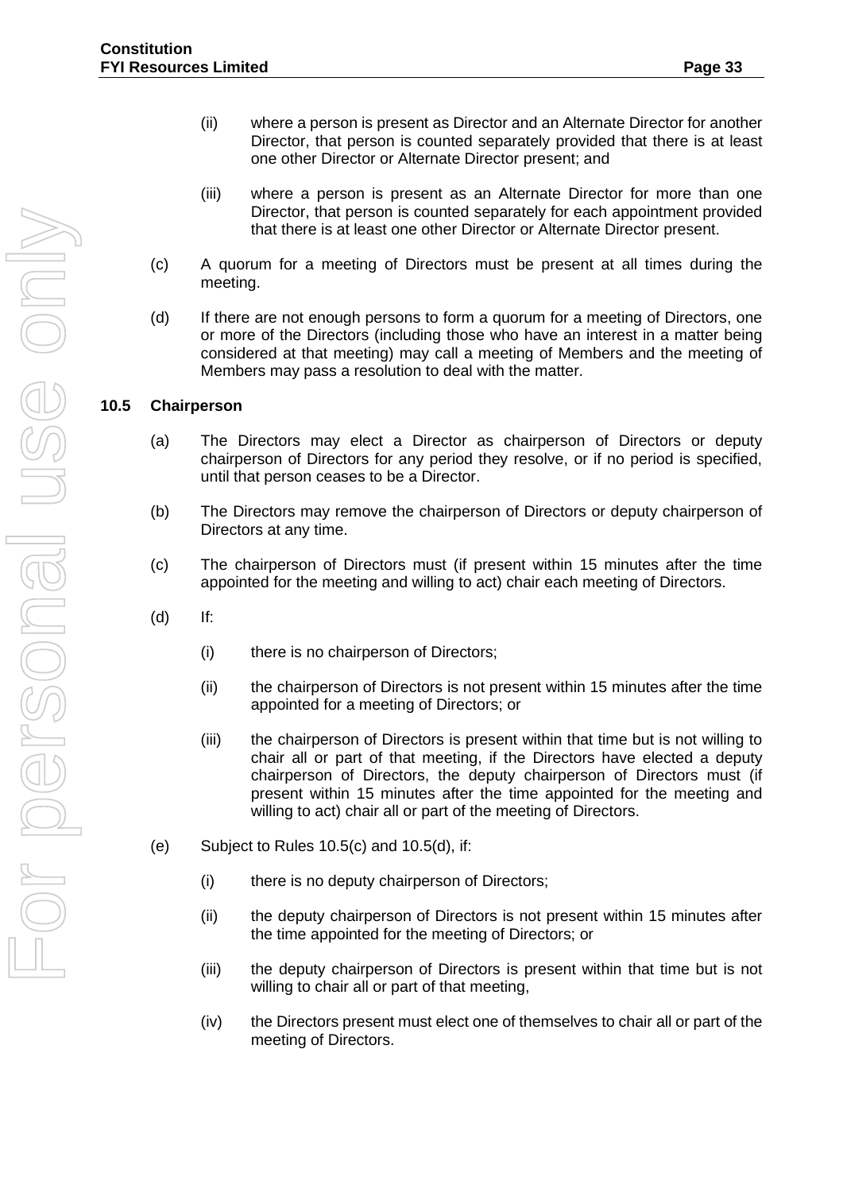(ii) where a person is present as Director and an Alternate Director for another Director, that person is counted separately provided that there is at least one other Director or Alternate Director present; and

(iii) where a person is present as an Alternate Director for more than one Director, that person is counted separately for each appointment provided that there is at least one other Director or Alternate Director present.

(c) A quorum for a meeting of Directors must be present at all times during the meeting.

(d) If there are not enough persons to form a quorum for a meeting of Directors, one or more of the Directors (including those who have an interest in a matter being considered at that meeting) may call a meeting of Members and the meeting of Members may pass a resolution to deal with the matter.

### 10.5 Chairperson

(a) The Directors may elect a Director as chairperson of Directors or deputy chairperson of Directors for any period they resolve, or if no period is specified, until that person ceases to be a Director.

(b) The Directors may remove the chairperson of Directors or deputy chairperson of Directors at any time.

(c) The chairperson of Directors must (if present within 15 minutes after the time appointed for the meeting and willing to act) chair each meeting of Directors.

(d) If:

(i) there is no chairperson of Directors;

(ii) the chairperson of Directors is not present within 15 minutes after the time appointed for a meeting of Directors; or

(iii) the chairperson of Directors is present within that time but is not willing to chair all or part of that meeting, if the Directors have elected a deputy chairperson of Directors, the deputy chairperson of Directors must (if present within 15 minutes after the time appointed for the meeting and willing to act) chair all or part of the meeting of Directors.

(e) Subject to Rules 10.5(c) and 10.5(d), if:

(i) there is no deputy chairperson of Directors;

(ii) the deputy chairperson of Directors is not present within 15 minutes after the time appointed for the meeting of Directors; or

(iii) the deputy chairperson of Directors is present within that time but is not willing to chair all or part of that meeting,

(iv) the Directors present must elect one of themselves to chair all or part of the meeting of Directors.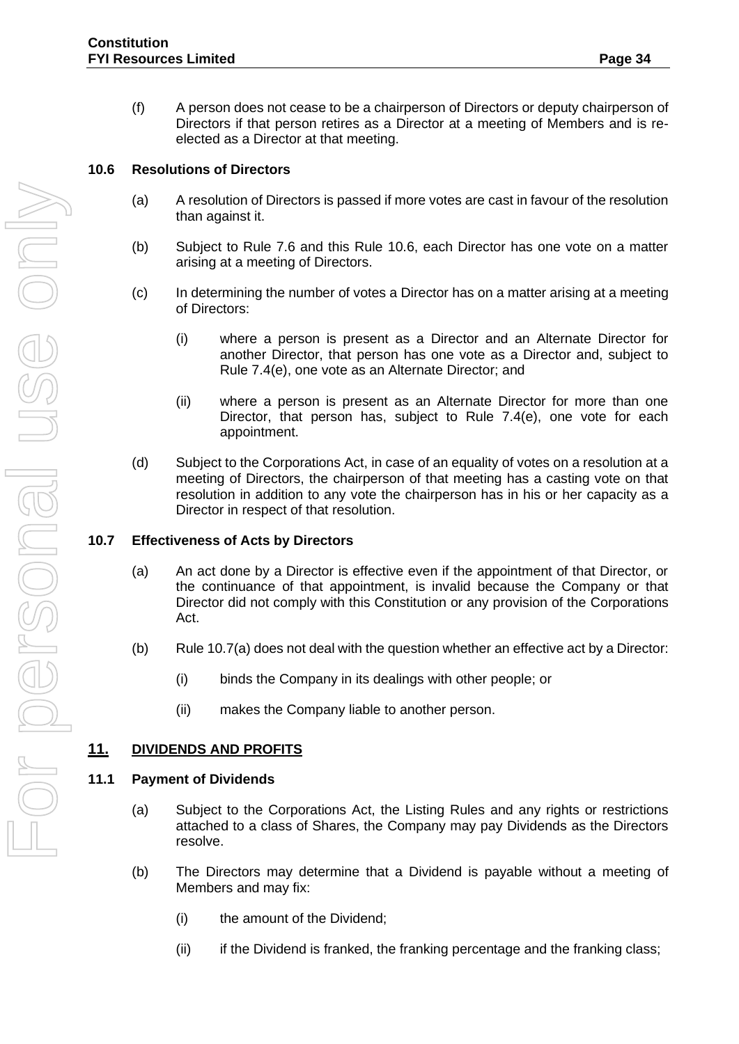(f) A person does not cease to be a chairperson of Directors or deputy chairperson of Directors if that person retires as a Director at a meeting of Members and is re-elected as a Director at that meeting.

### 10.6 Resolutions of Directors

(a) A resolution of Directors is passed if more votes are cast in favour of the resolution than against it.

(b) Subject to Rule 7.6 and this Rule 10.6, each Director has one vote on a matter arising at a meeting of Directors.

(c) In determining the number of votes a Director has on a matter arising at a meeting of Directors:

(i) where a person is present as a Director and an Alternate Director for another Director, that person has one vote as a Director and, subject to Rule 7.4(e), one vote as an Alternate Director; and

(ii) where a person is present as an Alternate Director for more than one Director, that person has, subject to Rule 7.4(e), one vote for each appointment.

(d) Subject to the Corporations Act, in case of an equality of votes on a resolution at a meeting of Directors, the chairperson of that meeting has a casting vote on that resolution in addition to any vote the chairperson has in his or her capacity as a Director in respect of that resolution.

### 10.7 Effectiveness of Acts by Directors

(a) An act done by a Director is effective even if the appointment of that Director, or the continuance of that appointment, is invalid because the Company or that Director did not comply with this Constitution or any provision of the Corporations Act.

(b) Rule 10.7(a) does not deal with the question whether an effective act by a Director:

(i) binds the Company in its dealings with other people; or

(ii) makes the Company liable to another person.

## 11. DIVIDENDS AND PROFITS

### 11.1 Payment of Dividends

(a) Subject to the Corporations Act, the Listing Rules and any rights or restrictions attached to a class of Shares, the Company may pay Dividends as the Directors resolve.

(b) The Directors may determine that a Dividend is payable without a meeting of Members and may fix:

(i) the amount of the Dividend;

(ii) if the Dividend is franked, the franking percentage and the franking class;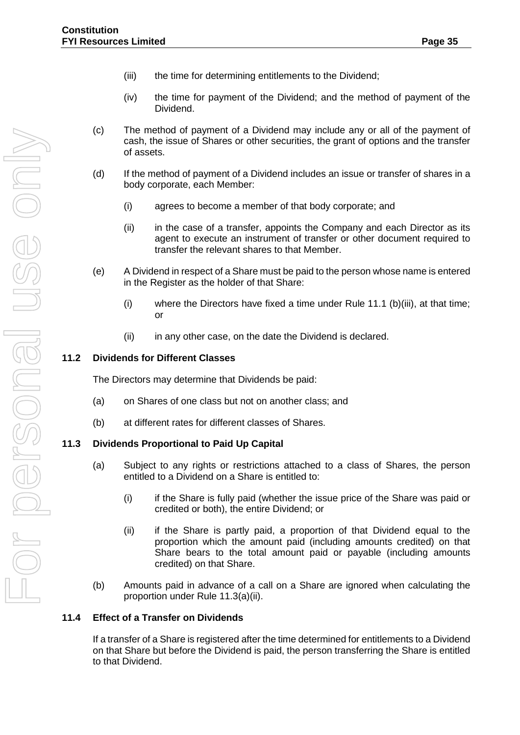(iii) the time for determining entitlements to the Dividend;

(iv) the time for payment of the Dividend; and the method of payment of the Dividend.

(c) The method of payment of a Dividend may include any or all of the payment of cash, the issue of Shares or other securities, the grant of options and the transfer of assets.

(d) If the method of payment of a Dividend includes an issue or transfer of shares in a body corporate, each Member:

(i) agrees to become a member of that body corporate; and

(ii) in the case of a transfer, appoints the Company and each Director as its agent to execute an instrument of transfer or other document required to transfer the relevant shares to that Member.

(e) A Dividend in respect of a Share must be paid to the person whose name is entered in the Register as the holder of that Share:

(i) where the Directors have fixed a time under Rule 11.1 (b)(iii), at that time; or

(ii) in any other case, on the date the Dividend is declared.

### 11.2 Dividends for Different Classes

The Directors may determine that Dividends be paid:

(a) on Shares of one class but not on another class; and

(b) at different rates for different classes of Shares.

### 11.3 Dividends Proportional to Paid Up Capital

(a) Subject to any rights or restrictions attached to a class of Shares, the person entitled to a Dividend on a Share is entitled to:

(i) if the Share is fully paid (whether the issue price of the Share was paid or credited or both), the entire Dividend; or

(ii) if the Share is partly paid, a proportion of that Dividend equal to the proportion which the amount paid (including amounts credited) on that Share bears to the total amount paid or payable (including amounts credited) on that Share.

(b) Amounts paid in advance of a call on a Share are ignored when calculating the proportion under Rule 11.3(a)(ii).

### 11.4 Effect of a Transfer on Dividends

If a transfer of a Share is registered after the time determined for entitlements to a Dividend on that Share but before the Dividend is paid, the person transferring the Share is entitled to that Dividend.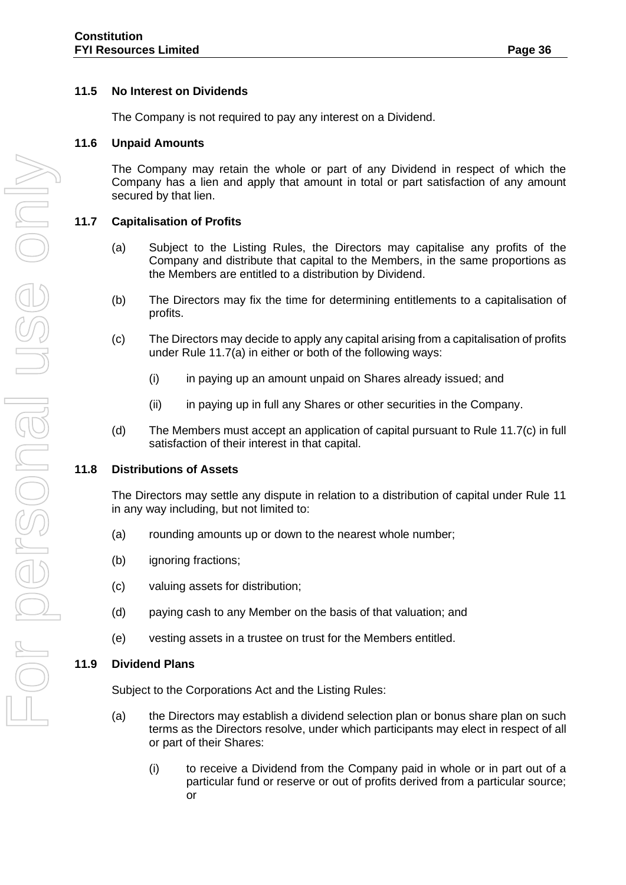### 11.5 No Interest on Dividends

The Company is not required to pay any interest on a Dividend.

### 11.6 Unpaid Amounts

The Company may retain the whole or part of any Dividend in respect of which the Company has a lien and apply that amount in total or part satisfaction of any amount secured by that lien.

### 11.7 Capitalisation of Profits

(a) Subject to the Listing Rules, the Directors may capitalise any profits of the Company and distribute that capital to the Members, in the same proportions as the Members are entitled to a distribution by Dividend.

(b) The Directors may fix the time for determining entitlements to a capitalisation of profits.

(c) The Directors may decide to apply any capital arising from a capitalisation of profits under Rule 11.7(a) in either or both of the following ways:

  (i) in paying up an amount unpaid on Shares already issued; and

  (ii) in paying up in full any Shares or other securities in the Company.

(d) The Members must accept an application of capital pursuant to Rule 11.7(c) in full satisfaction of their interest in that capital.

### 11.8 Distributions of Assets

The Directors may settle any dispute in relation to a distribution of capital under Rule 11 in any way including, but not limited to:

(a) rounding amounts up or down to the nearest whole number;

(b) ignoring fractions;

(c) valuing assets for distribution;

(d) paying cash to any Member on the basis of that valuation; and

(e) vesting assets in a trustee on trust for the Members entitled.

### 11.9 Dividend Plans

Subject to the Corporations Act and the Listing Rules:

(a) the Directors may establish a dividend selection plan or bonus share plan on such terms as the Directors resolve, under which participants may elect in respect of all or part of their Shares:

  (i) to receive a Dividend from the Company paid in whole or in part out of a particular fund or reserve or out of profits derived from a particular source; or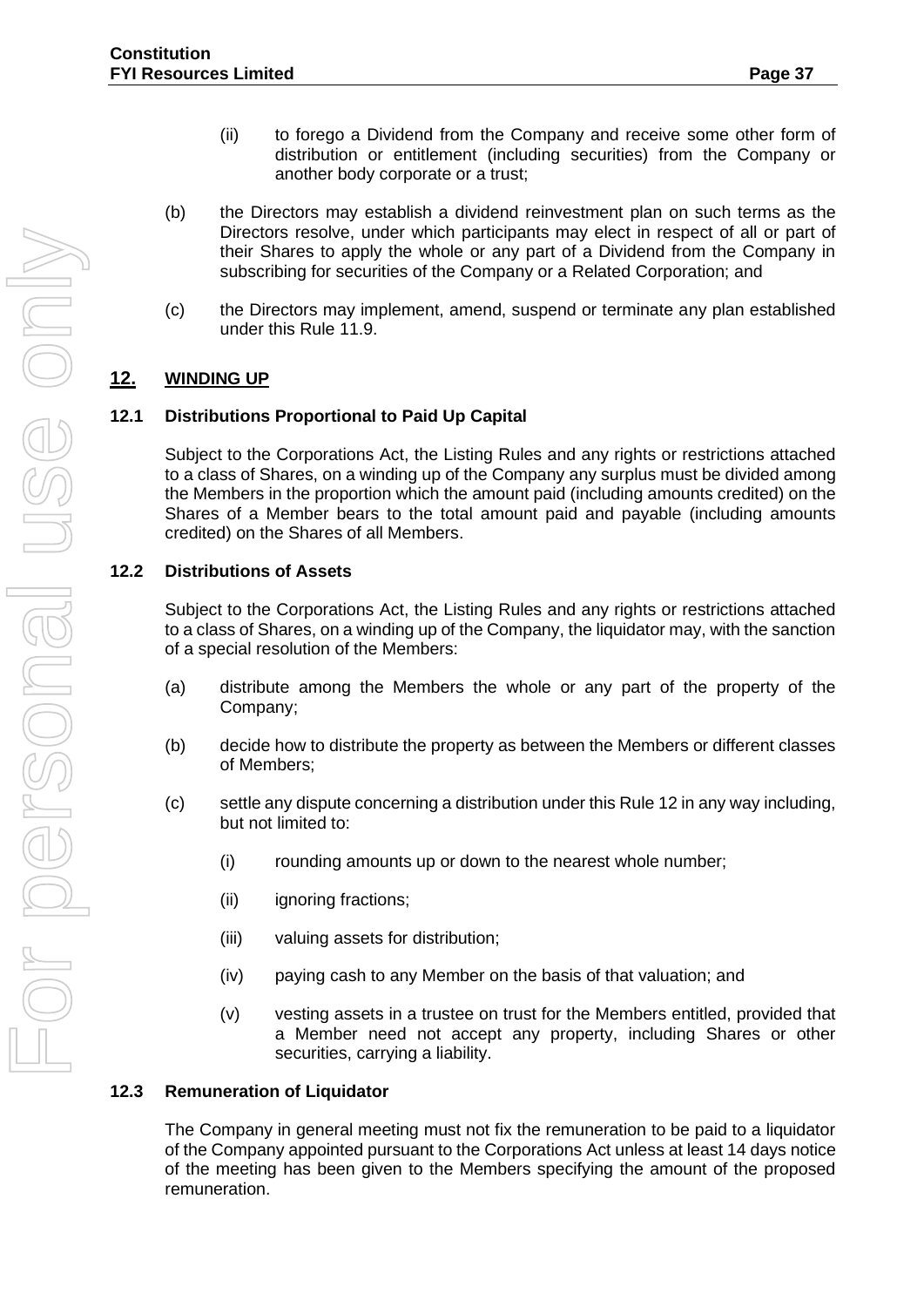(ii) to forego a Dividend from the Company and receive some other form of distribution or entitlement (including securities) from the Company or another body corporate or a trust;

(b) the Directors may establish a dividend reinvestment plan on such terms as the Directors resolve, under which participants may elect in respect of all or part of their Shares to apply the whole or any part of a Dividend from the Company in subscribing for securities of the Company or a Related Corporation; and

(c) the Directors may implement, amend, suspend or terminate any plan established under this Rule 11.9.

## 12. WINDING UP

### 12.1 Distributions Proportional to Paid Up Capital

Subject to the Corporations Act, the Listing Rules and any rights or restrictions attached to a class of Shares, on a winding up of the Company any surplus must be divided among the Members in the proportion which the amount paid (including amounts credited) on the Shares of a Member bears to the total amount paid and payable (including amounts credited) on the Shares of all Members.

### 12.2 Distributions of Assets

Subject to the Corporations Act, the Listing Rules and any rights or restrictions attached to a class of Shares, on a winding up of the Company, the liquidator may, with the sanction of a special resolution of the Members:

(a) distribute among the Members the whole or any part of the property of the Company;

(b) decide how to distribute the property as between the Members or different classes of Members;

(c) settle any dispute concerning a distribution under this Rule 12 in any way including, but not limited to:

(i) rounding amounts up or down to the nearest whole number;

(ii) ignoring fractions;

(iii) valuing assets for distribution;

(iv) paying cash to any Member on the basis of that valuation; and

(v) vesting assets in a trustee on trust for the Members entitled, provided that a Member need not accept any property, including Shares or other securities, carrying a liability.

### 12.3 Remuneration of Liquidator

The Company in general meeting must not fix the remuneration to be paid to a liquidator of the Company appointed pursuant to the Corporations Act unless at least 14 days notice of the meeting has been given to the Members specifying the amount of the proposed remuneration.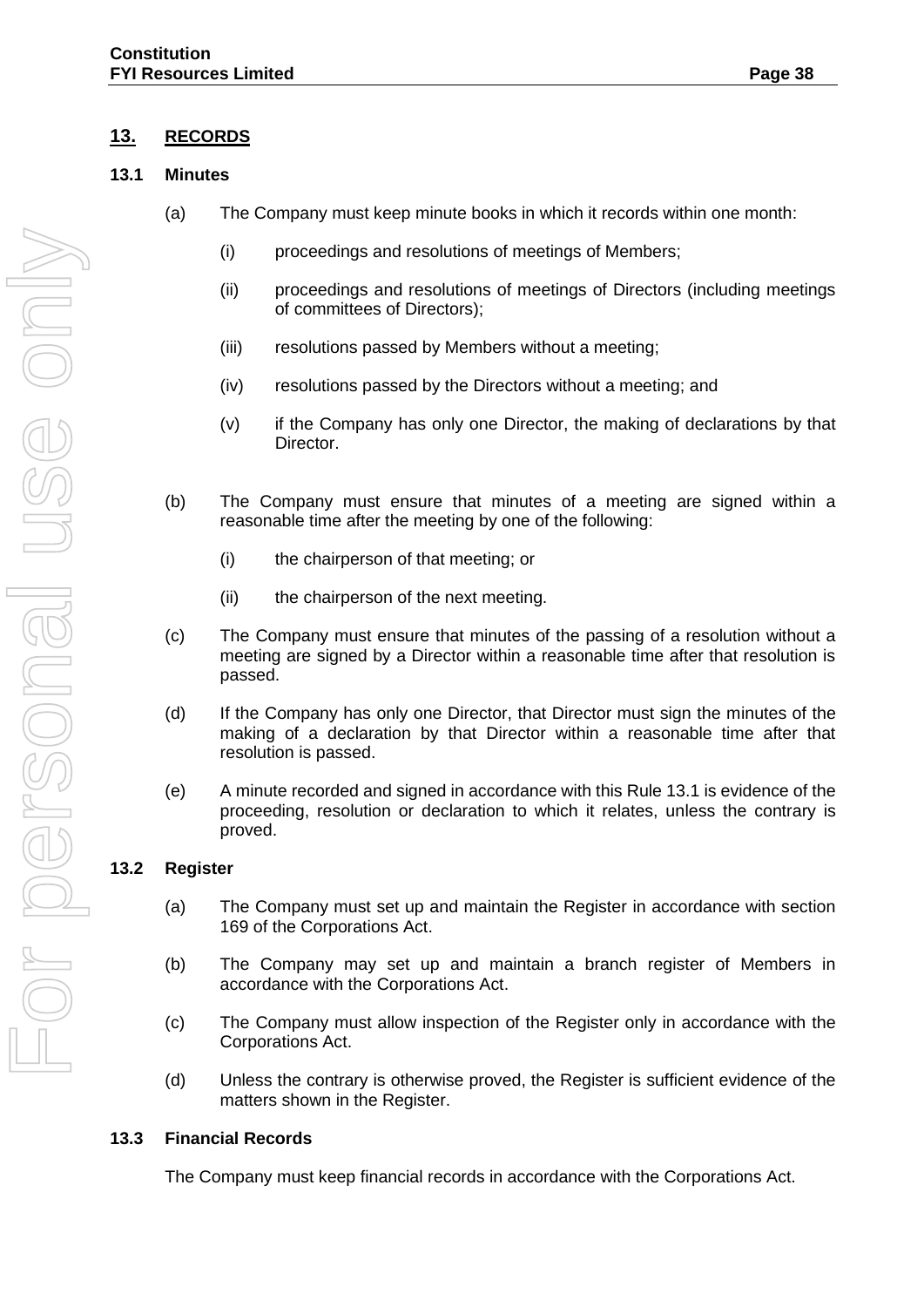## 13. RECORDS

### 13.1 Minutes

(a) The Company must keep minute books in which it records within one month:

  (i) proceedings and resolutions of meetings of Members;

  (ii) proceedings and resolutions of meetings of Directors (including meetings of committees of Directors);

  (iii) resolutions passed by Members without a meeting;

  (iv) resolutions passed by the Directors without a meeting; and

  (v) if the Company has only one Director, the making of declarations by that Director.

(b) The Company must ensure that minutes of a meeting are signed within a reasonable time after the meeting by one of the following:

  (i) the chairperson of that meeting; or

  (ii) the chairperson of the next meeting.

(c) The Company must ensure that minutes of the passing of a resolution without a meeting are signed by a Director within a reasonable time after that resolution is passed.

(d) If the Company has only one Director, that Director must sign the minutes of the making of a declaration by that Director within a reasonable time after that resolution is passed.

(e) A minute recorded and signed in accordance with this Rule 13.1 is evidence of the proceeding, resolution or declaration to which it relates, unless the contrary is proved.

### 13.2 Register

(a) The Company must set up and maintain the Register in accordance with section 169 of the Corporations Act.

(b) The Company may set up and maintain a branch register of Members in accordance with the Corporations Act.

(c) The Company must allow inspection of the Register only in accordance with the Corporations Act.

(d) Unless the contrary is otherwise proved, the Register is sufficient evidence of the matters shown in the Register.

### 13.3 Financial Records

The Company must keep financial records in accordance with the Corporations Act.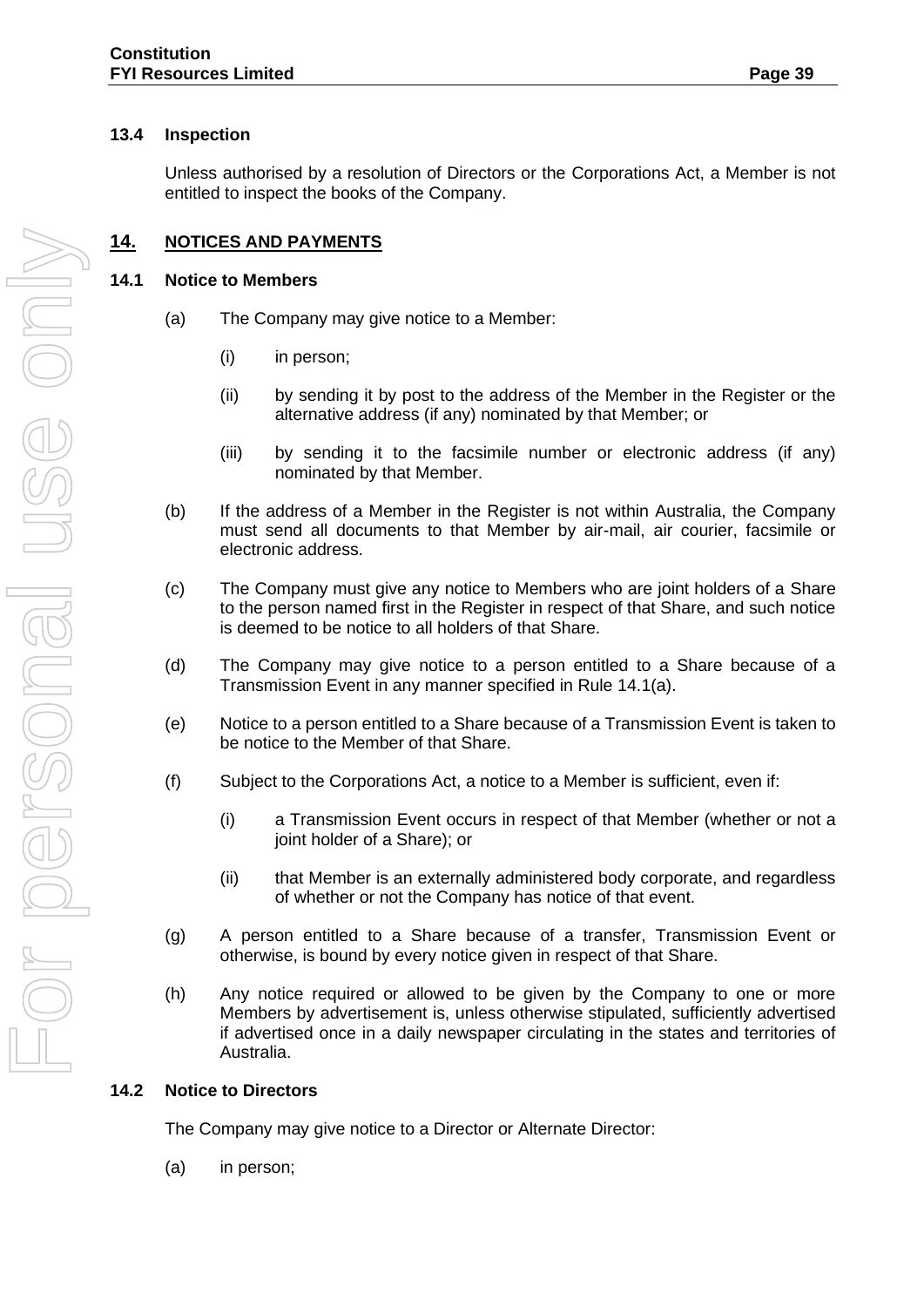### 13.4 Inspection

Unless authorised by a resolution of Directors or the Corporations Act, a Member is not entitled to inspect the books of the Company.

## 14. NOTICES AND PAYMENTS

### 14.1 Notice to Members

(a) The Company may give notice to a Member:

(i) in person;

(ii) by sending it by post to the address of the Member in the Register or the alternative address (if any) nominated by that Member; or

(iii) by sending it to the facsimile number or electronic address (if any) nominated by that Member.

(b) If the address of a Member in the Register is not within Australia, the Company must send all documents to that Member by air-mail, air courier, facsimile or electronic address.

(c) The Company must give any notice to Members who are joint holders of a Share to the person named first in the Register in respect of that Share, and such notice is deemed to be notice to all holders of that Share.

(d) The Company may give notice to a person entitled to a Share because of a Transmission Event in any manner specified in Rule 14.1(a).

(e) Notice to a person entitled to a Share because of a Transmission Event is taken to be notice to the Member of that Share.

(f) Subject to the Corporations Act, a notice to a Member is sufficient, even if:

(i) a Transmission Event occurs in respect of that Member (whether or not a joint holder of a Share); or

(ii) that Member is an externally administered body corporate, and regardless of whether or not the Company has notice of that event.

(g) A person entitled to a Share because of a transfer, Transmission Event or otherwise, is bound by every notice given in respect of that Share.

(h) Any notice required or allowed to be given by the Company to one or more Members by advertisement is, unless otherwise stipulated, sufficiently advertised if advertised once in a daily newspaper circulating in the states and territories of Australia.

### 14.2 Notice to Directors

The Company may give notice to a Director or Alternate Director:

(a) in person;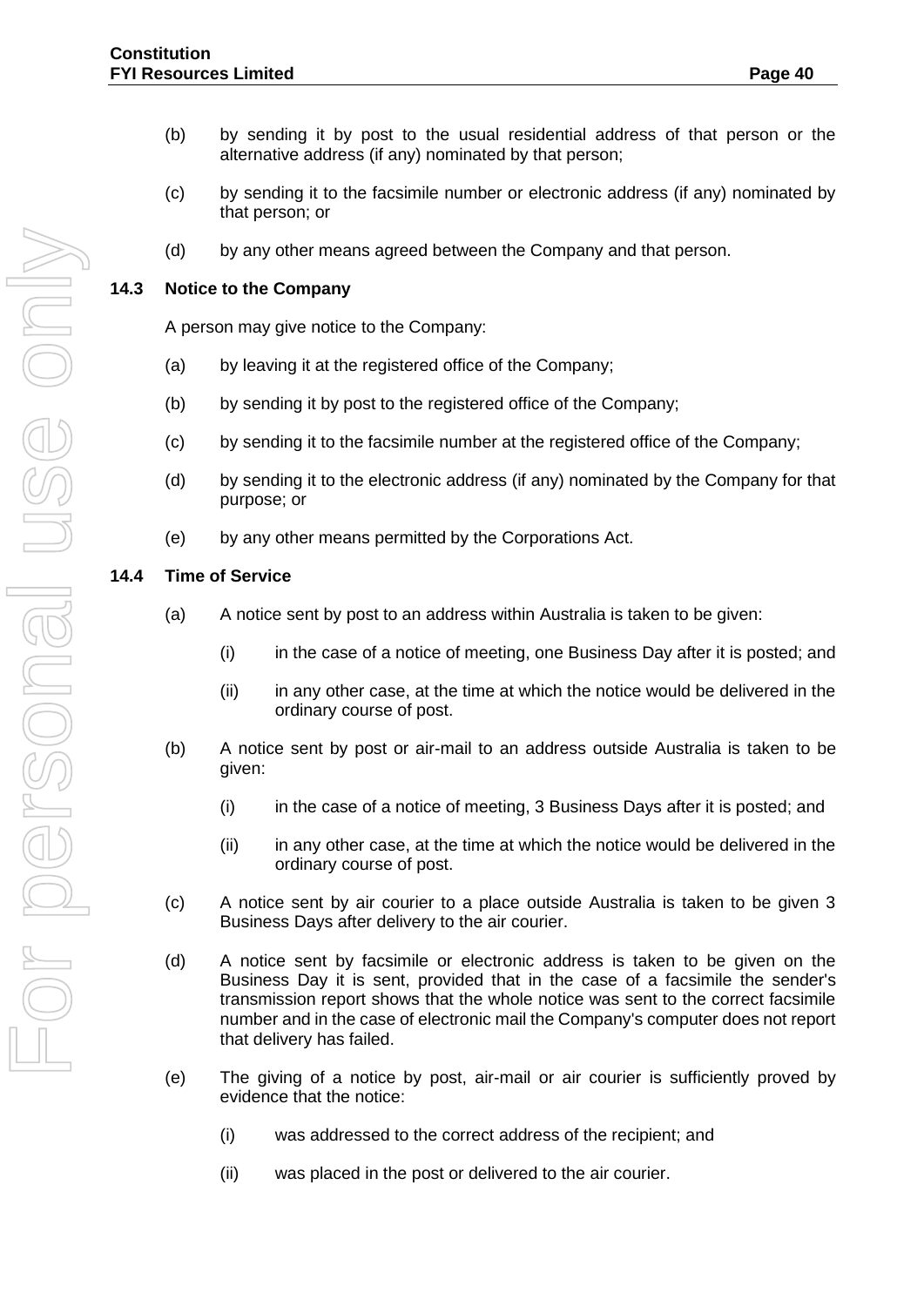(b) by sending it by post to the usual residential address of that person or the alternative address (if any) nominated by that person;

(c) by sending it to the facsimile number or electronic address (if any) nominated by that person; or

(d) by any other means agreed between the Company and that person.

### 14.3 Notice to the Company

A person may give notice to the Company:

(a) by leaving it at the registered office of the Company;

(b) by sending it by post to the registered office of the Company;

(c) by sending it to the facsimile number at the registered office of the Company;

(d) by sending it to the electronic address (if any) nominated by the Company for that purpose; or

(e) by any other means permitted by the Corporations Act.

### 14.4 Time of Service

(a) A notice sent by post to an address within Australia is taken to be given:

  (i) in the case of a notice of meeting, one Business Day after it is posted; and

  (ii) in any other case, at the time at which the notice would be delivered in the ordinary course of post.

(b) A notice sent by post or air-mail to an address outside Australia is taken to be given:

  (i) in the case of a notice of meeting, 3 Business Days after it is posted; and

  (ii) in any other case, at the time at which the notice would be delivered in the ordinary course of post.

(c) A notice sent by air courier to a place outside Australia is taken to be given 3 Business Days after delivery to the air courier.

(d) A notice sent by facsimile or electronic address is taken to be given on the Business Day it is sent, provided that in the case of a facsimile the sender's transmission report shows that the whole notice was sent to the correct facsimile number and in the case of electronic mail the Company's computer does not report that delivery has failed.

(e) The giving of a notice by post, air-mail or air courier is sufficiently proved by evidence that the notice:

  (i) was addressed to the correct address of the recipient; and

  (ii) was placed in the post or delivered to the air courier.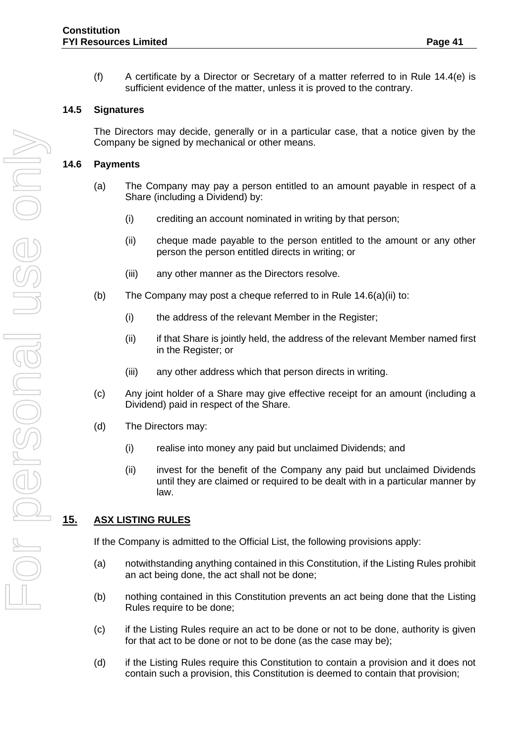(f) A certificate by a Director or Secretary of a matter referred to in Rule 14.4(e) is sufficient evidence of the matter, unless it is proved to the contrary.

### 14.5 Signatures

The Directors may decide, generally or in a particular case, that a notice given by the Company be signed by mechanical or other means.

### 14.6 Payments

(a) The Company may pay a person entitled to an amount payable in respect of a Share (including a Dividend) by:

(i) crediting an account nominated in writing by that person;

(ii) cheque made payable to the person entitled to the amount or any other person the person entitled directs in writing; or

(iii) any other manner as the Directors resolve.

(b) The Company may post a cheque referred to in Rule 14.6(a)(ii) to:

(i) the address of the relevant Member in the Register;

(ii) if that Share is jointly held, the address of the relevant Member named first in the Register; or

(iii) any other address which that person directs in writing.

(c) Any joint holder of a Share may give effective receipt for an amount (including a Dividend) paid in respect of the Share.

(d) The Directors may:

(i) realise into money any paid but unclaimed Dividends; and

(ii) invest for the benefit of the Company any paid but unclaimed Dividends until they are claimed or required to be dealt with in a particular manner by law.

## 15. ASX LISTING RULES

If the Company is admitted to the Official List, the following provisions apply:

(a) notwithstanding anything contained in this Constitution, if the Listing Rules prohibit an act being done, the act shall not be done;

(b) nothing contained in this Constitution prevents an act being done that the Listing Rules require to be done;

(c) if the Listing Rules require an act to be done or not to be done, authority is given for that act to be done or not to be done (as the case may be);

(d) if the Listing Rules require this Constitution to contain a provision and it does not contain such a provision, this Constitution is deemed to contain that provision;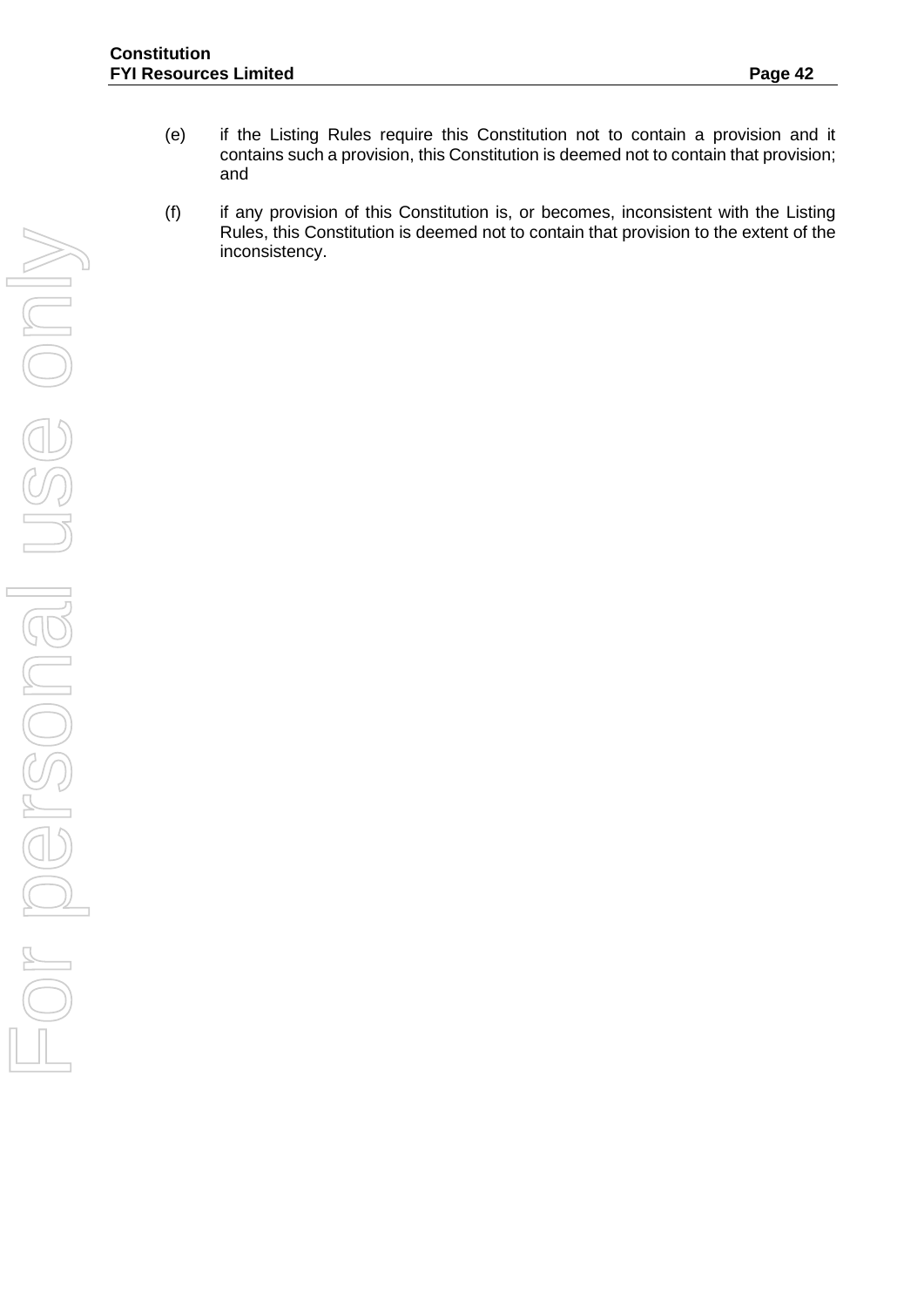(e) if the Listing Rules require this Constitution not to contain a provision and it contains such a provision, this Constitution is deemed not to contain that provision; and

(f) if any provision of this Constitution is, or becomes, inconsistent with the Listing Rules, this Constitution is deemed not to contain that provision to the extent of the inconsistency.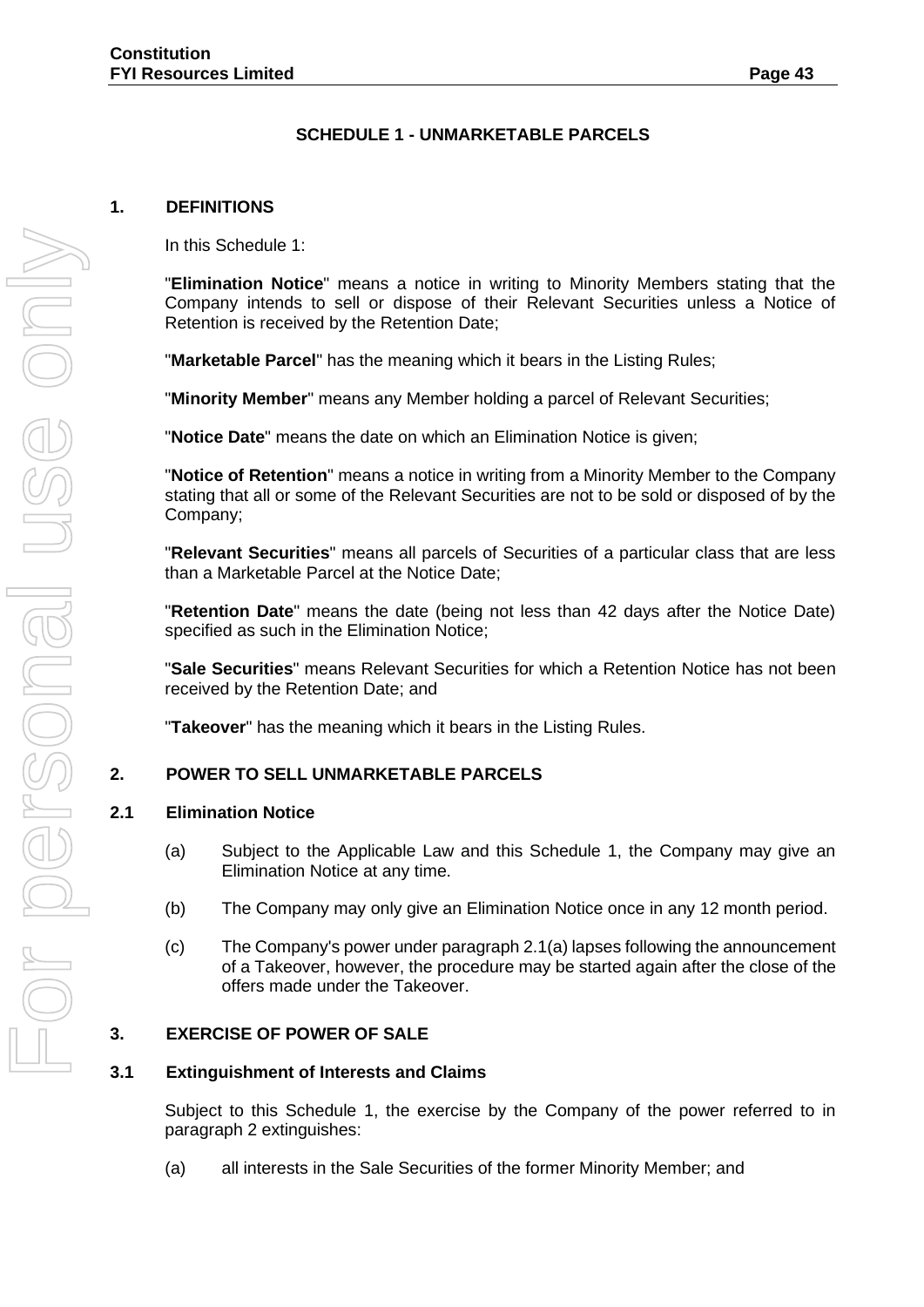## SCHEDULE 1 - UNMARKETABLE PARCELS

### 1. DEFINITIONS

In this Schedule 1:

"**Elimination Notice**" means a notice in writing to Minority Members stating that the Company intends to sell or dispose of their Relevant Securities unless a Notice of Retention is received by the Retention Date;

"**Marketable Parcel**" has the meaning which it bears in the Listing Rules;

"**Minority Member**" means any Member holding a parcel of Relevant Securities;

"**Notice Date**" means the date on which an Elimination Notice is given;

"**Notice of Retention**" means a notice in writing from a Minority Member to the Company stating that all or some of the Relevant Securities are not to be sold or disposed of by the Company;

"**Relevant Securities**" means all parcels of Securities of a particular class that are less than a Marketable Parcel at the Notice Date;

"**Retention Date**" means the date (being not less than 42 days after the Notice Date) specified as such in the Elimination Notice;

"**Sale Securities**" means Relevant Securities for which a Retention Notice has not been received by the Retention Date; and

"**Takeover**" has the meaning which it bears in the Listing Rules.

### 2. POWER TO SELL UNMARKETABLE PARCELS

#### 2.1 Elimination Notice

(a) Subject to the Applicable Law and this Schedule 1, the Company may give an Elimination Notice at any time.

(b) The Company may only give an Elimination Notice once in any 12 month period.

(c) The Company's power under paragraph 2.1(a) lapses following the announcement of a Takeover, however, the procedure may be started again after the close of the offers made under the Takeover.

### 3. EXERCISE OF POWER OF SALE

#### 3.1 Extinguishment of Interests and Claims

Subject to this Schedule 1, the exercise by the Company of the power referred to in paragraph 2 extinguishes:

(a) all interests in the Sale Securities of the former Minority Member; and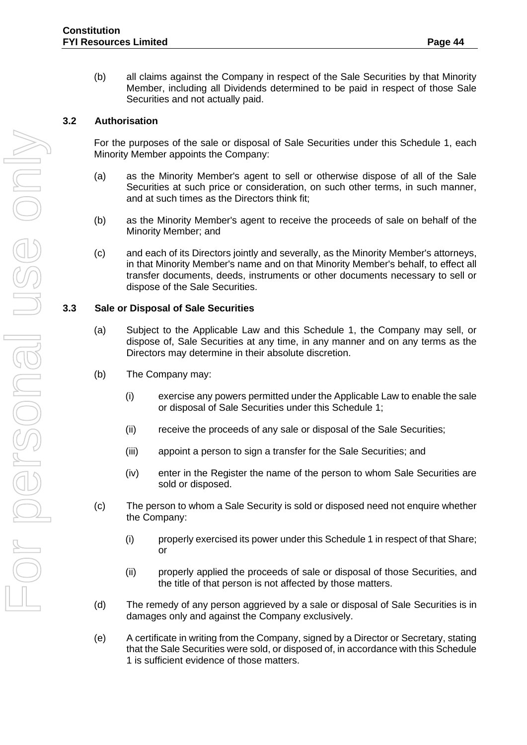(b) all claims against the Company in respect of the Sale Securities by that Minority Member, including all Dividends determined to be paid in respect of those Sale Securities and not actually paid.

### 3.2 Authorisation

For the purposes of the sale or disposal of Sale Securities under this Schedule 1, each Minority Member appoints the Company:

(a) as the Minority Member's agent to sell or otherwise dispose of all of the Sale Securities at such price or consideration, on such other terms, in such manner, and at such times as the Directors think fit;

(b) as the Minority Member's agent to receive the proceeds of sale on behalf of the Minority Member; and

(c) and each of its Directors jointly and severally, as the Minority Member's attorneys, in that Minority Member's name and on that Minority Member's behalf, to effect all transfer documents, deeds, instruments or other documents necessary to sell or dispose of the Sale Securities.

### 3.3 Sale or Disposal of Sale Securities

(a) Subject to the Applicable Law and this Schedule 1, the Company may sell, or dispose of, Sale Securities at any time, in any manner and on any terms as the Directors may determine in their absolute discretion.

(b) The Company may:

(i) exercise any powers permitted under the Applicable Law to enable the sale or disposal of Sale Securities under this Schedule 1;

(ii) receive the proceeds of any sale or disposal of the Sale Securities;

(iii) appoint a person to sign a transfer for the Sale Securities; and

(iv) enter in the Register the name of the person to whom Sale Securities are sold or disposed.

(c) The person to whom a Sale Security is sold or disposed need not enquire whether the Company:

(i) properly exercised its power under this Schedule 1 in respect of that Share; or

(ii) properly applied the proceeds of sale or disposal of those Securities, and the title of that person is not affected by those matters.

(d) The remedy of any person aggrieved by a sale or disposal of Sale Securities is in damages only and against the Company exclusively.

(e) A certificate in writing from the Company, signed by a Director or Secretary, stating that the Sale Securities were sold, or disposed of, in accordance with this Schedule 1 is sufficient evidence of those matters.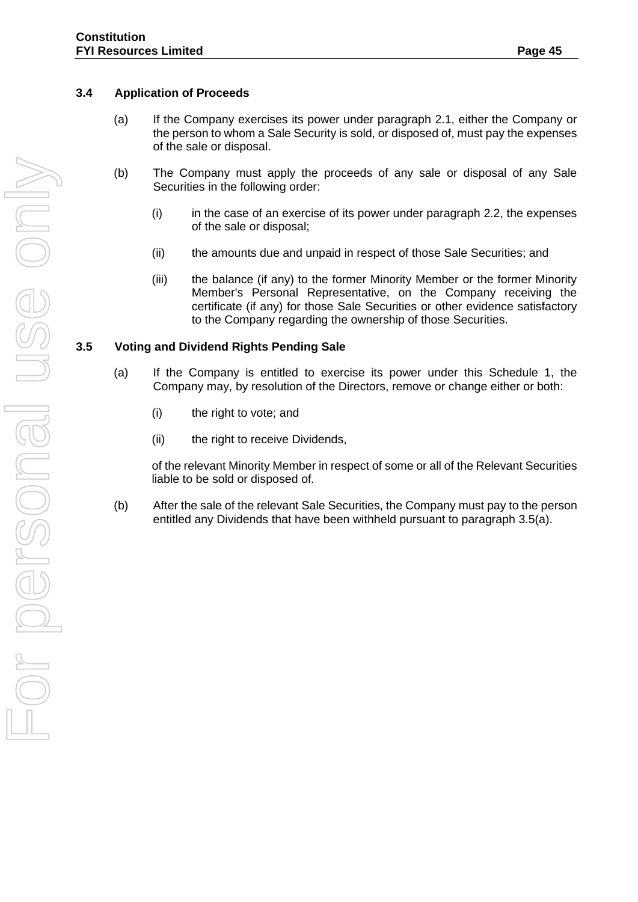### 3.4 Application of Proceeds

(a) If the Company exercises its power under paragraph 2.1, either the Company or the person to whom a Sale Security is sold, or disposed of, must pay the expenses of the sale or disposal.

(b) The Company must apply the proceeds of any sale or disposal of any Sale Securities in the following order:

(i) in the case of an exercise of its power under paragraph 2.2, the expenses of the sale or disposal;

(ii) the amounts due and unpaid in respect of those Sale Securities; and

(iii) the balance (if any) to the former Minority Member or the former Minority Member's Personal Representative, on the Company receiving the certificate (if any) for those Sale Securities or other evidence satisfactory to the Company regarding the ownership of those Securities.

### 3.5 Voting and Dividend Rights Pending Sale

(a) If the Company is entitled to exercise its power under this Schedule 1, the Company may, by resolution of the Directors, remove or change either or both:

(i) the right to vote; and

(ii) the right to receive Dividends,

of the relevant Minority Member in respect of some or all of the Relevant Securities liable to be sold or disposed of.

(b) After the sale of the relevant Sale Securities, the Company must pay to the person entitled any Dividends that have been withheld pursuant to paragraph 3.5(a).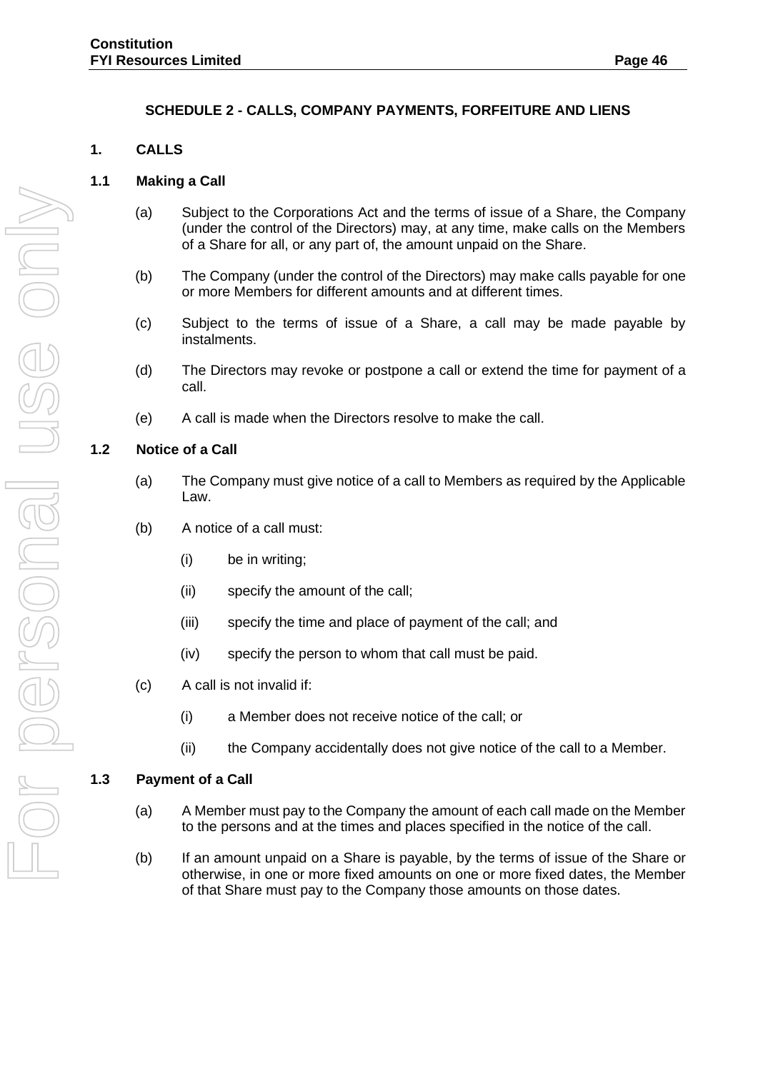## SCHEDULE 2 - CALLS, COMPANY PAYMENTS, FORFEITURE AND LIENS

### 1. CALLS

#### 1.1 Making a Call

(a) Subject to the Corporations Act and the terms of issue of a Share, the Company (under the control of the Directors) may, at any time, make calls on the Members of a Share for all, or any part of, the amount unpaid on the Share.

(b) The Company (under the control of the Directors) may make calls payable for one or more Members for different amounts and at different times.

(c) Subject to the terms of issue of a Share, a call may be made payable by instalments.

(d) The Directors may revoke or postpone a call or extend the time for payment of a call.

(e) A call is made when the Directors resolve to make the call.

#### 1.2 Notice of a Call

(a) The Company must give notice of a call to Members as required by the Applicable Law.

(b) A notice of a call must:

   (i) be in writing;

   (ii) specify the amount of the call;

   (iii) specify the time and place of payment of the call; and

   (iv) specify the person to whom that call must be paid.

(c) A call is not invalid if:

   (i) a Member does not receive notice of the call; or

   (ii) the Company accidentally does not give notice of the call to a Member.

#### 1.3 Payment of a Call

(a) A Member must pay to the Company the amount of each call made on the Member to the persons and at the times and places specified in the notice of the call.

(b) If an amount unpaid on a Share is payable, by the terms of issue of the Share or otherwise, in one or more fixed amounts on one or more fixed dates, the Member of that Share must pay to the Company those amounts on those dates.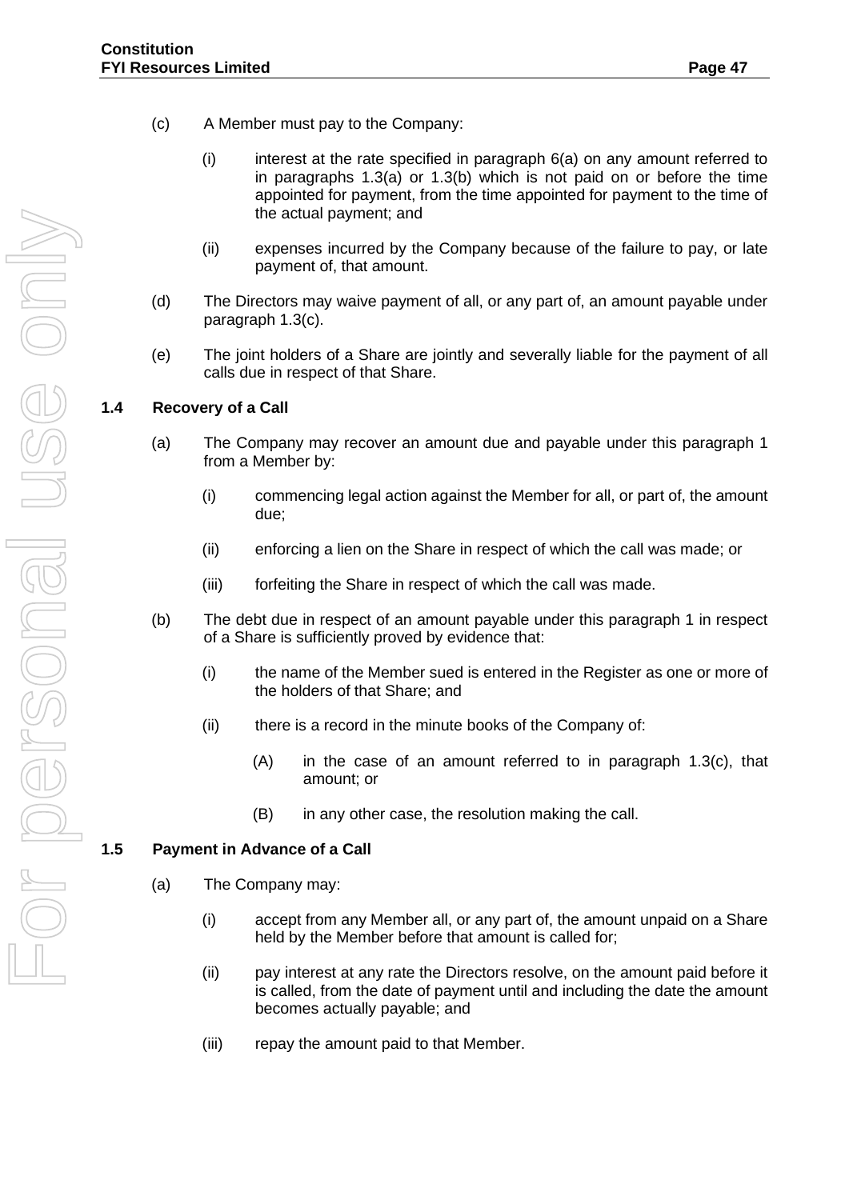(c) A Member must pay to the Company:

(i) interest at the rate specified in paragraph 6(a) on any amount referred to in paragraphs 1.3(a) or 1.3(b) which is not paid on or before the time appointed for payment, from the time appointed for payment to the time of the actual payment; and

(ii) expenses incurred by the Company because of the failure to pay, or late payment of, that amount.

(d) The Directors may waive payment of all, or any part of, an amount payable under paragraph 1.3(c).

(e) The joint holders of a Share are jointly and severally liable for the payment of all calls due in respect of that Share.

### 1.4 Recovery of a Call

(a) The Company may recover an amount due and payable under this paragraph 1 from a Member by:

(i) commencing legal action against the Member for all, or part of, the amount due;

(ii) enforcing a lien on the Share in respect of which the call was made; or

(iii) forfeiting the Share in respect of which the call was made.

(b) The debt due in respect of an amount payable under this paragraph 1 in respect of a Share is sufficiently proved by evidence that:

(i) the name of the Member sued is entered in the Register as one or more of the holders of that Share; and

(ii) there is a record in the minute books of the Company of:

(A) in the case of an amount referred to in paragraph 1.3(c), that amount; or

(B) in any other case, the resolution making the call.

### 1.5 Payment in Advance of a Call

(a) The Company may:

(i) accept from any Member all, or any part of, the amount unpaid on a Share held by the Member before that amount is called for;

(ii) pay interest at any rate the Directors resolve, on the amount paid before it is called, from the date of payment until and including the date the amount becomes actually payable; and

(iii) repay the amount paid to that Member.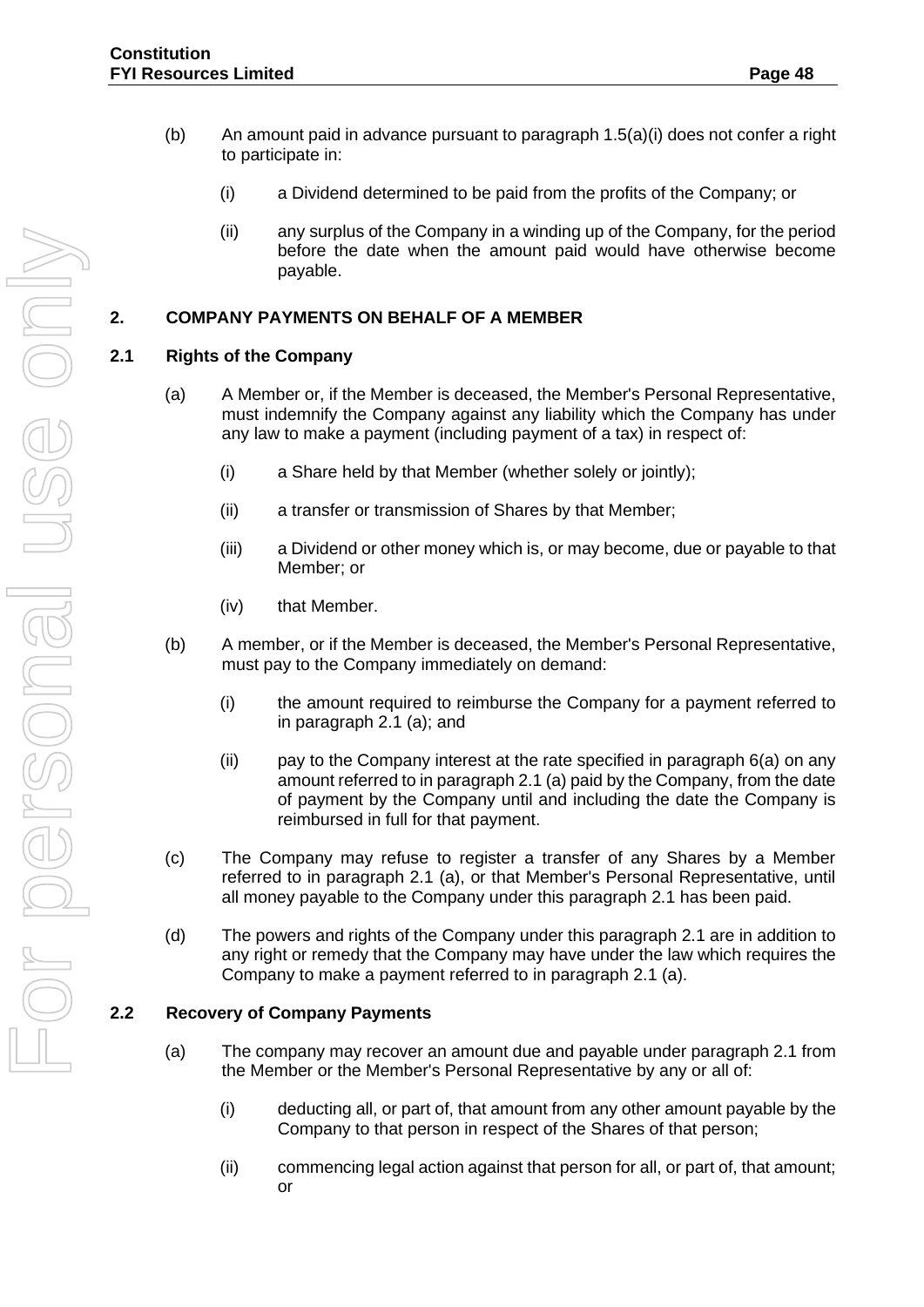(b) An amount paid in advance pursuant to paragraph 1.5(a)(i) does not confer a right to participate in:

(i) a Dividend determined to be paid from the profits of the Company; or

(ii) any surplus of the Company in a winding up of the Company, for the period before the date when the amount paid would have otherwise become payable.

## 2. COMPANY PAYMENTS ON BEHALF OF A MEMBER

### 2.1 Rights of the Company

(a) A Member or, if the Member is deceased, the Member's Personal Representative, must indemnify the Company against any liability which the Company has under any law to make a payment (including payment of a tax) in respect of:

(i) a Share held by that Member (whether solely or jointly);

(ii) a transfer or transmission of Shares by that Member;

(iii) a Dividend or other money which is, or may become, due or payable to that Member; or

(iv) that Member.

(b) A member, or if the Member is deceased, the Member's Personal Representative, must pay to the Company immediately on demand:

(i) the amount required to reimburse the Company for a payment referred to in paragraph 2.1 (a); and

(ii) pay to the Company interest at the rate specified in paragraph 6(a) on any amount referred to in paragraph 2.1 (a) paid by the Company, from the date of payment by the Company until and including the date the Company is reimbursed in full for that payment.

(c) The Company may refuse to register a transfer of any Shares by a Member referred to in paragraph 2.1 (a), or that Member's Personal Representative, until all money payable to the Company under this paragraph 2.1 has been paid.

(d) The powers and rights of the Company under this paragraph 2.1 are in addition to any right or remedy that the Company may have under the law which requires the Company to make a payment referred to in paragraph 2.1 (a).

### 2.2 Recovery of Company Payments

(a) The company may recover an amount due and payable under paragraph 2.1 from the Member or the Member's Personal Representative by any or all of:

(i) deducting all, or part of, that amount from any other amount payable by the Company to that person in respect of the Shares of that person;

(ii) commencing legal action against that person for all, or part of, that amount; or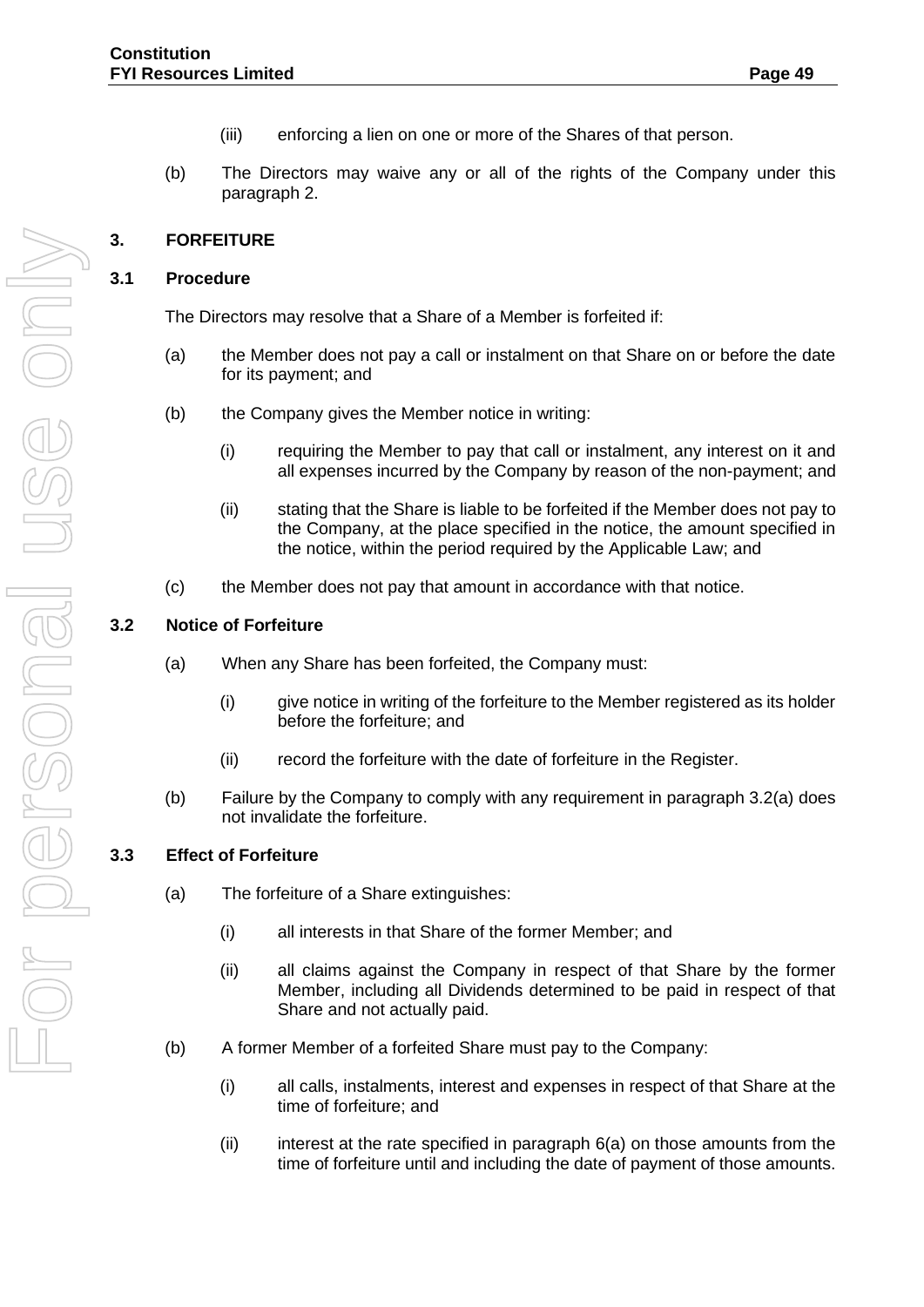(iii) enforcing a lien on one or more of the Shares of that person.

(b) The Directors may waive any or all of the rights of the Company under this paragraph 2.

## 3. FORFEITURE

### 3.1 Procedure

The Directors may resolve that a Share of a Member is forfeited if:

(a) the Member does not pay a call or instalment on that Share on or before the date for its payment; and

(b) the Company gives the Member notice in writing:

(i) requiring the Member to pay that call or instalment, any interest on it and all expenses incurred by the Company by reason of the non-payment; and

(ii) stating that the Share is liable to be forfeited if the Member does not pay to the Company, at the place specified in the notice, the amount specified in the notice, within the period required by the Applicable Law; and

(c) the Member does not pay that amount in accordance with that notice.

### 3.2 Notice of Forfeiture

(a) When any Share has been forfeited, the Company must:

(i) give notice in writing of the forfeiture to the Member registered as its holder before the forfeiture; and

(ii) record the forfeiture with the date of forfeiture in the Register.

(b) Failure by the Company to comply with any requirement in paragraph 3.2(a) does not invalidate the forfeiture.

### 3.3 Effect of Forfeiture

(a) The forfeiture of a Share extinguishes:

(i) all interests in that Share of the former Member; and

(ii) all claims against the Company in respect of that Share by the former Member, including all Dividends determined to be paid in respect of that Share and not actually paid.

(b) A former Member of a forfeited Share must pay to the Company:

(i) all calls, instalments, interest and expenses in respect of that Share at the time of forfeiture; and

(ii) interest at the rate specified in paragraph 6(a) on those amounts from the time of forfeiture until and including the date of payment of those amounts.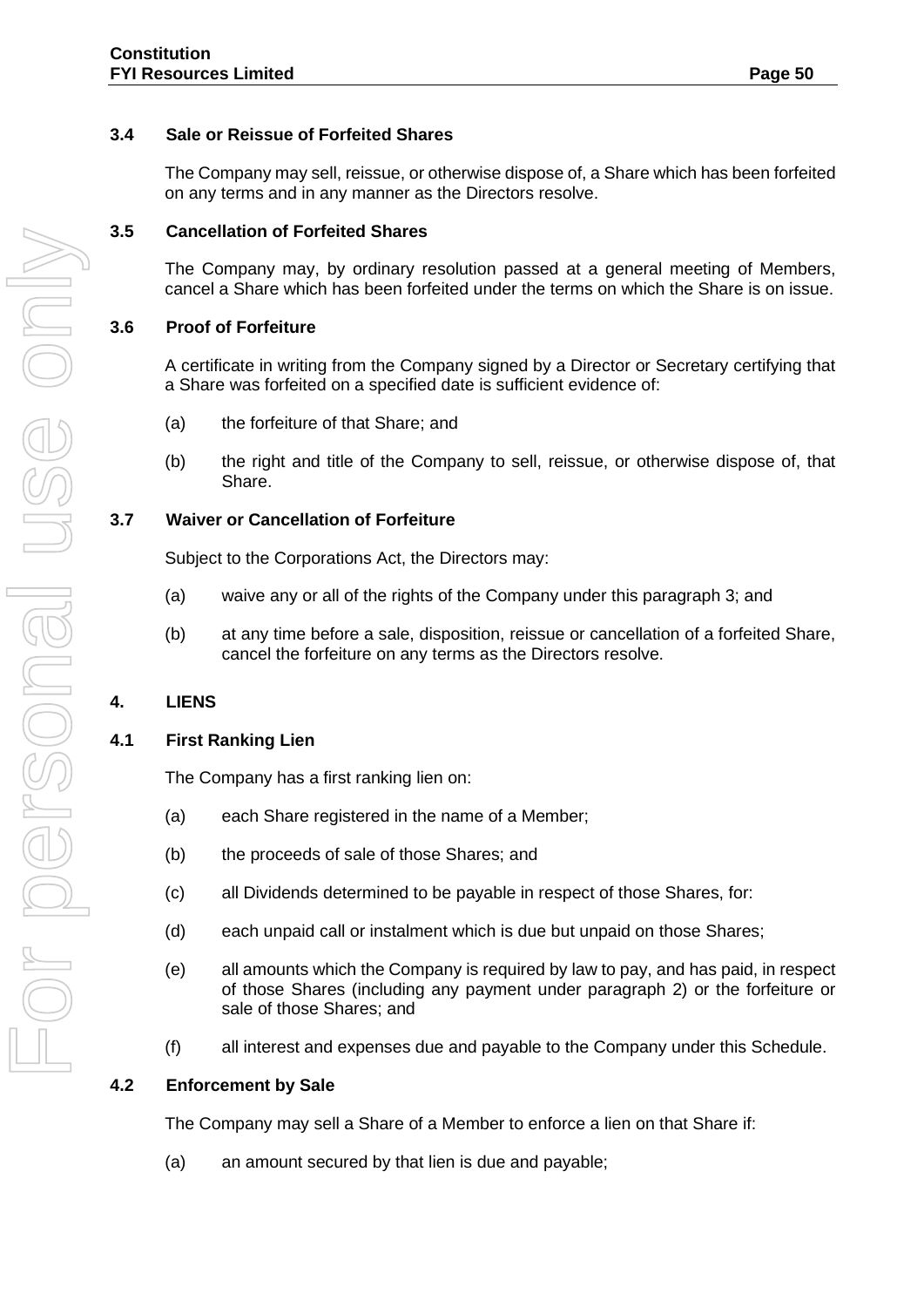### 3.4 Sale or Reissue of Forfeited Shares

The Company may sell, reissue, or otherwise dispose of, a Share which has been forfeited on any terms and in any manner as the Directors resolve.

### 3.5 Cancellation of Forfeited Shares

The Company may, by ordinary resolution passed at a general meeting of Members, cancel a Share which has been forfeited under the terms on which the Share is on issue.

### 3.6 Proof of Forfeiture

A certificate in writing from the Company signed by a Director or Secretary certifying that a Share was forfeited on a specified date is sufficient evidence of:

(a) the forfeiture of that Share; and

(b) the right and title of the Company to sell, reissue, or otherwise dispose of, that Share.

### 3.7 Waiver or Cancellation of Forfeiture

Subject to the Corporations Act, the Directors may:

(a) waive any or all of the rights of the Company under this paragraph 3; and

(b) at any time before a sale, disposition, reissue or cancellation of a forfeited Share, cancel the forfeiture on any terms as the Directors resolve.

## 4. LIENS

### 4.1 First Ranking Lien

The Company has a first ranking lien on:

(a) each Share registered in the name of a Member;

(b) the proceeds of sale of those Shares; and

(c) all Dividends determined to be payable in respect of those Shares, for:

(d) each unpaid call or instalment which is due but unpaid on those Shares;

(e) all amounts which the Company is required by law to pay, and has paid, in respect of those Shares (including any payment under paragraph 2) or the forfeiture or sale of those Shares; and

(f) all interest and expenses due and payable to the Company under this Schedule.

### 4.2 Enforcement by Sale

The Company may sell a Share of a Member to enforce a lien on that Share if:

(a) an amount secured by that lien is due and payable;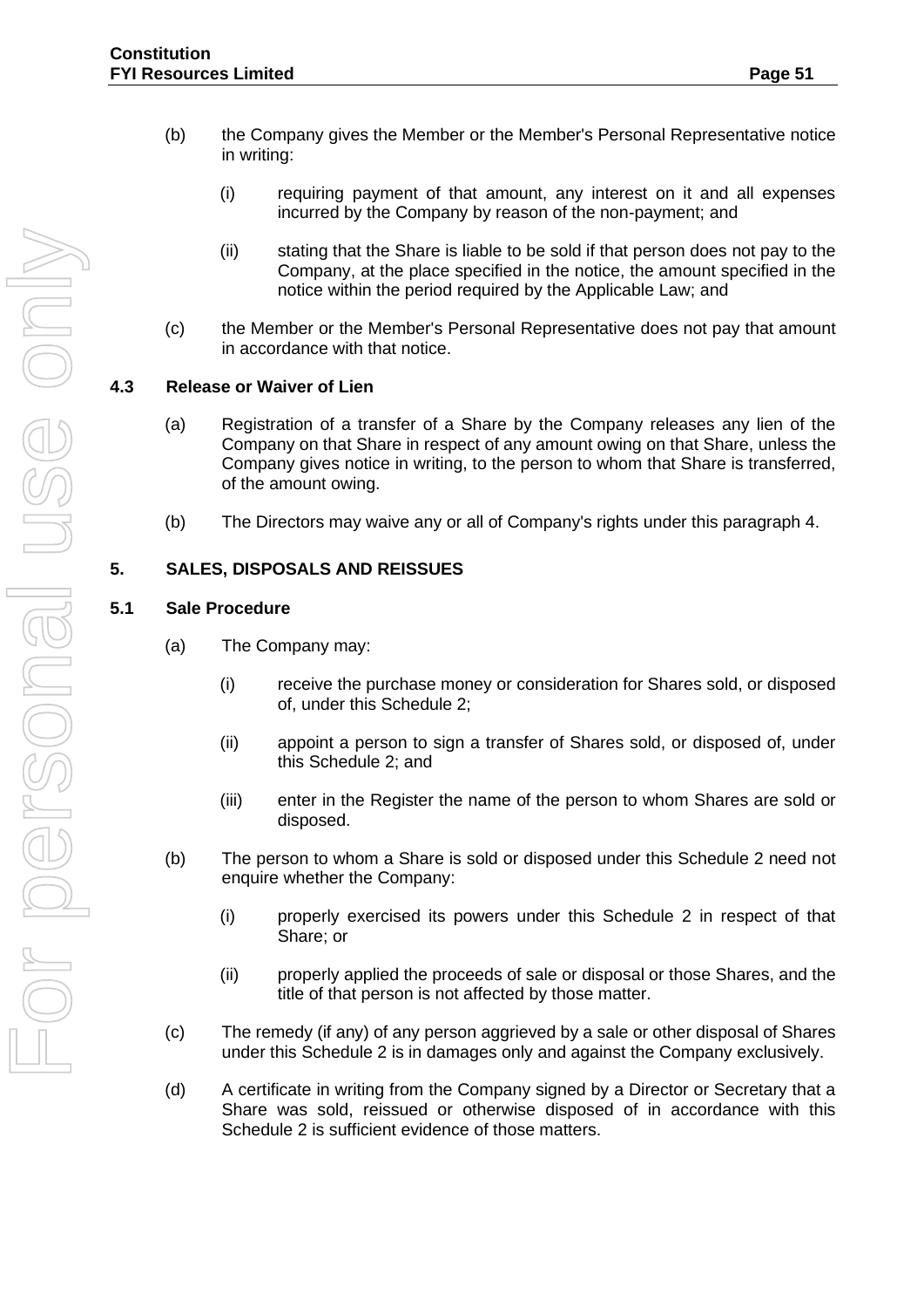(b) the Company gives the Member or the Member's Personal Representative notice in writing:

(i) requiring payment of that amount, any interest on it and all expenses incurred by the Company by reason of the non-payment; and

(ii) stating that the Share is liable to be sold if that person does not pay to the Company, at the place specified in the notice, the amount specified in the notice within the period required by the Applicable Law; and

(c) the Member or the Member's Personal Representative does not pay that amount in accordance with that notice.

### 4.3 Release or Waiver of Lien

(a) Registration of a transfer of a Share by the Company releases any lien of the Company on that Share in respect of any amount owing on that Share, unless the Company gives notice in writing, to the person to whom that Share is transferred, of the amount owing.

(b) The Directors may waive any or all of Company's rights under this paragraph 4.

## 5. SALES, DISPOSALS AND REISSUES

### 5.1 Sale Procedure

(a) The Company may:

(i) receive the purchase money or consideration for Shares sold, or disposed of, under this Schedule 2;

(ii) appoint a person to sign a transfer of Shares sold, or disposed of, under this Schedule 2; and

(iii) enter in the Register the name of the person to whom Shares are sold or disposed.

(b) The person to whom a Share is sold or disposed under this Schedule 2 need not enquire whether the Company:

(i) properly exercised its powers under this Schedule 2 in respect of that Share; or

(ii) properly applied the proceeds of sale or disposal or those Shares, and the title of that person is not affected by those matter.

(c) The remedy (if any) of any person aggrieved by a sale or other disposal of Shares under this Schedule 2 is in damages only and against the Company exclusively.

(d) A certificate in writing from the Company signed by a Director or Secretary that a Share was sold, reissued or otherwise disposed of in accordance with this Schedule 2 is sufficient evidence of those matters.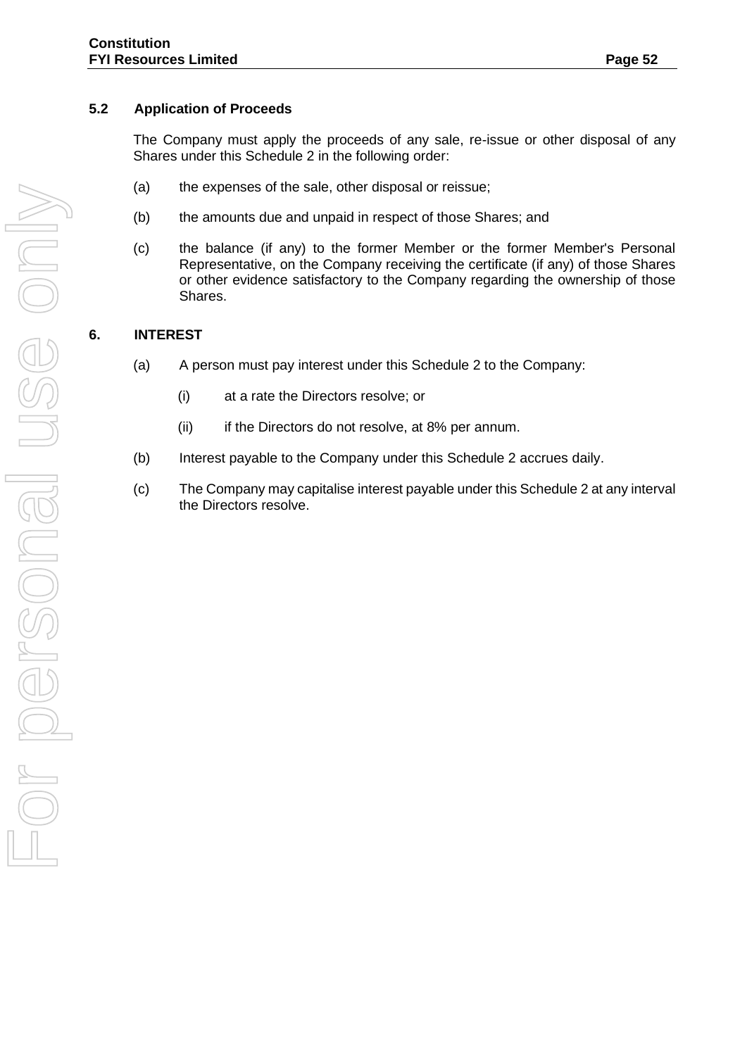### 5.2 Application of Proceeds

The Company must apply the proceeds of any sale, re-issue or other disposal of any Shares under this Schedule 2 in the following order:

(a) the expenses of the sale, other disposal or reissue;

(b) the amounts due and unpaid in respect of those Shares; and

(c) the balance (if any) to the former Member or the former Member's Personal Representative, on the Company receiving the certificate (if any) of those Shares or other evidence satisfactory to the Company regarding the ownership of those Shares.

## 6. INTEREST

(a) A person must pay interest under this Schedule 2 to the Company:

  (i) at a rate the Directors resolve; or

  (ii) if the Directors do not resolve, at 8% per annum.

(b) Interest payable to the Company under this Schedule 2 accrues daily.

(c) The Company may capitalise interest payable under this Schedule 2 at any interval the Directors resolve.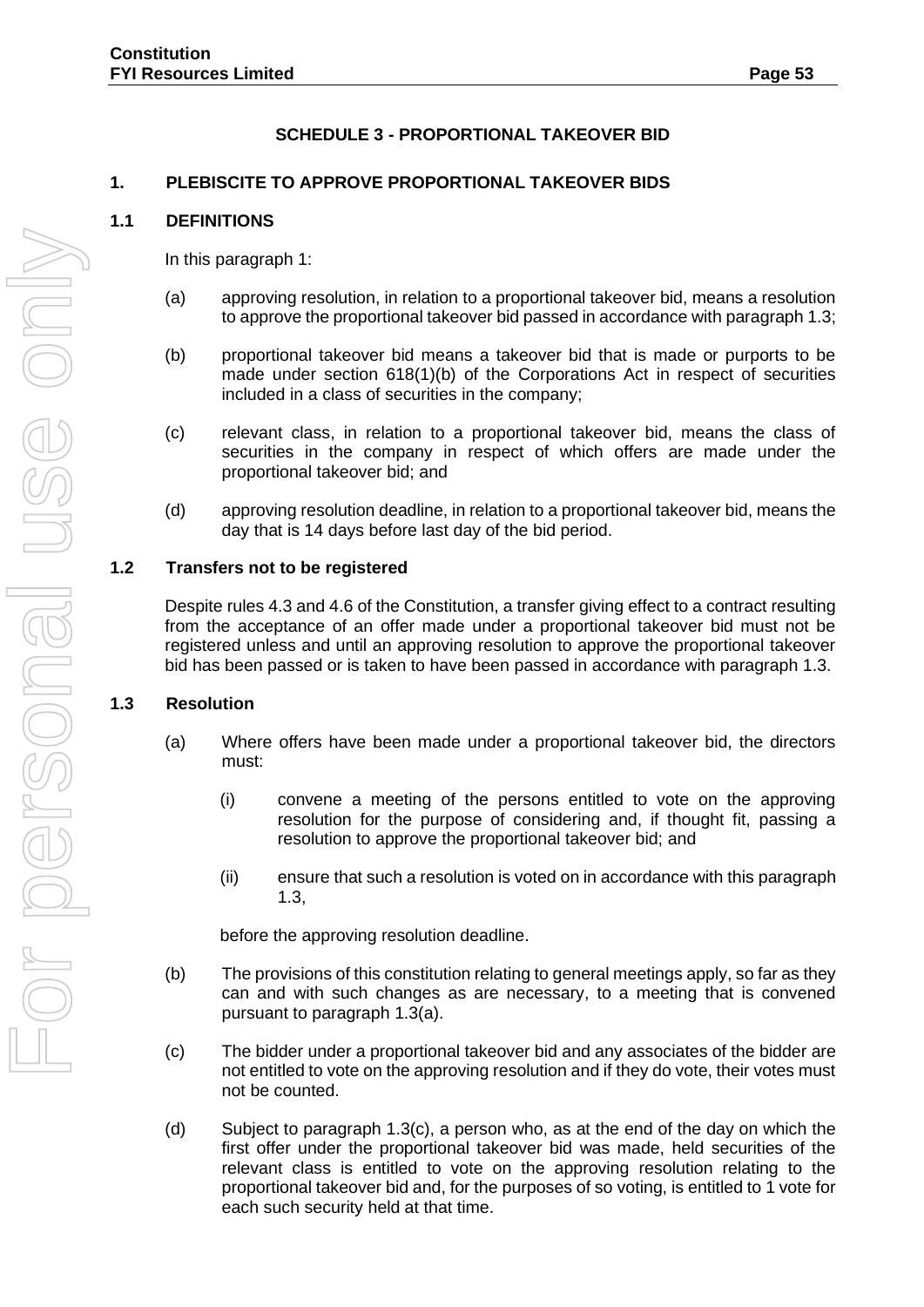# SCHEDULE 3 - PROPORTIONAL TAKEOVER BID

## 1. PLEBISCITE TO APPROVE PROPORTIONAL TAKEOVER BIDS

### 1.1 DEFINITIONS

In this paragraph 1:

(a) approving resolution, in relation to a proportional takeover bid, means a resolution to approve the proportional takeover bid passed in accordance with paragraph 1.3;

(b) proportional takeover bid means a takeover bid that is made or purports to be made under section 618(1)(b) of the Corporations Act in respect of securities included in a class of securities in the company;

(c) relevant class, in relation to a proportional takeover bid, means the class of securities in the company in respect of which offers are made under the proportional takeover bid; and

(d) approving resolution deadline, in relation to a proportional takeover bid, means the day that is 14 days before last day of the bid period.

### 1.2 Transfers not to be registered

Despite rules 4.3 and 4.6 of the Constitution, a transfer giving effect to a contract resulting from the acceptance of an offer made under a proportional takeover bid must not be registered unless and until an approving resolution to approve the proportional takeover bid has been passed or is taken to have been passed in accordance with paragraph 1.3.

### 1.3 Resolution

(a) Where offers have been made under a proportional takeover bid, the directors must:

   (i) convene a meeting of the persons entitled to vote on the approving resolution for the purpose of considering and, if thought fit, passing a resolution to approve the proportional takeover bid; and

   (ii) ensure that such a resolution is voted on in accordance with this paragraph 1.3,

   before the approving resolution deadline.

(b) The provisions of this constitution relating to general meetings apply, so far as they can and with such changes as are necessary, to a meeting that is convened pursuant to paragraph 1.3(a).

(c) The bidder under a proportional takeover bid and any associates of the bidder are not entitled to vote on the approving resolution and if they do vote, their votes must not be counted.

(d) Subject to paragraph 1.3(c), a person who, as at the end of the day on which the first offer under the proportional takeover bid was made, held securities of the relevant class is entitled to vote on the approving resolution relating to the proportional takeover bid and, for the purposes of so voting, is entitled to 1 vote for each such security held at that time.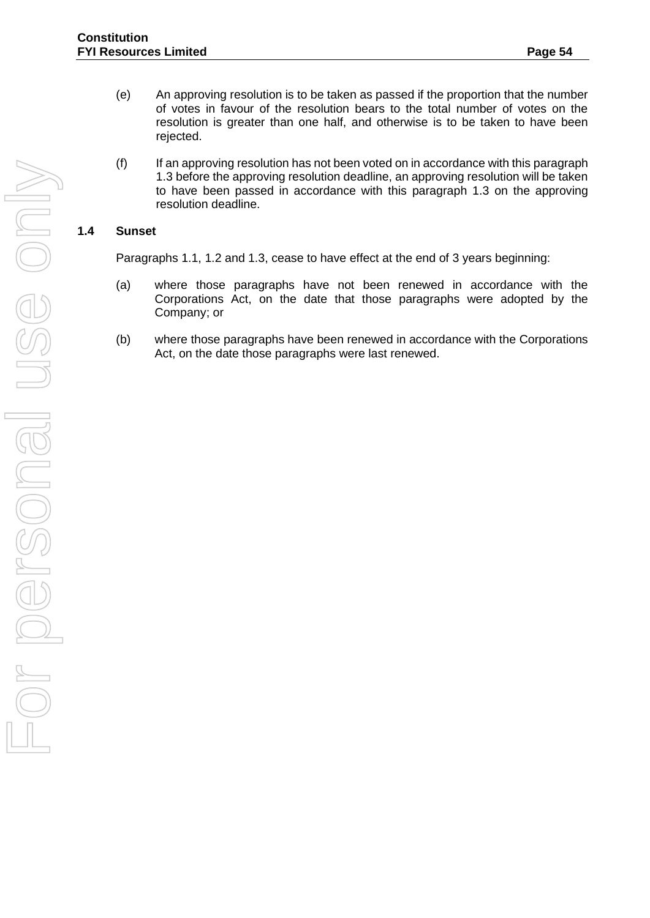(e) An approving resolution is to be taken as passed if the proportion that the number of votes in favour of the resolution bears to the total number of votes on the resolution is greater than one half, and otherwise is to be taken to have been rejected.

(f) If an approving resolution has not been voted on in accordance with this paragraph 1.3 before the approving resolution deadline, an approving resolution will be taken to have been passed in accordance with this paragraph 1.3 on the approving resolution deadline.

### 1.4 Sunset

Paragraphs 1.1, 1.2 and 1.3, cease to have effect at the end of 3 years beginning:

(a) where those paragraphs have not been renewed in accordance with the Corporations Act, on the date that those paragraphs were adopted by the Company; or

(b) where those paragraphs have been renewed in accordance with the Corporations Act, on the date those paragraphs were last renewed.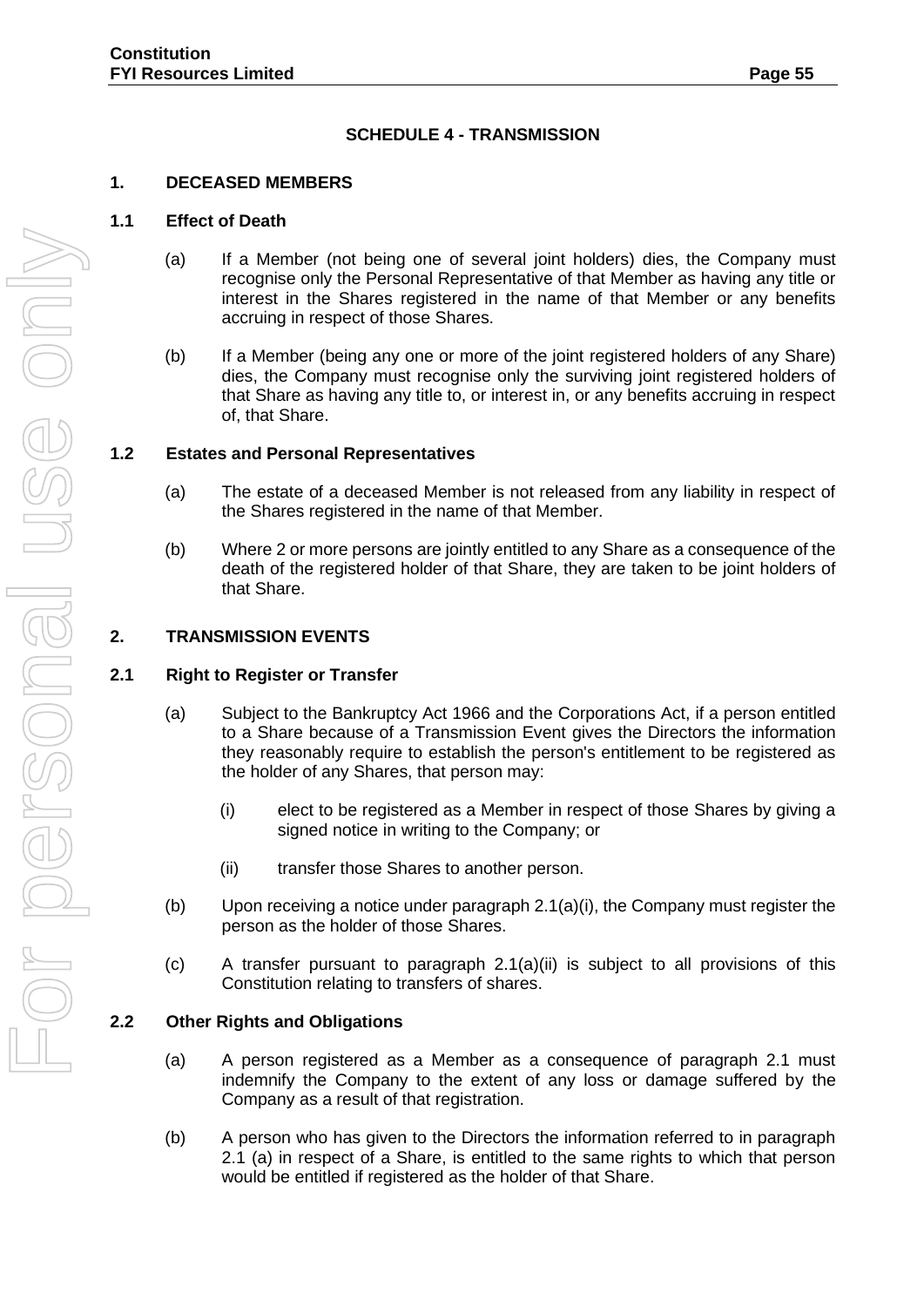# SCHEDULE 4 - TRANSMISSION

## 1. DECEASED MEMBERS

### 1.1 Effect of Death

(a) If a Member (not being one of several joint holders) dies, the Company must recognise only the Personal Representative of that Member as having any title or interest in the Shares registered in the name of that Member or any benefits accruing in respect of those Shares.

(b) If a Member (being any one or more of the joint registered holders of any Share) dies, the Company must recognise only the surviving joint registered holders of that Share as having any title to, or interest in, or any benefits accruing in respect of, that Share.

### 1.2 Estates and Personal Representatives

(a) The estate of a deceased Member is not released from any liability in respect of the Shares registered in the name of that Member.

(b) Where 2 or more persons are jointly entitled to any Share as a consequence of the death of the registered holder of that Share, they are taken to be joint holders of that Share.

## 2. TRANSMISSION EVENTS

### 2.1 Right to Register or Transfer

(a) Subject to the Bankruptcy Act 1966 and the Corporations Act, if a person entitled to a Share because of a Transmission Event gives the Directors the information they reasonably require to establish the person's entitlement to be registered as the holder of any Shares, that person may:

(i) elect to be registered as a Member in respect of those Shares by giving a signed notice in writing to the Company; or

(ii) transfer those Shares to another person.

(b) Upon receiving a notice under paragraph 2.1(a)(i), the Company must register the person as the holder of those Shares.

(c) A transfer pursuant to paragraph 2.1(a)(ii) is subject to all provisions of this Constitution relating to transfers of shares.

### 2.2 Other Rights and Obligations

(a) A person registered as a Member as a consequence of paragraph 2.1 must indemnify the Company to the extent of any loss or damage suffered by the Company as a result of that registration.

(b) A person who has given to the Directors the information referred to in paragraph 2.1 (a) in respect of a Share, is entitled to the same rights to which that person would be entitled if registered as the holder of that Share.